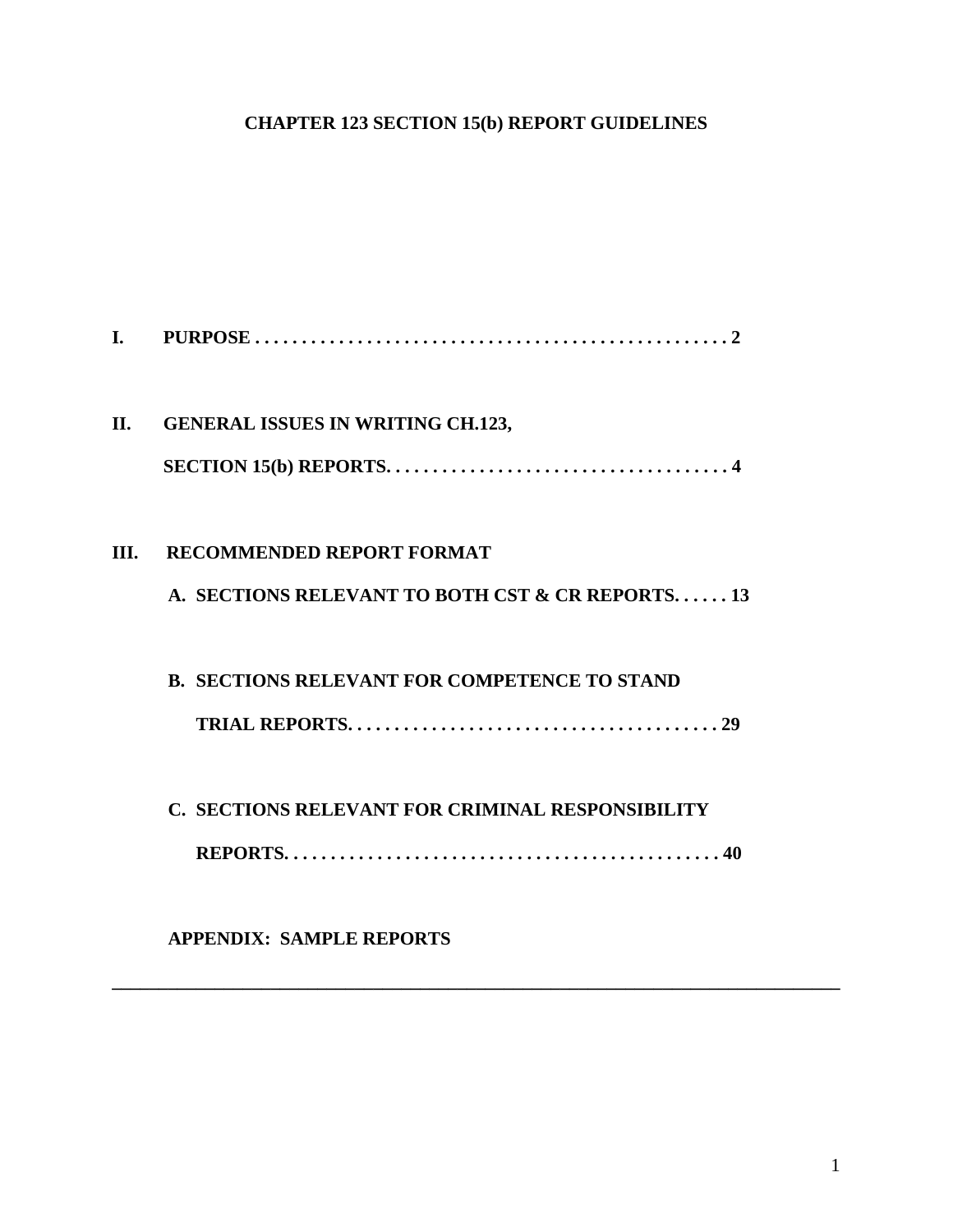# CHAPTER 123 SECTION 15(b) REPORT GUIDELINES

**I. PURPOSE . . . . . . . . . . . . . . . . . . . . . . . . . . . . . . . . . . . . . . . . . . . . . . . . . . . 2**

**II. GENERAL ISSUES IN WRITING CH.123, SECTION 15(b) REPORTS. . . . . . . . . . . . . . . . . . . . . . . . . . . . . . . . . . . . . 4**

**III. RECOMMENDED REPORT FORMAT**

**A. SECTIONS RELEVANT TO BOTH CST & CR REPORTS. . . . . . 13**

**B. SECTIONS RELEVANT FOR COMPETENCE TO STAND TRIAL REPORTS. . . . . . . . . . . . . . . . . . . . . . . . . . . . . . . . . . . . . . . . 29**

**C. SECTIONS RELEVANT FOR CRIMINAL RESPONSIBILITY REPORTS. . . . . . . . . . . . . . . . . . . . . . . . . . . . . . . . . . . . . . . . . . . . . . . 40**

**APPENDIX: SAMPLE REPORTS**

---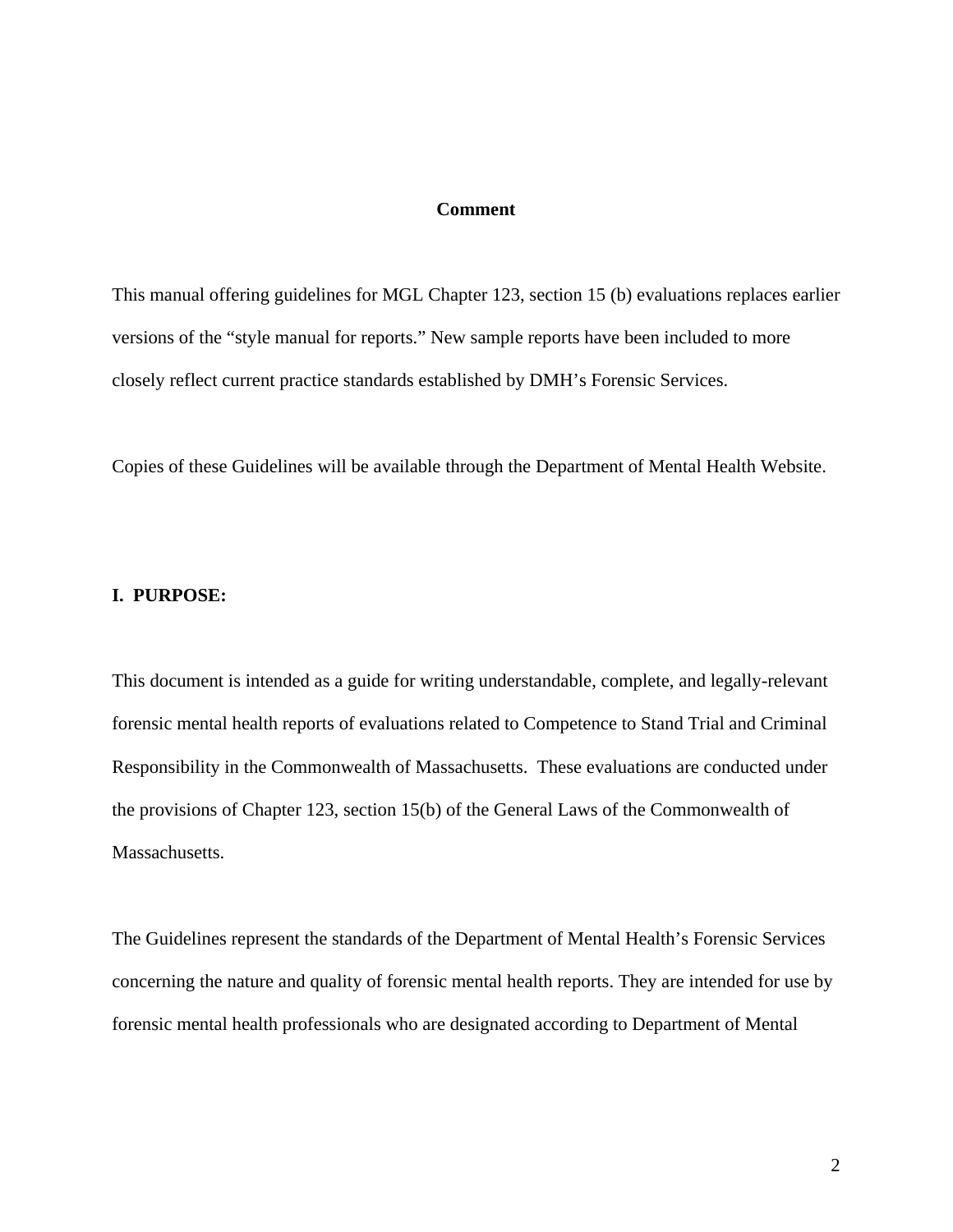**Comment**

This manual offering guidelines for MGL Chapter 123, section 15 (b) evaluations replaces earlier versions of the "style manual for reports." New sample reports have been included to more closely reflect current practice standards established by DMH's Forensic Services.

Copies of these Guidelines will be available through the Department of Mental Health Website.

## I. PURPOSE:

This document is intended as a guide for writing understandable, complete, and legally-relevant forensic mental health reports of evaluations related to Competence to Stand Trial and Criminal Responsibility in the Commonwealth of Massachusetts. These evaluations are conducted under the provisions of Chapter 123, section 15(b) of the General Laws of the Commonwealth of Massachusetts.

The Guidelines represent the standards of the Department of Mental Health's Forensic Services concerning the nature and quality of forensic mental health reports. They are intended for use by forensic mental health professionals who are designated according to Department of Mental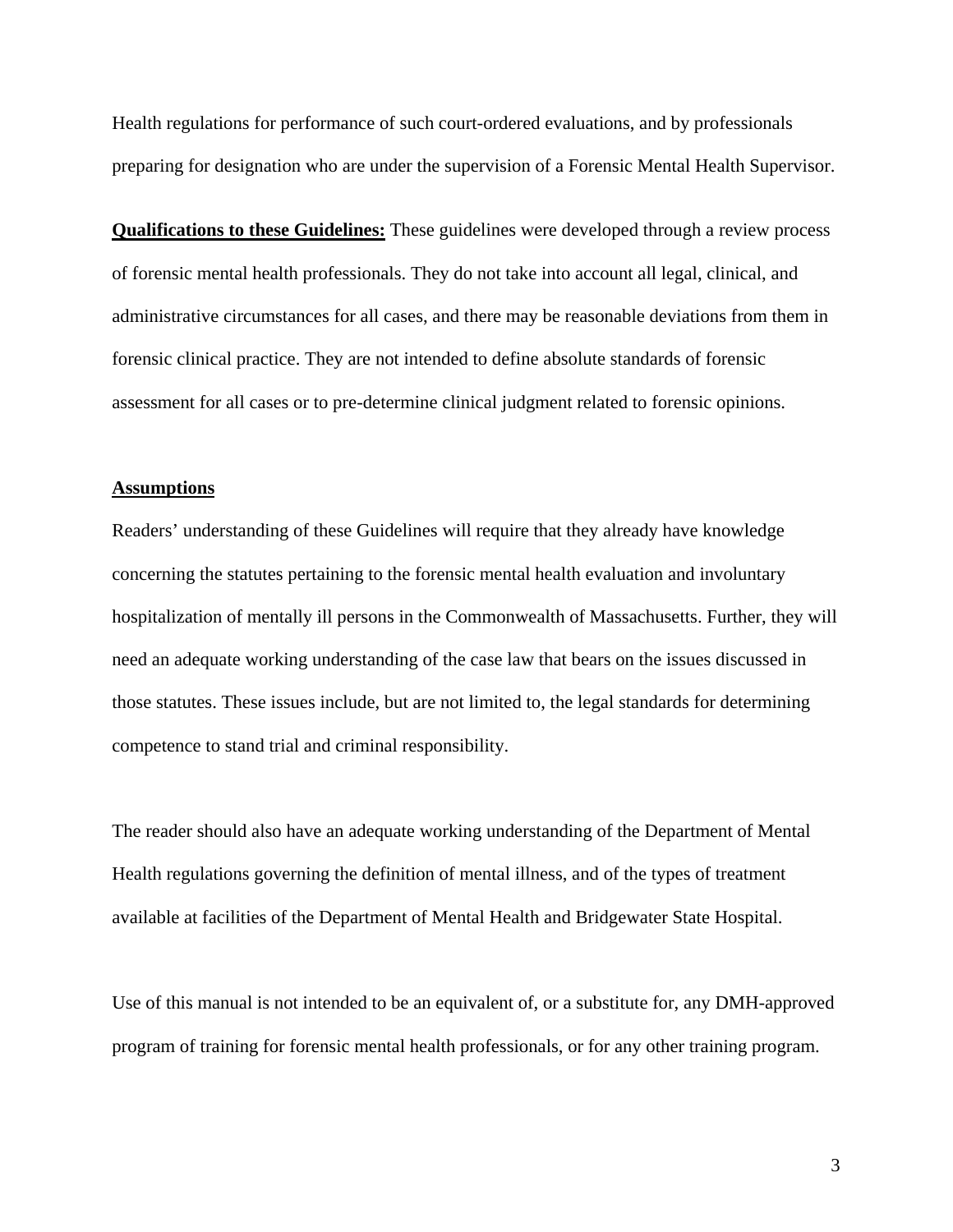Health regulations for performance of such court-ordered evaluations, and by professionals preparing for designation who are under the supervision of a Forensic Mental Health Supervisor.

**Qualifications to these Guidelines:** These guidelines were developed through a review process of forensic mental health professionals. They do not take into account all legal, clinical, and administrative circumstances for all cases, and there may be reasonable deviations from them in forensic clinical practice. They are not intended to define absolute standards of forensic assessment for all cases or to pre-determine clinical judgment related to forensic opinions.

**Assumptions**

Readers' understanding of these Guidelines will require that they already have knowledge concerning the statutes pertaining to the forensic mental health evaluation and involuntary hospitalization of mentally ill persons in the Commonwealth of Massachusetts. Further, they will need an adequate working understanding of the case law that bears on the issues discussed in those statutes. These issues include, but are not limited to, the legal standards for determining competence to stand trial and criminal responsibility.

The reader should also have an adequate working understanding of the Department of Mental Health regulations governing the definition of mental illness, and of the types of treatment available at facilities of the Department of Mental Health and Bridgewater State Hospital.

Use of this manual is not intended to be an equivalent of, or a substitute for, any DMH-approved program of training for forensic mental health professionals, or for any other training program.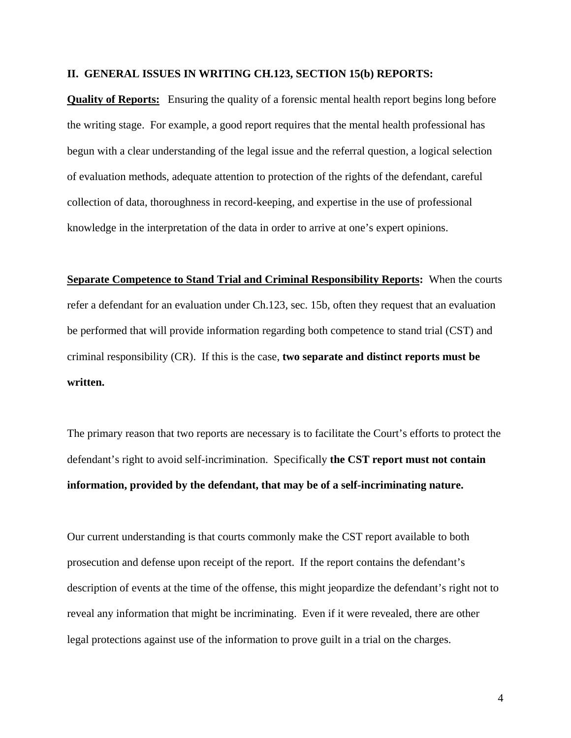## II. GENERAL ISSUES IN WRITING CH.123, SECTION 15(b) REPORTS:

**Quality of Reports:** Ensuring the quality of a forensic mental health report begins long before the writing stage. For example, a good report requires that the mental health professional has begun with a clear understanding of the legal issue and the referral question, a logical selection of evaluation methods, adequate attention to protection of the rights of the defendant, careful collection of data, thoroughness in record-keeping, and expertise in the use of professional knowledge in the interpretation of the data in order to arrive at one's expert opinions.

**Separate Competence to Stand Trial and Criminal Responsibility Reports:** When the courts refer a defendant for an evaluation under Ch.123, sec. 15b, often they request that an evaluation be performed that will provide information regarding both competence to stand trial (CST) and criminal responsibility (CR). If this is the case, **two separate and distinct reports must be written.**

The primary reason that two reports are necessary is to facilitate the Court's efforts to protect the defendant's right to avoid self-incrimination. Specifically **the CST report must not contain information, provided by the defendant, that may be of a self-incriminating nature.**

Our current understanding is that courts commonly make the CST report available to both prosecution and defense upon receipt of the report. If the report contains the defendant's description of events at the time of the offense, this might jeopardize the defendant's right not to reveal any information that might be incriminating. Even if it were revealed, there are other legal protections against use of the information to prove guilt in a trial on the charges.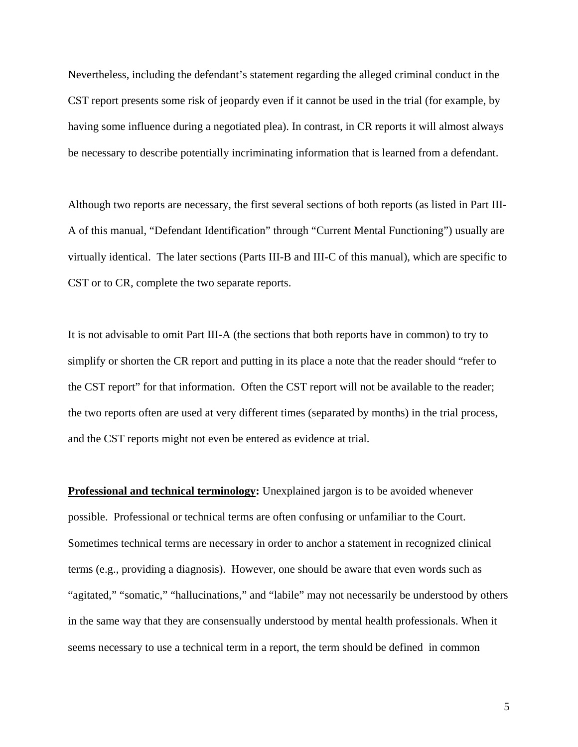Nevertheless, including the defendant's statement regarding the alleged criminal conduct in the CST report presents some risk of jeopardy even if it cannot be used in the trial (for example, by having some influence during a negotiated plea). In contrast, in CR reports it will almost always be necessary to describe potentially incriminating information that is learned from a defendant.

Although two reports are necessary, the first several sections of both reports (as listed in Part III-A of this manual, "Defendant Identification" through "Current Mental Functioning") usually are virtually identical. The later sections (Parts III-B and III-C of this manual), which are specific to CST or to CR, complete the two separate reports.

It is not advisable to omit Part III-A (the sections that both reports have in common) to try to simplify or shorten the CR report and putting in its place a note that the reader should "refer to the CST report" for that information. Often the CST report will not be available to the reader; the two reports often are used at very different times (separated by months) in the trial process, and the CST reports might not even be entered as evidence at trial.

**Professional and technical terminology:** Unexplained jargon is to be avoided whenever possible. Professional or technical terms are often confusing or unfamiliar to the Court. Sometimes technical terms are necessary in order to anchor a statement in recognized clinical terms (e.g., providing a diagnosis). However, one should be aware that even words such as "agitated," "somatic," "hallucinations," and "labile" may not necessarily be understood by others in the same way that they are consensually understood by mental health professionals. When it seems necessary to use a technical term in a report, the term should be defined in common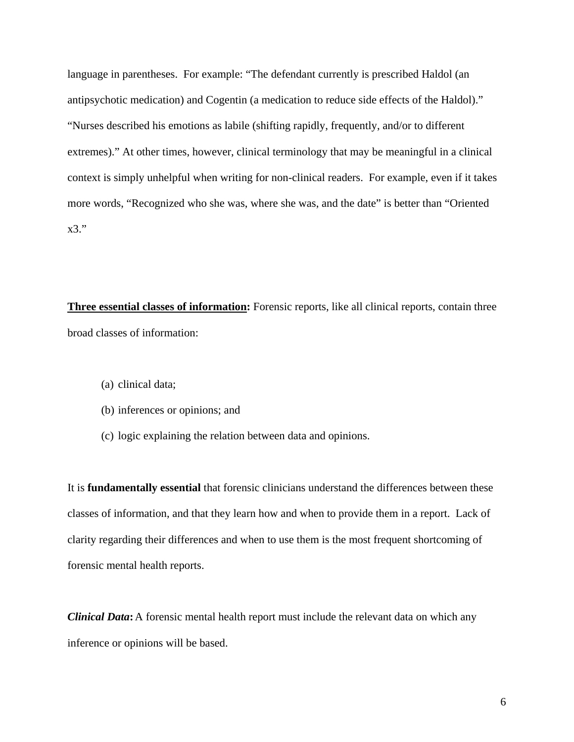language in parentheses. For example: "The defendant currently is prescribed Haldol (an antipsychotic medication) and Cogentin (a medication to reduce side effects of the Haldol)." "Nurses described his emotions as labile (shifting rapidly, frequently, and/or to different extremes)." At other times, however, clinical terminology that may be meaningful in a clinical context is simply unhelpful when writing for non-clinical readers. For example, even if it takes more words, "Recognized who she was, where she was, and the date" is better than "Oriented x3."

**<u>Three essential classes of information</u>:** Forensic reports, like all clinical reports, contain three broad classes of information:

(a) clinical data;

(b) inferences or opinions; and

(c) logic explaining the relation between data and opinions.

It is **fundamentally essential** that forensic clinicians understand the differences between these classes of information, and that they learn how and when to provide them in a report. Lack of clarity regarding their differences and when to use them is the most frequent shortcoming of forensic mental health reports.

***Clinical Data*****:** A forensic mental health report must include the relevant data on which any inference or opinions will be based.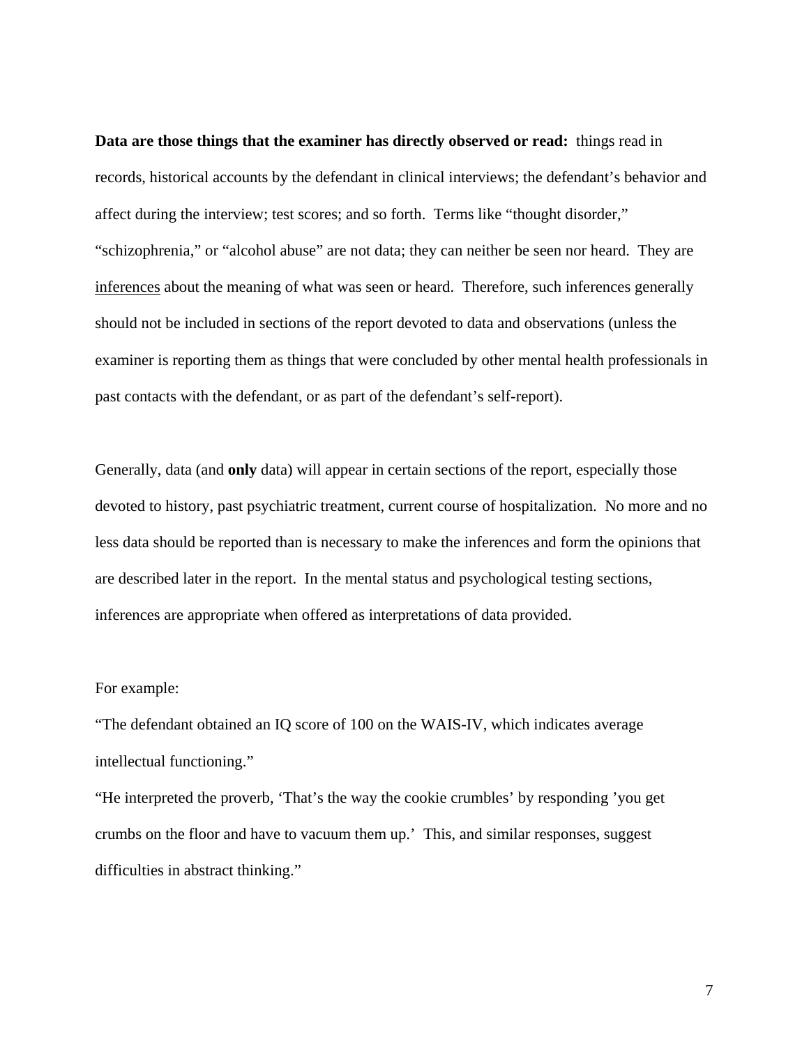**Data are those things that the examiner has directly observed or read:** things read in records, historical accounts by the defendant in clinical interviews; the defendant's behavior and affect during the interview; test scores; and so forth. Terms like "thought disorder," "schizophrenia," or "alcohol abuse" are not data; they can neither be seen nor heard. They are inferences about the meaning of what was seen or heard. Therefore, such inferences generally should not be included in sections of the report devoted to data and observations (unless the examiner is reporting them as things that were concluded by other mental health professionals in past contacts with the defendant, or as part of the defendant's self-report).

Generally, data (and **only** data) will appear in certain sections of the report, especially those devoted to history, past psychiatric treatment, current course of hospitalization. No more and no less data should be reported than is necessary to make the inferences and form the opinions that are described later in the report. In the mental status and psychological testing sections, inferences are appropriate when offered as interpretations of data provided.

For example:

"The defendant obtained an IQ score of 100 on the WAIS-IV, which indicates average intellectual functioning."

"He interpreted the proverb, 'That's the way the cookie crumbles' by responding 'you get crumbs on the floor and have to vacuum them up.' This, and similar responses, suggest difficulties in abstract thinking."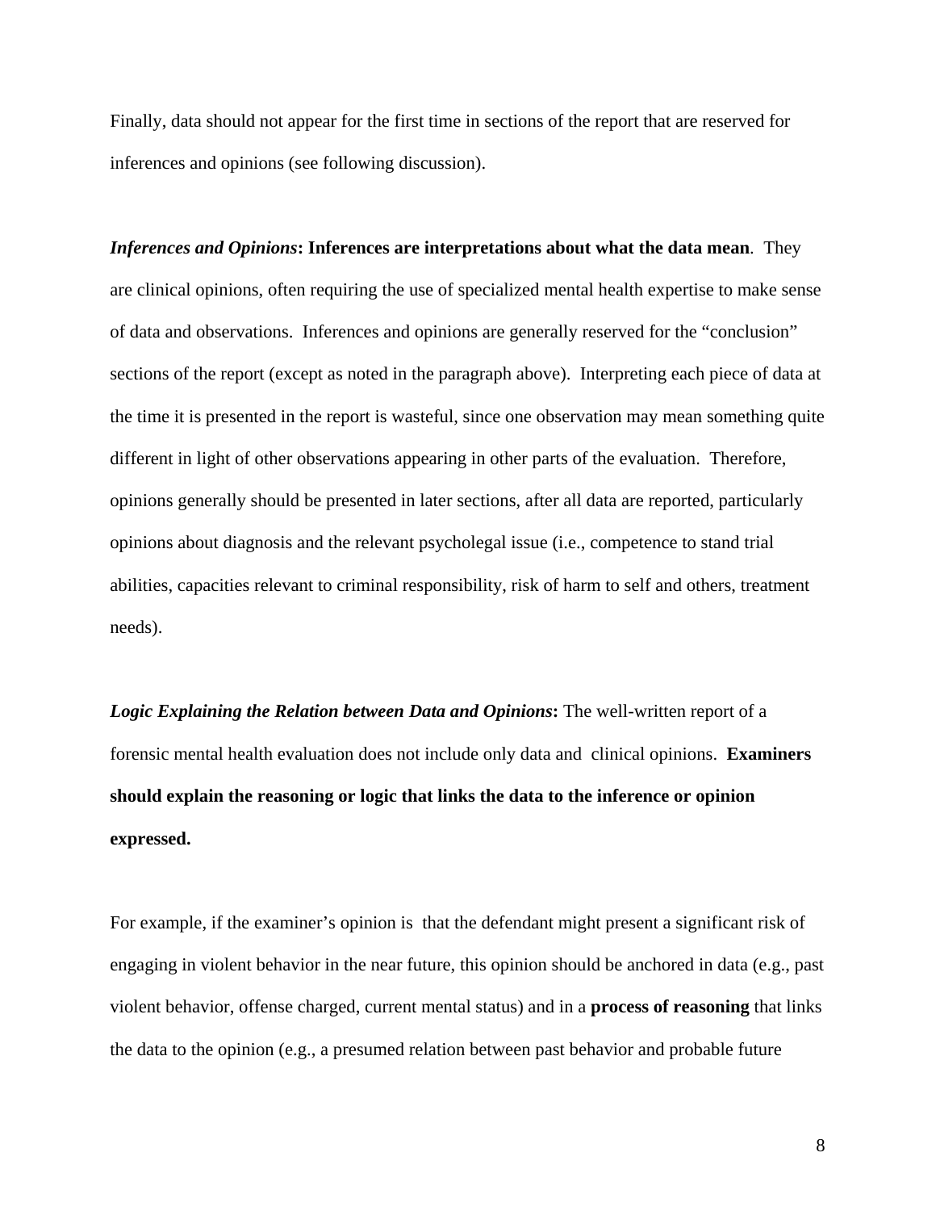Finally, data should not appear for the first time in sections of the report that are reserved for inferences and opinions (see following discussion).

***Inferences and Opinions*****: Inferences are interpretations about what the data mean**. They are clinical opinions, often requiring the use of specialized mental health expertise to make sense of data and observations. Inferences and opinions are generally reserved for the "conclusion" sections of the report (except as noted in the paragraph above). Interpreting each piece of data at the time it is presented in the report is wasteful, since one observation may mean something quite different in light of other observations appearing in other parts of the evaluation. Therefore, opinions generally should be presented in later sections, after all data are reported, particularly opinions about diagnosis and the relevant psycholegal issue (i.e., competence to stand trial abilities, capacities relevant to criminal responsibility, risk of harm to self and others, treatment needs).

***Logic Explaining the Relation between Data and Opinions*****:** The well-written report of a forensic mental health evaluation does not include only data and clinical opinions. **Examiners should explain the reasoning or logic that links the data to the inference or opinion expressed.**

For example, if the examiner's opinion is that the defendant might present a significant risk of engaging in violent behavior in the near future, this opinion should be anchored in data (e.g., past violent behavior, offense charged, current mental status) and in a **process of reasoning** that links the data to the opinion (e.g., a presumed relation between past behavior and probable future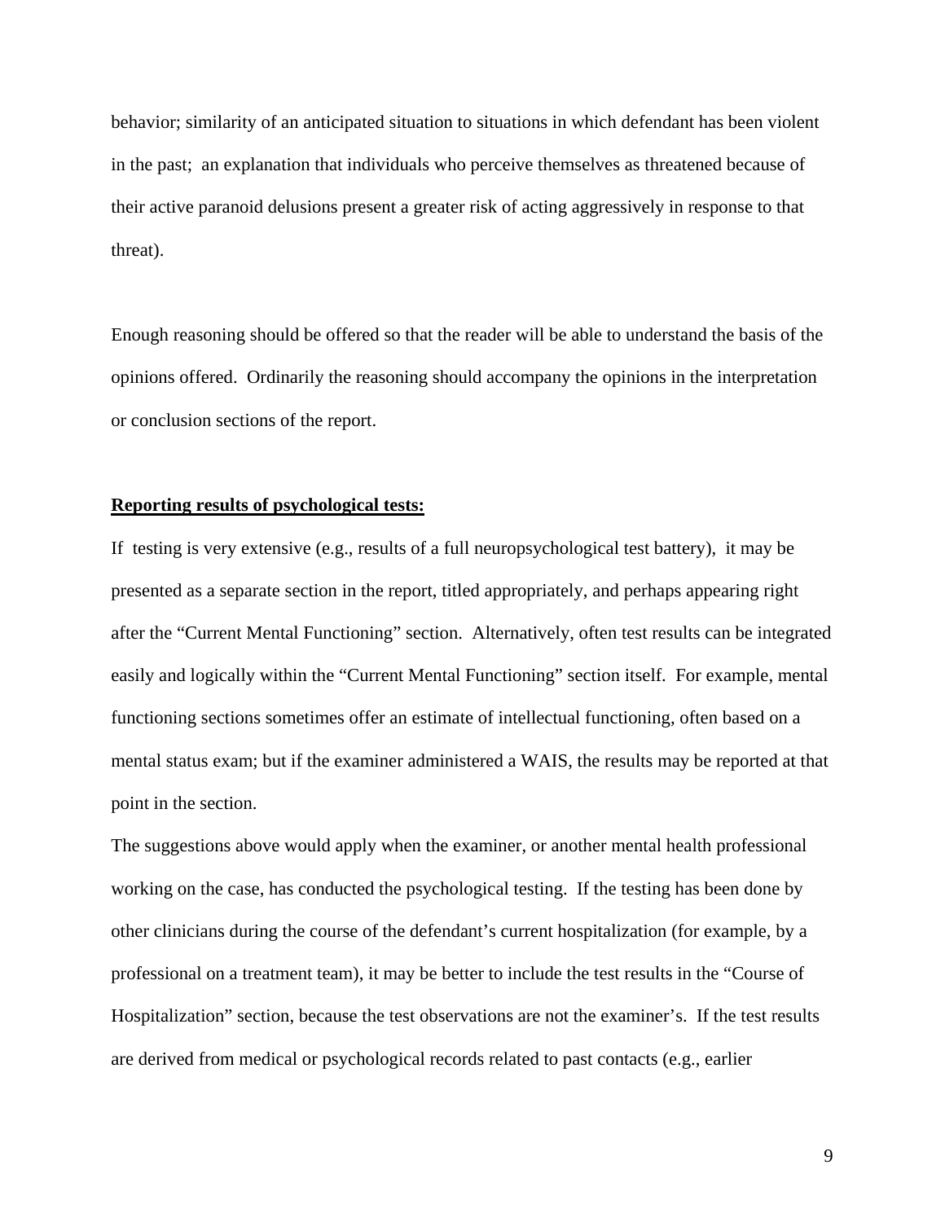behavior; similarity of an anticipated situation to situations in which defendant has been violent in the past; an explanation that individuals who perceive themselves as threatened because of their active paranoid delusions present a greater risk of acting aggressively in response to that threat).

Enough reasoning should be offered so that the reader will be able to understand the basis of the opinions offered. Ordinarily the reasoning should accompany the opinions in the interpretation or conclusion sections of the report.

**Reporting results of psychological tests:**

If testing is very extensive (e.g., results of a full neuropsychological test battery), it may be presented as a separate section in the report, titled appropriately, and perhaps appearing right after the "Current Mental Functioning" section. Alternatively, often test results can be integrated easily and logically within the "Current Mental Functioning" section itself. For example, mental functioning sections sometimes offer an estimate of intellectual functioning, often based on a mental status exam; but if the examiner administered a WAIS, the results may be reported at that point in the section.

The suggestions above would apply when the examiner, or another mental health professional working on the case, has conducted the psychological testing. If the testing has been done by other clinicians during the course of the defendant's current hospitalization (for example, by a professional on a treatment team), it may be better to include the test results in the "Course of Hospitalization" section, because the test observations are not the examiner's. If the test results are derived from medical or psychological records related to past contacts (e.g., earlier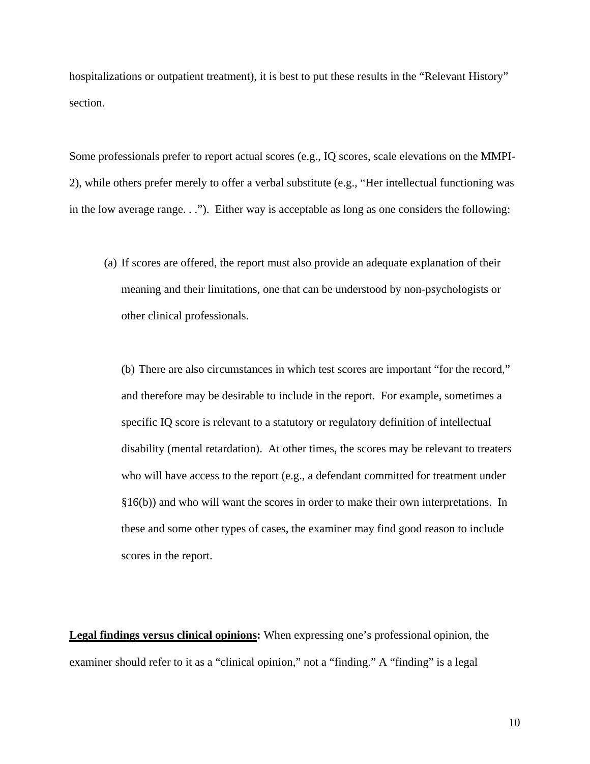hospitalizations or outpatient treatment), it is best to put these results in the "Relevant History" section.

Some professionals prefer to report actual scores (e.g., IQ scores, scale elevations on the MMPI-2), while others prefer merely to offer a verbal substitute (e.g., "Her intellectual functioning was in the low average range. . ."). Either way is acceptable as long as one considers the following:

(a) If scores are offered, the report must also provide an adequate explanation of their meaning and their limitations, one that can be understood by non-psychologists or other clinical professionals.

(b) There are also circumstances in which test scores are important "for the record," and therefore may be desirable to include in the report. For example, sometimes a specific IQ score is relevant to a statutory or regulatory definition of intellectual disability (mental retardation). At other times, the scores may be relevant to treaters who will have access to the report (e.g., a defendant committed for treatment under §16(b)) and who will want the scores in order to make their own interpretations. In these and some other types of cases, the examiner may find good reason to include scores in the report.

**Legal findings versus clinical opinions:** When expressing one's professional opinion, the examiner should refer to it as a "clinical opinion," not a "finding." A "finding" is a legal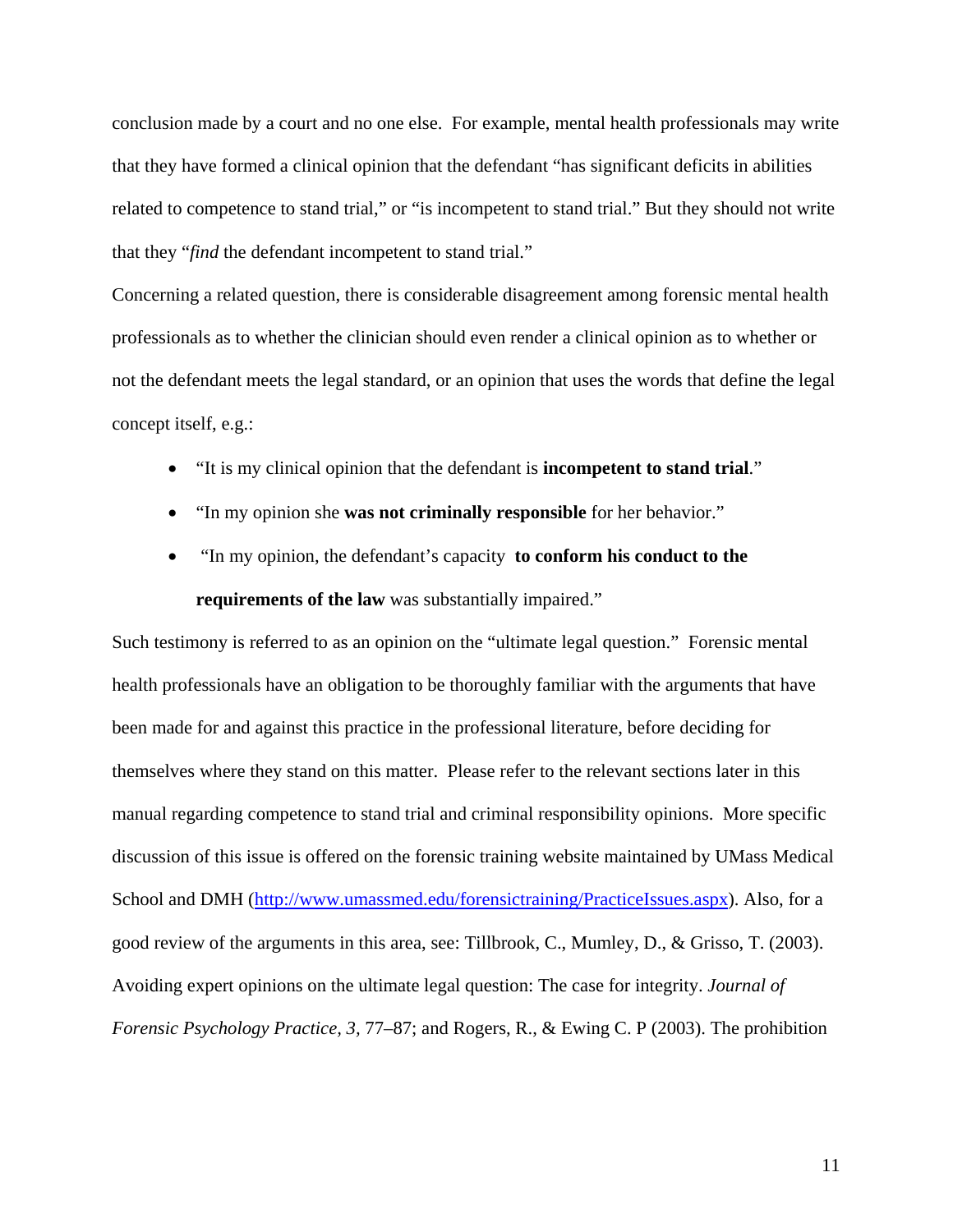conclusion made by a court and no one else. For example, mental health professionals may write that they have formed a clinical opinion that the defendant "has significant deficits in abilities related to competence to stand trial," or "is incompetent to stand trial." But they should not write that they "*find* the defendant incompetent to stand trial."

Concerning a related question, there is considerable disagreement among forensic mental health professionals as to whether the clinician should even render a clinical opinion as to whether or not the defendant meets the legal standard, or an opinion that uses the words that define the legal concept itself, e.g.:

- "It is my clinical opinion that the defendant is **incompetent to stand trial**."
- "In my opinion she **was not criminally responsible** for her behavior."
- "In my opinion, the defendant's capacity **to conform his conduct to the requirements of the law** was substantially impaired."

Such testimony is referred to as an opinion on the "ultimate legal question." Forensic mental health professionals have an obligation to be thoroughly familiar with the arguments that have been made for and against this practice in the professional literature, before deciding for themselves where they stand on this matter. Please refer to the relevant sections later in this manual regarding competence to stand trial and criminal responsibility opinions. More specific discussion of this issue is offered on the forensic training website maintained by UMass Medical School and DMH (http://www.umassmed.edu/forensictraining/PracticeIssues.aspx). Also, for a good review of the arguments in this area, see: Tillbrook, C., Mumley, D., & Grisso, T. (2003). Avoiding expert opinions on the ultimate legal question: The case for integrity. *Journal of Forensic Psychology Practice, 3*, 77–87; and Rogers, R., & Ewing C. P (2003). The prohibition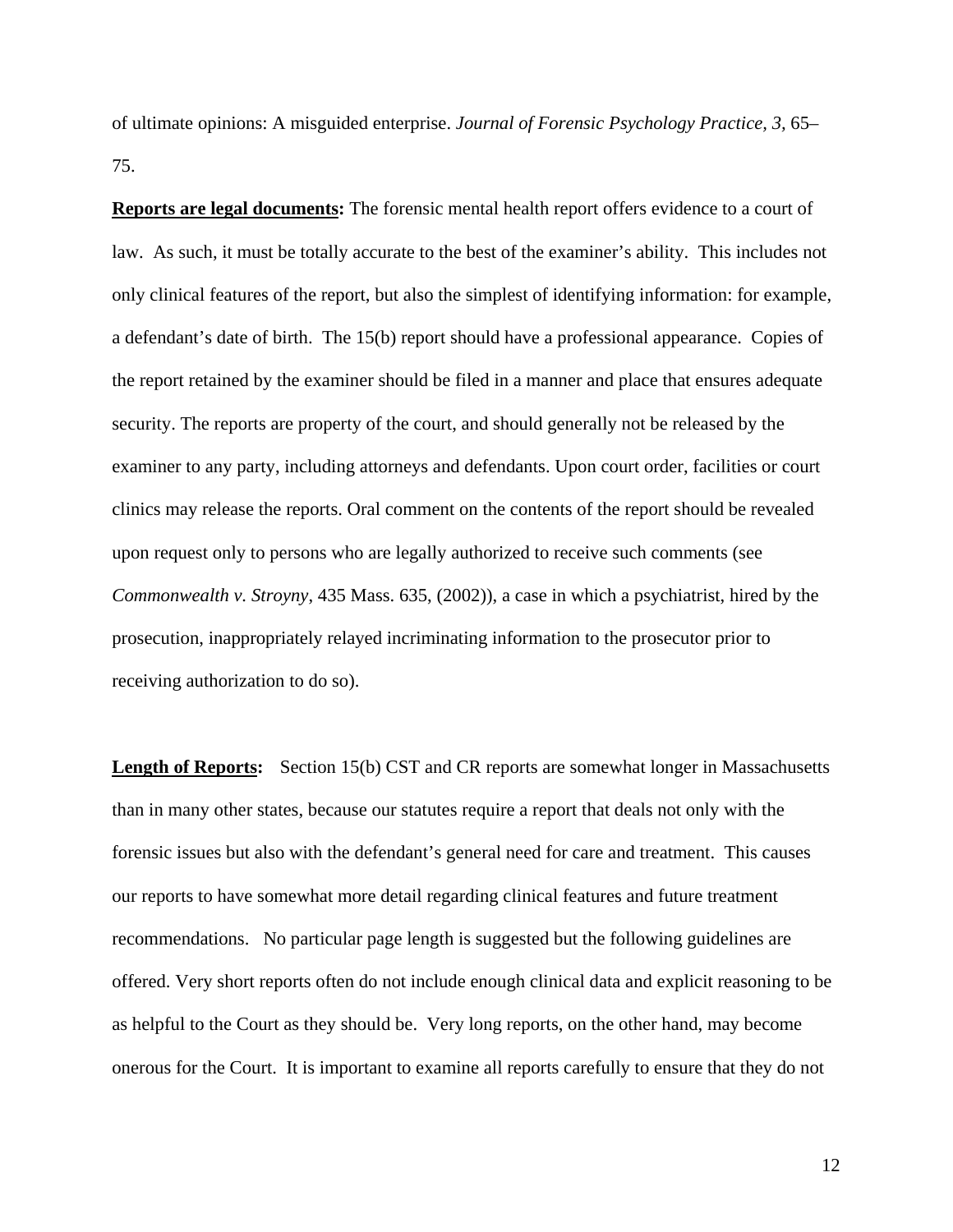of ultimate opinions: A misguided enterprise. *Journal of Forensic Psychology Practice, 3*, 65–75.

**Reports are legal documents:** The forensic mental health report offers evidence to a court of law. As such, it must be totally accurate to the best of the examiner's ability. This includes not only clinical features of the report, but also the simplest of identifying information: for example, a defendant's date of birth. The 15(b) report should have a professional appearance. Copies of the report retained by the examiner should be filed in a manner and place that ensures adequate security. The reports are property of the court, and should generally not be released by the examiner to any party, including attorneys and defendants. Upon court order, facilities or court clinics may release the reports. Oral comment on the contents of the report should be revealed upon request only to persons who are legally authorized to receive such comments (see *Commonwealth v. Stroyny*, 435 Mass. 635, (2002)), a case in which a psychiatrist, hired by the prosecution, inappropriately relayed incriminating information to the prosecutor prior to receiving authorization to do so).

**Length of Reports:** Section 15(b) CST and CR reports are somewhat longer in Massachusetts than in many other states, because our statutes require a report that deals not only with the forensic issues but also with the defendant's general need for care and treatment. This causes our reports to have somewhat more detail regarding clinical features and future treatment recommendations. No particular page length is suggested but the following guidelines are offered. Very short reports often do not include enough clinical data and explicit reasoning to be as helpful to the Court as they should be. Very long reports, on the other hand, may become onerous for the Court. It is important to examine all reports carefully to ensure that they do not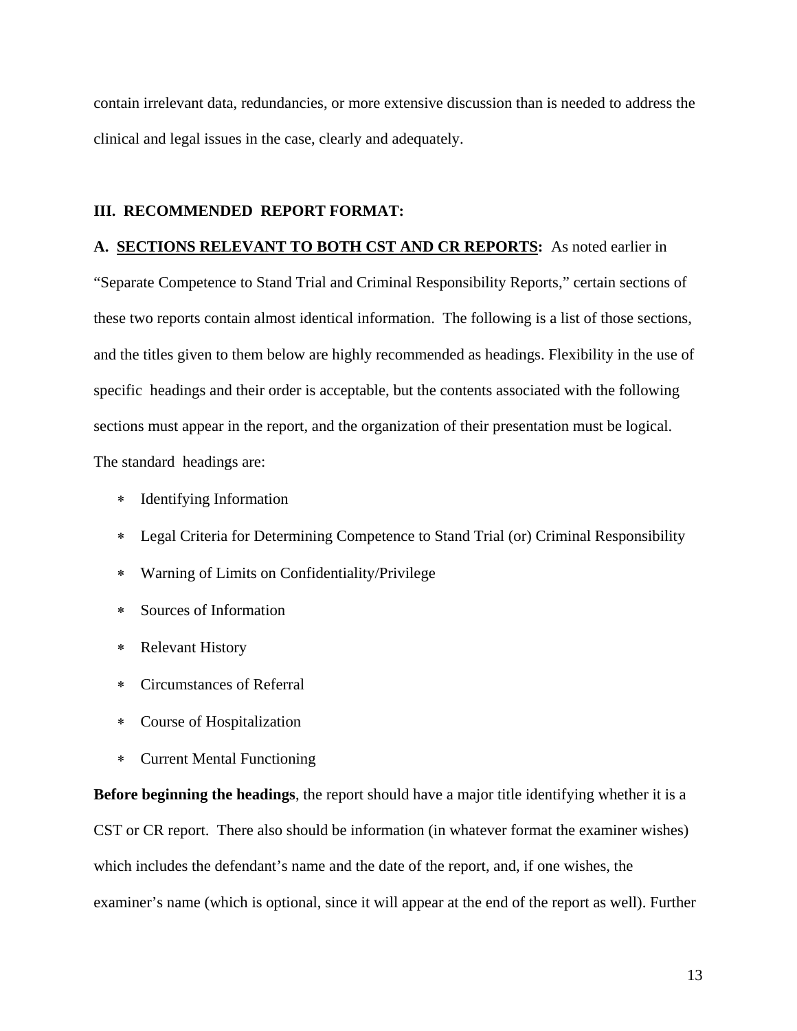contain irrelevant data, redundancies, or more extensive discussion than is needed to address the clinical and legal issues in the case, clearly and adequately.

## III. RECOMMENDED REPORT FORMAT:

**A. <u>SECTIONS RELEVANT TO BOTH CST AND CR REPORTS</u>:** As noted earlier in "Separate Competence to Stand Trial and Criminal Responsibility Reports," certain sections of these two reports contain almost identical information. The following is a list of those sections, and the titles given to them below are highly recommended as headings. Flexibility in the use of specific headings and their order is acceptable, but the contents associated with the following sections must appear in the report, and the organization of their presentation must be logical. The standard headings are:

- Identifying Information
- Legal Criteria for Determining Competence to Stand Trial (or) Criminal Responsibility
- Warning of Limits on Confidentiality/Privilege
- Sources of Information
- Relevant History
- Circumstances of Referral
- Course of Hospitalization
- Current Mental Functioning

**Before beginning the headings**, the report should have a major title identifying whether it is a CST or CR report. There also should be information (in whatever format the examiner wishes) which includes the defendant's name and the date of the report, and, if one wishes, the examiner's name (which is optional, since it will appear at the end of the report as well). Further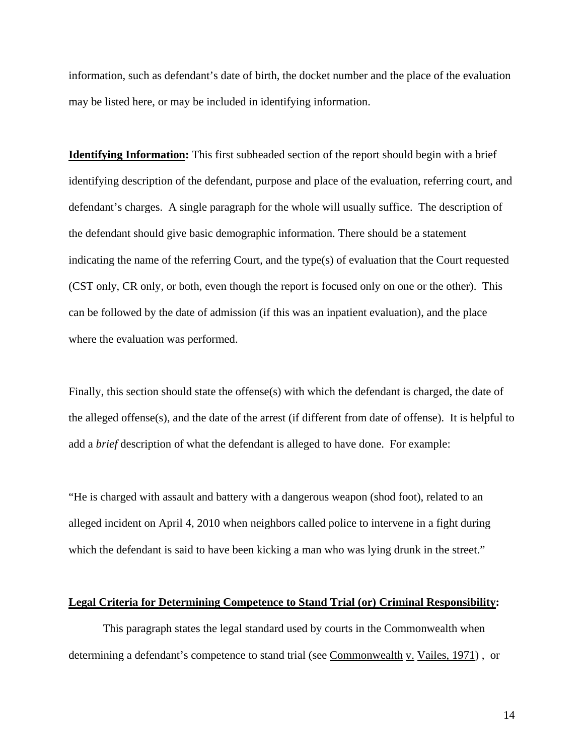information, such as defendant's date of birth, the docket number and the place of the evaluation may be listed here, or may be included in identifying information.

**<u>Identifying Information</u>:** This first subheaded section of the report should begin with a brief identifying description of the defendant, purpose and place of the evaluation, referring court, and defendant's charges. A single paragraph for the whole will usually suffice. The description of the defendant should give basic demographic information. There should be a statement indicating the name of the referring Court, and the type(s) of evaluation that the Court requested (CST only, CR only, or both, even though the report is focused only on one or the other). This can be followed by the date of admission (if this was an inpatient evaluation), and the place where the evaluation was performed.

Finally, this section should state the offense(s) with which the defendant is charged, the date of the alleged offense(s), and the date of the arrest (if different from date of offense). It is helpful to add a *brief* description of what the defendant is alleged to have done. For example:

"He is charged with assault and battery with a dangerous weapon (shod foot), related to an alleged incident on April 4, 2010 when neighbors called police to intervene in a fight during which the defendant is said to have been kicking a man who was lying drunk in the street."

**<u>Legal Criteria for Determining Competence to Stand Trial (or) Criminal Responsibility</u>:**

This paragraph states the legal standard used by courts in the Commonwealth when determining a defendant's competence to stand trial (see <u>Commonwealth</u> <u>v.</u> <u>Vailes, 1971</u>) , or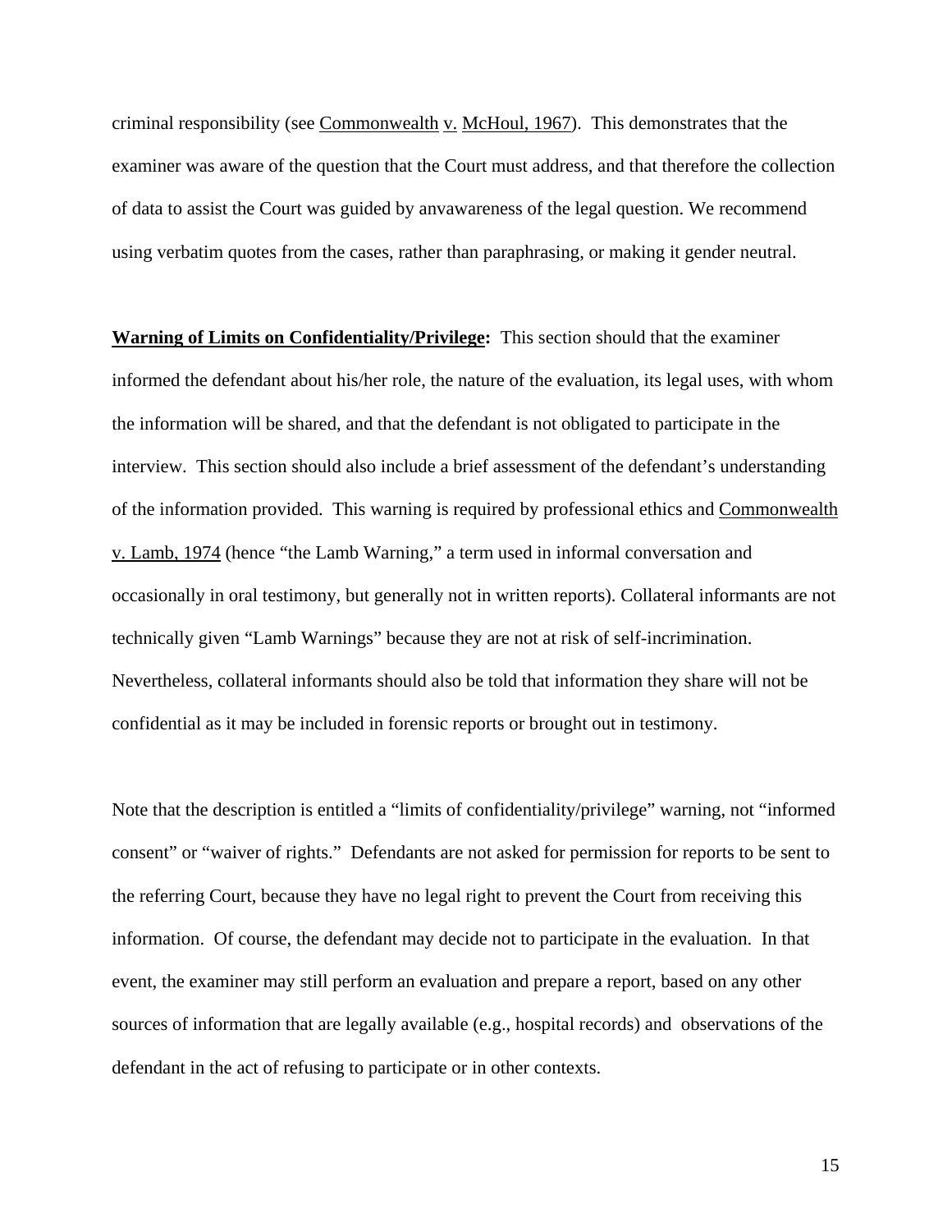criminal responsibility (see Commonwealth v. McHoul, 1967). This demonstrates that the examiner was aware of the question that the Court must address, and that therefore the collection of data to assist the Court was guided by anvawareness of the legal question. We recommend using verbatim quotes from the cases, rather than paraphrasing, or making it gender neutral.

**Warning of Limits on Confidentiality/Privilege:** This section should that the examiner informed the defendant about his/her role, the nature of the evaluation, its legal uses, with whom the information will be shared, and that the defendant is not obligated to participate in the interview. This section should also include a brief assessment of the defendant's understanding of the information provided. This warning is required by professional ethics and Commonwealth v. Lamb, 1974 (hence "the Lamb Warning," a term used in informal conversation and occasionally in oral testimony, but generally not in written reports). Collateral informants are not technically given "Lamb Warnings" because they are not at risk of self-incrimination. Nevertheless, collateral informants should also be told that information they share will not be confidential as it may be included in forensic reports or brought out in testimony.

Note that the description is entitled a "limits of confidentiality/privilege" warning, not "informed consent" or "waiver of rights." Defendants are not asked for permission for reports to be sent to the referring Court, because they have no legal right to prevent the Court from receiving this information. Of course, the defendant may decide not to participate in the evaluation. In that event, the examiner may still perform an evaluation and prepare a report, based on any other sources of information that are legally available (e.g., hospital records) and observations of the defendant in the act of refusing to participate or in other contexts.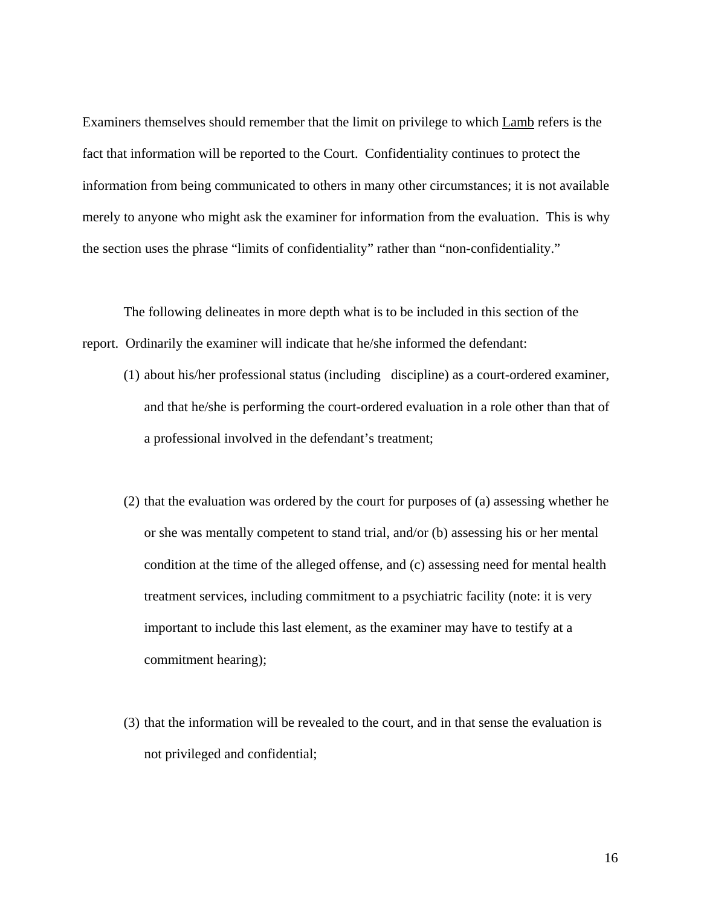Examiners themselves should remember that the limit on privilege to which Lamb refers is the fact that information will be reported to the Court. Confidentiality continues to protect the information from being communicated to others in many other circumstances; it is not available merely to anyone who might ask the examiner for information from the evaluation. This is why the section uses the phrase "limits of confidentiality" rather than "non-confidentiality."

The following delineates in more depth what is to be included in this section of the report. Ordinarily the examiner will indicate that he/she informed the defendant:

(1) about his/her professional status (including discipline) as a court-ordered examiner, and that he/she is performing the court-ordered evaluation in a role other than that of a professional involved in the defendant's treatment;

(2) that the evaluation was ordered by the court for purposes of (a) assessing whether he or she was mentally competent to stand trial, and/or (b) assessing his or her mental condition at the time of the alleged offense, and (c) assessing need for mental health treatment services, including commitment to a psychiatric facility (note: it is very important to include this last element, as the examiner may have to testify at a commitment hearing);

(3) that the information will be revealed to the court, and in that sense the evaluation is not privileged and confidential;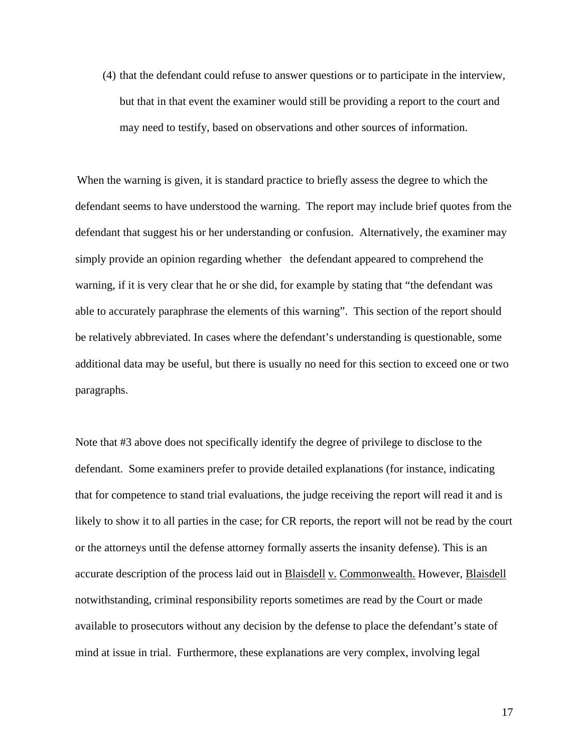(4) that the defendant could refuse to answer questions or to participate in the interview, but that in that event the examiner would still be providing a report to the court and may need to testify, based on observations and other sources of information.

When the warning is given, it is standard practice to briefly assess the degree to which the defendant seems to have understood the warning. The report may include brief quotes from the defendant that suggest his or her understanding or confusion. Alternatively, the examiner may simply provide an opinion regarding whether the defendant appeared to comprehend the warning, if it is very clear that he or she did, for example by stating that "the defendant was able to accurately paraphrase the elements of this warning". This section of the report should be relatively abbreviated. In cases where the defendant's understanding is questionable, some additional data may be useful, but there is usually no need for this section to exceed one or two paragraphs.

Note that #3 above does not specifically identify the degree of privilege to disclose to the defendant. Some examiners prefer to provide detailed explanations (for instance, indicating that for competence to stand trial evaluations, the judge receiving the report will read it and is likely to show it to all parties in the case; for CR reports, the report will not be read by the court or the attorneys until the defense attorney formally asserts the insanity defense). This is an accurate description of the process laid out in Blaisdell v. Commonwealth. However, Blaisdell notwithstanding, criminal responsibility reports sometimes are read by the Court or made available to prosecutors without any decision by the defense to place the defendant's state of mind at issue in trial. Furthermore, these explanations are very complex, involving legal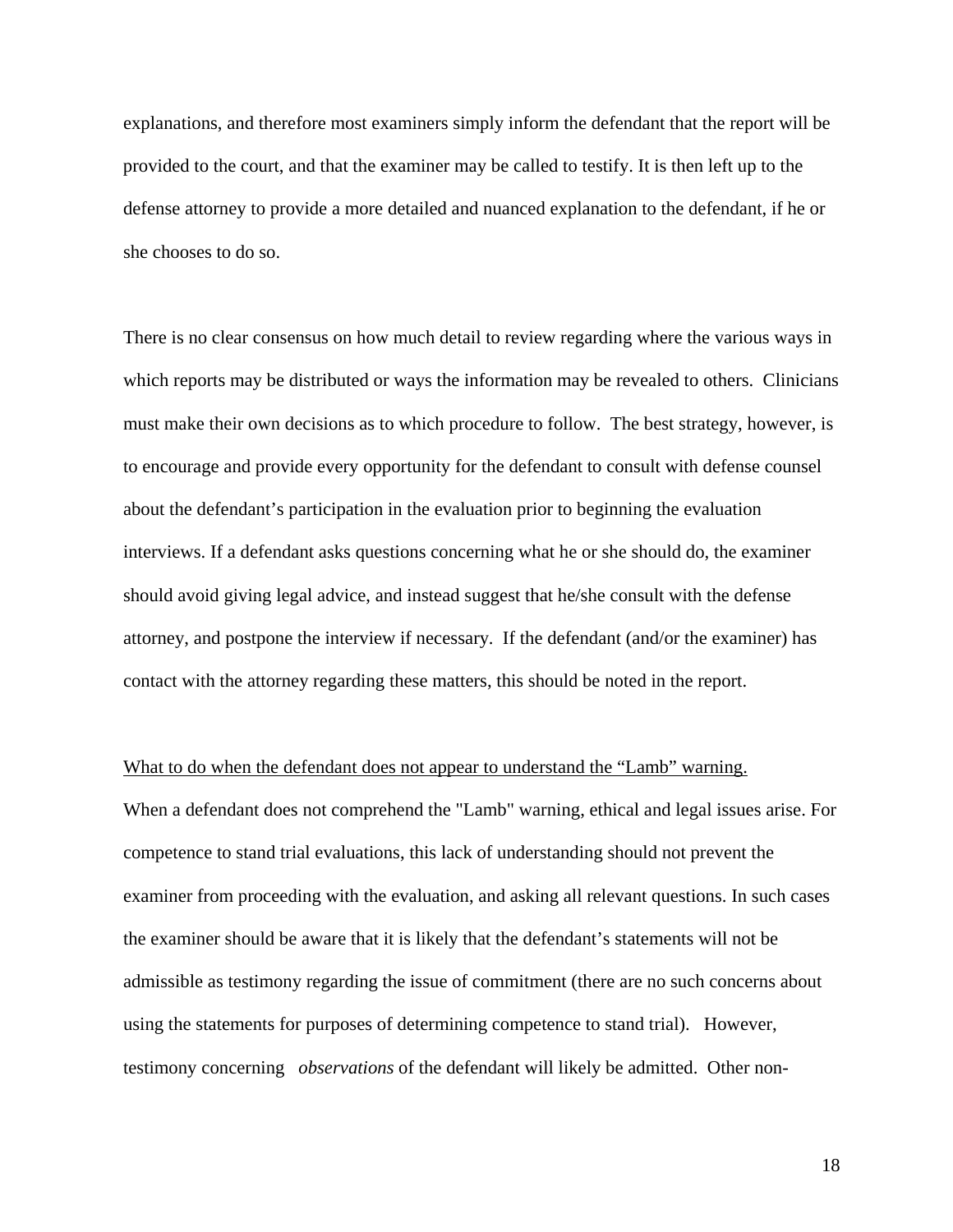explanations, and therefore most examiners simply inform the defendant that the report will be provided to the court, and that the examiner may be called to testify. It is then left up to the defense attorney to provide a more detailed and nuanced explanation to the defendant, if he or she chooses to do so.

There is no clear consensus on how much detail to review regarding where the various ways in which reports may be distributed or ways the information may be revealed to others. Clinicians must make their own decisions as to which procedure to follow. The best strategy, however, is to encourage and provide every opportunity for the defendant to consult with defense counsel about the defendant's participation in the evaluation prior to beginning the evaluation interviews. If a defendant asks questions concerning what he or she should do, the examiner should avoid giving legal advice, and instead suggest that he/she consult with the defense attorney, and postpone the interview if necessary. If the defendant (and/or the examiner) has contact with the attorney regarding these matters, this should be noted in the report.

<u>What to do when the defendant does not appear to understand the "Lamb" warning.</u>

When a defendant does not comprehend the "Lamb" warning, ethical and legal issues arise. For competence to stand trial evaluations, this lack of understanding should not prevent the examiner from proceeding with the evaluation, and asking all relevant questions. In such cases the examiner should be aware that it is likely that the defendant's statements will not be admissible as testimony regarding the issue of commitment (there are no such concerns about using the statements for purposes of determining competence to stand trial). However, testimony concerning *observations* of the defendant will likely be admitted. Other non-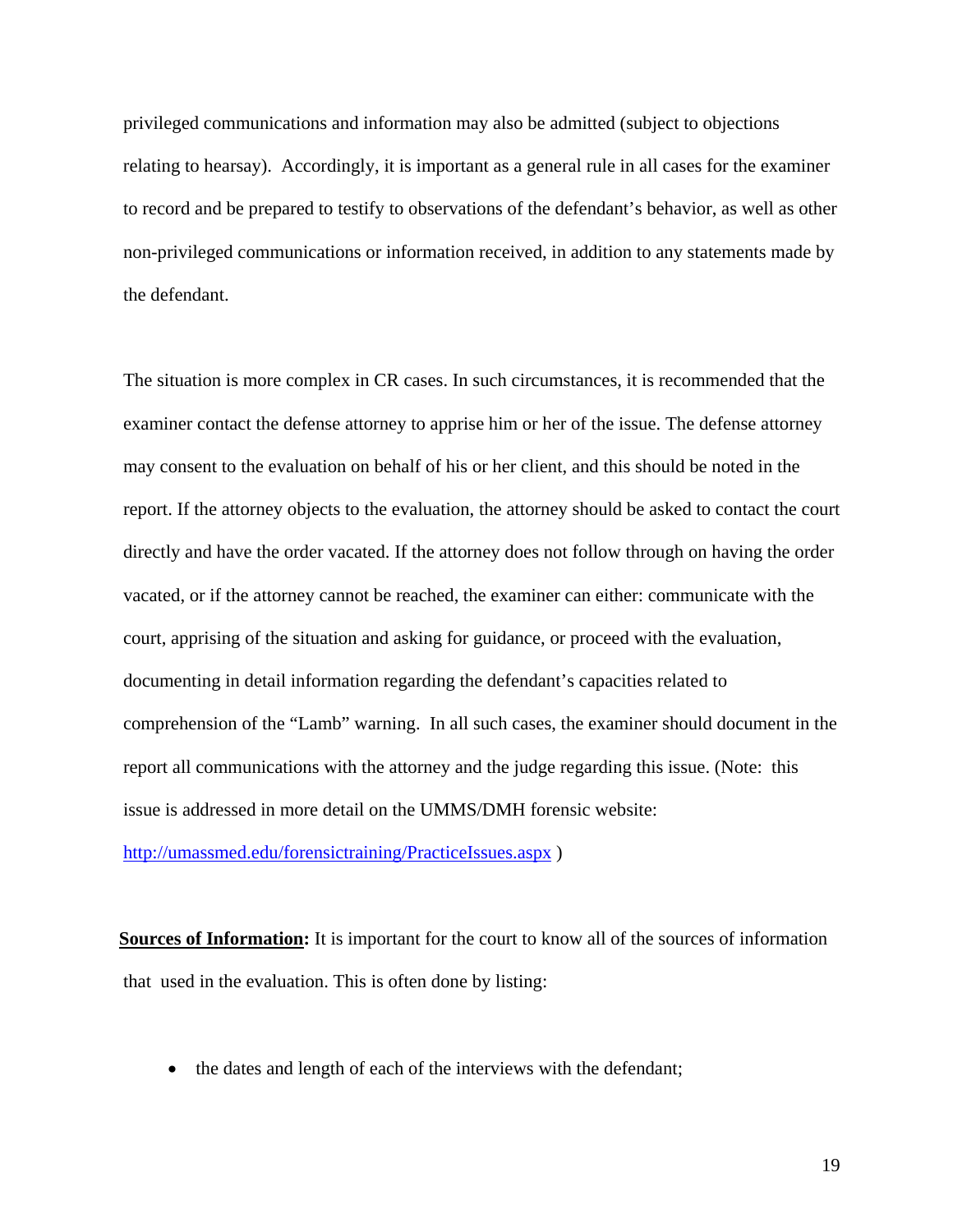privileged communications and information may also be admitted (subject to objections relating to hearsay). Accordingly, it is important as a general rule in all cases for the examiner to record and be prepared to testify to observations of the defendant's behavior, as well as other non-privileged communications or information received, in addition to any statements made by the defendant.

The situation is more complex in CR cases. In such circumstances, it is recommended that the examiner contact the defense attorney to apprise him or her of the issue. The defense attorney may consent to the evaluation on behalf of his or her client, and this should be noted in the report. If the attorney objects to the evaluation, the attorney should be asked to contact the court directly and have the order vacated. If the attorney does not follow through on having the order vacated, or if the attorney cannot be reached, the examiner can either: communicate with the court, apprising of the situation and asking for guidance, or proceed with the evaluation, documenting in detail information regarding the defendant's capacities related to comprehension of the "Lamb" warning. In all such cases, the examiner should document in the report all communications with the attorney and the judge regarding this issue. (Note: this issue is addressed in more detail on the UMMS/DMH forensic website: [http://umassmed.edu/forensictraining/PracticeIssues.aspx](http://umassmed.edu/forensictraining/PracticeIssues.aspx) )

**Sources of Information:** It is important for the court to know all of the sources of information that used in the evaluation. This is often done by listing:

- the dates and length of each of the interviews with the defendant;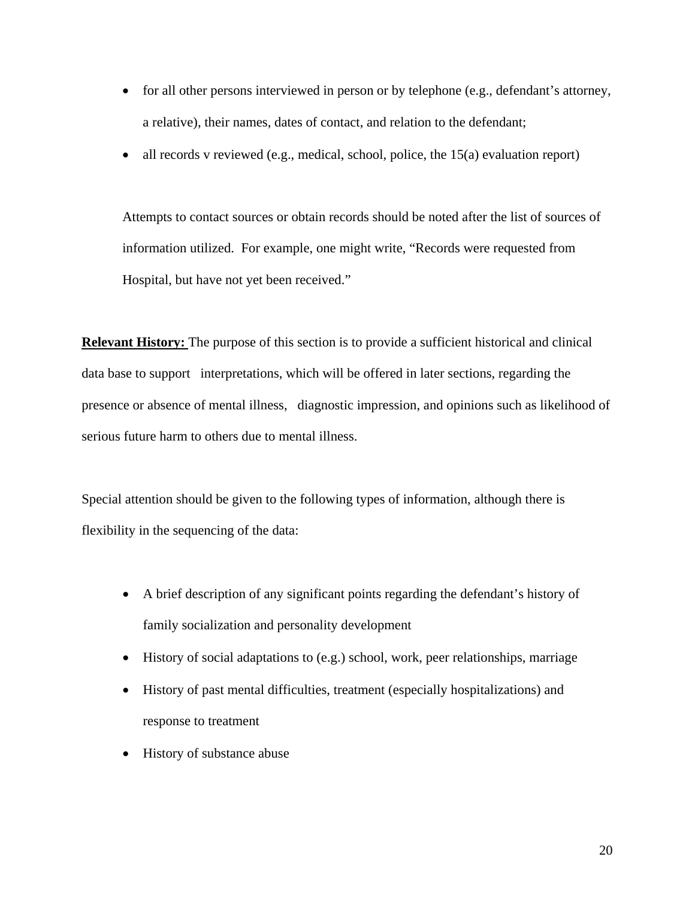- for all other persons interviewed in person or by telephone (e.g., defendant's attorney, a relative), their names, dates of contact, and relation to the defendant;
- all records v reviewed (e.g., medical, school, police, the 15(a) evaluation report)

Attempts to contact sources or obtain records should be noted after the list of sources of information utilized. For example, one might write, "Records were requested from Hospital, but have not yet been received."

**Relevant History:** The purpose of this section is to provide a sufficient historical and clinical data base to support interpretations, which will be offered in later sections, regarding the presence or absence of mental illness, diagnostic impression, and opinions such as likelihood of serious future harm to others due to mental illness.

Special attention should be given to the following types of information, although there is flexibility in the sequencing of the data:

- A brief description of any significant points regarding the defendant's history of family socialization and personality development
- History of social adaptations to (e.g.) school, work, peer relationships, marriage
- History of past mental difficulties, treatment (especially hospitalizations) and response to treatment
- History of substance abuse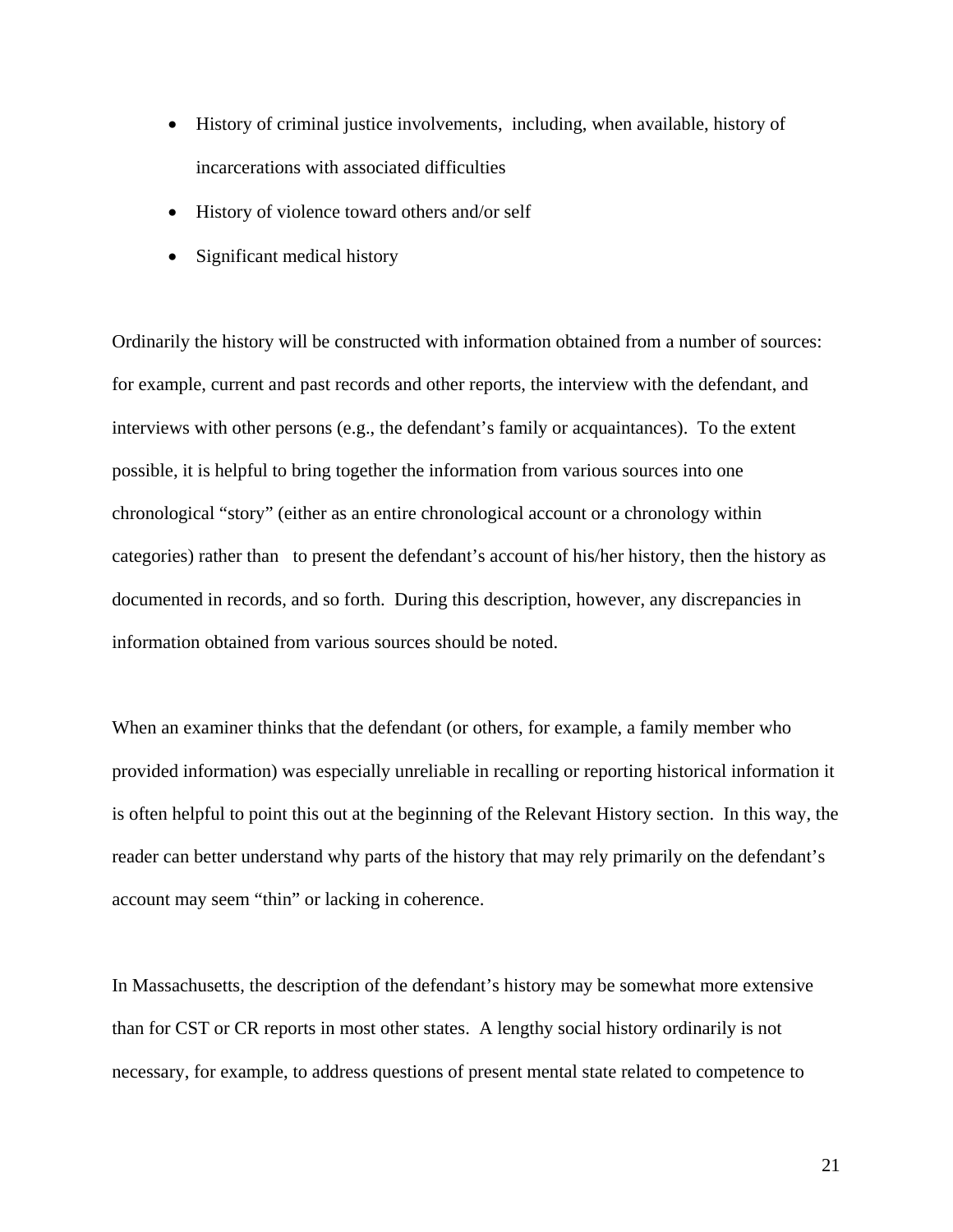- History of criminal justice involvements, including, when available, history of incarcerations with associated difficulties
- History of violence toward others and/or self
- Significant medical history

Ordinarily the history will be constructed with information obtained from a number of sources: for example, current and past records and other reports, the interview with the defendant, and interviews with other persons (e.g., the defendant's family or acquaintances). To the extent possible, it is helpful to bring together the information from various sources into one chronological "story" (either as an entire chronological account or a chronology within categories) rather than to present the defendant's account of his/her history, then the history as documented in records, and so forth. During this description, however, any discrepancies in information obtained from various sources should be noted.

When an examiner thinks that the defendant (or others, for example, a family member who provided information) was especially unreliable in recalling or reporting historical information it is often helpful to point this out at the beginning of the Relevant History section. In this way, the reader can better understand why parts of the history that may rely primarily on the defendant's account may seem "thin" or lacking in coherence.

In Massachusetts, the description of the defendant's history may be somewhat more extensive than for CST or CR reports in most other states. A lengthy social history ordinarily is not necessary, for example, to address questions of present mental state related to competence to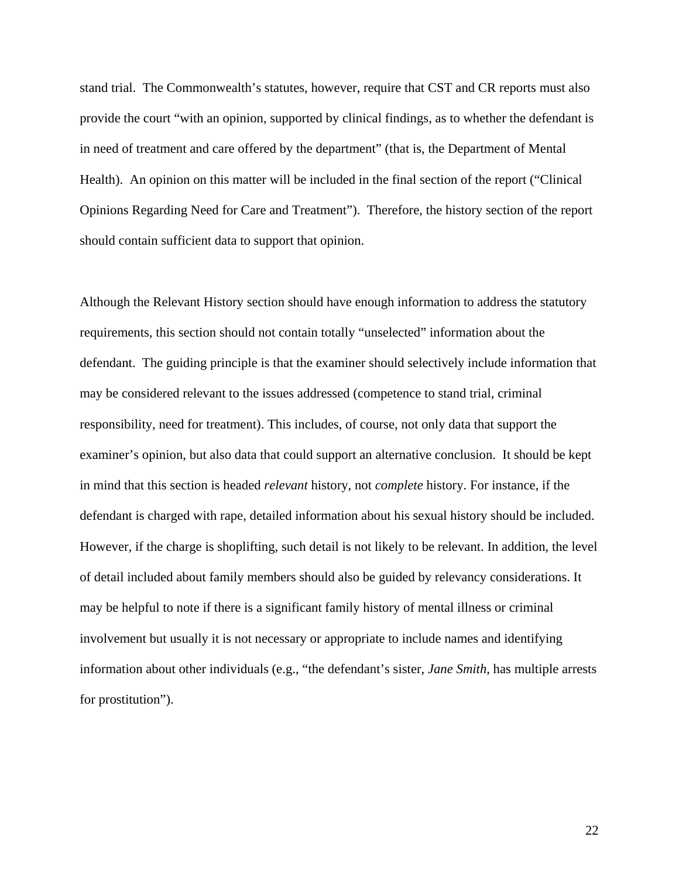stand trial. The Commonwealth's statutes, however, require that CST and CR reports must also provide the court "with an opinion, supported by clinical findings, as to whether the defendant is in need of treatment and care offered by the department" (that is, the Department of Mental Health). An opinion on this matter will be included in the final section of the report ("Clinical Opinions Regarding Need for Care and Treatment"). Therefore, the history section of the report should contain sufficient data to support that opinion.

Although the Relevant History section should have enough information to address the statutory requirements, this section should not contain totally "unselected" information about the defendant. The guiding principle is that the examiner should selectively include information that may be considered relevant to the issues addressed (competence to stand trial, criminal responsibility, need for treatment). This includes, of course, not only data that support the examiner's opinion, but also data that could support an alternative conclusion. It should be kept in mind that this section is headed *relevant* history, not *complete* history. For instance, if the defendant is charged with rape, detailed information about his sexual history should be included. However, if the charge is shoplifting, such detail is not likely to be relevant. In addition, the level of detail included about family members should also be guided by relevancy considerations. It may be helpful to note if there is a significant family history of mental illness or criminal involvement but usually it is not necessary or appropriate to include names and identifying information about other individuals (e.g., "the defendant's sister, *Jane Smith*, has multiple arrests for prostitution").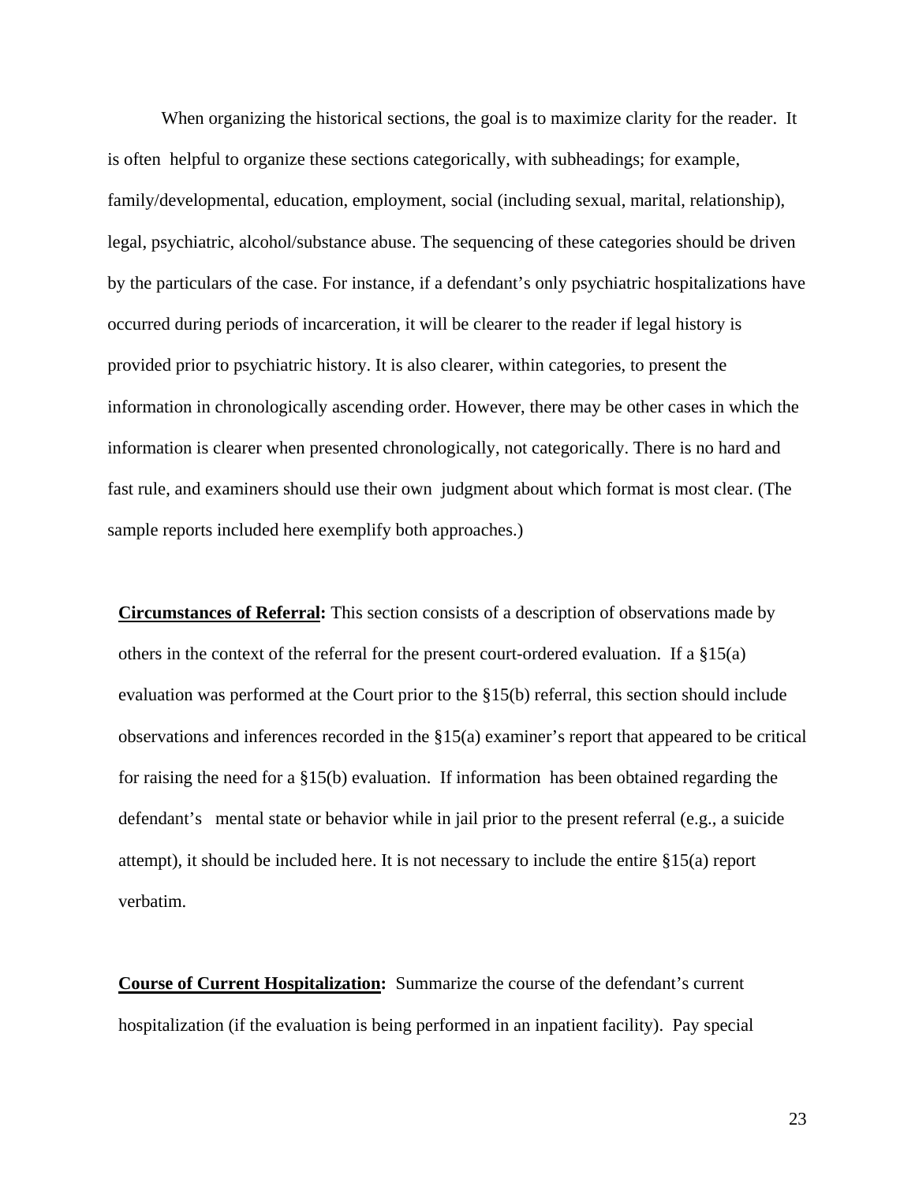When organizing the historical sections, the goal is to maximize clarity for the reader. It is often helpful to organize these sections categorically, with subheadings; for example, family/developmental, education, employment, social (including sexual, marital, relationship), legal, psychiatric, alcohol/substance abuse. The sequencing of these categories should be driven by the particulars of the case. For instance, if a defendant's only psychiatric hospitalizations have occurred during periods of incarceration, it will be clearer to the reader if legal history is provided prior to psychiatric history. It is also clearer, within categories, to present the information in chronologically ascending order. However, there may be other cases in which the information is clearer when presented chronologically, not categorically. There is no hard and fast rule, and examiners should use their own judgment about which format is most clear. (The sample reports included here exemplify both approaches.)

**Circumstances of Referral:** This section consists of a description of observations made by others in the context of the referral for the present court-ordered evaluation. If a §15(a) evaluation was performed at the Court prior to the §15(b) referral, this section should include observations and inferences recorded in the §15(a) examiner's report that appeared to be critical for raising the need for a §15(b) evaluation. If information has been obtained regarding the defendant's mental state or behavior while in jail prior to the present referral (e.g., a suicide attempt), it should be included here. It is not necessary to include the entire §15(a) report verbatim.

**Course of Current Hospitalization:** Summarize the course of the defendant's current hospitalization (if the evaluation is being performed in an inpatient facility). Pay special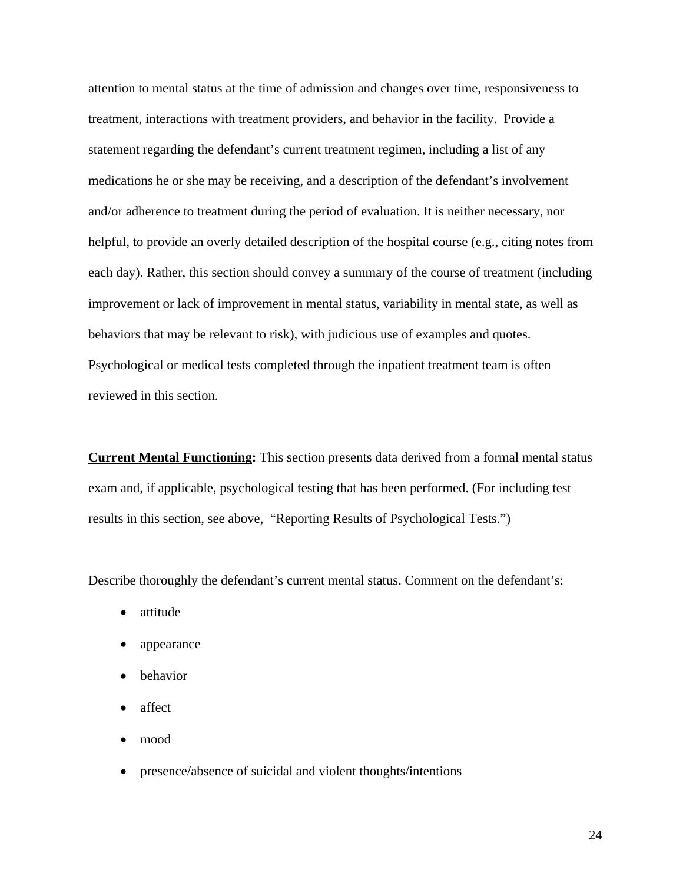attention to mental status at the time of admission and changes over time, responsiveness to treatment, interactions with treatment providers, and behavior in the facility. Provide a statement regarding the defendant's current treatment regimen, including a list of any medications he or she may be receiving, and a description of the defendant's involvement and/or adherence to treatment during the period of evaluation. It is neither necessary, nor helpful, to provide an overly detailed description of the hospital course (e.g., citing notes from each day). Rather, this section should convey a summary of the course of treatment (including improvement or lack of improvement in mental status, variability in mental state, as well as behaviors that may be relevant to risk), with judicious use of examples and quotes. Psychological or medical tests completed through the inpatient treatment team is often reviewed in this section.

**Current Mental Functioning:** This section presents data derived from a formal mental status exam and, if applicable, psychological testing that has been performed. (For including test results in this section, see above, "Reporting Results of Psychological Tests.")

Describe thoroughly the defendant's current mental status. Comment on the defendant's:

- attitude
- appearance
- behavior
- affect
- mood
- presence/absence of suicidal and violent thoughts/intentions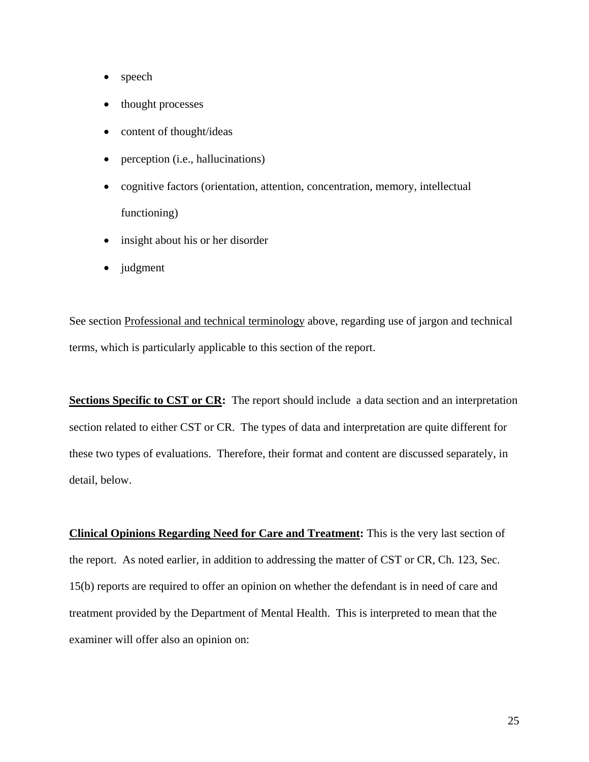- speech
- thought processes
- content of thought/ideas
- perception (i.e., hallucinations)
- cognitive factors (orientation, attention, concentration, memory, intellectual functioning)
- insight about his or her disorder
- judgment

See section Professional and technical terminology above, regarding use of jargon and technical terms, which is particularly applicable to this section of the report.

**Sections Specific to CST or CR:** The report should include a data section and an interpretation section related to either CST or CR. The types of data and interpretation are quite different for these two types of evaluations. Therefore, their format and content are discussed separately, in detail, below.

**Clinical Opinions Regarding Need for Care and Treatment:** This is the very last section of the report. As noted earlier, in addition to addressing the matter of CST or CR, Ch. 123, Sec. 15(b) reports are required to offer an opinion on whether the defendant is in need of care and treatment provided by the Department of Mental Health. This is interpreted to mean that the examiner will offer also an opinion on: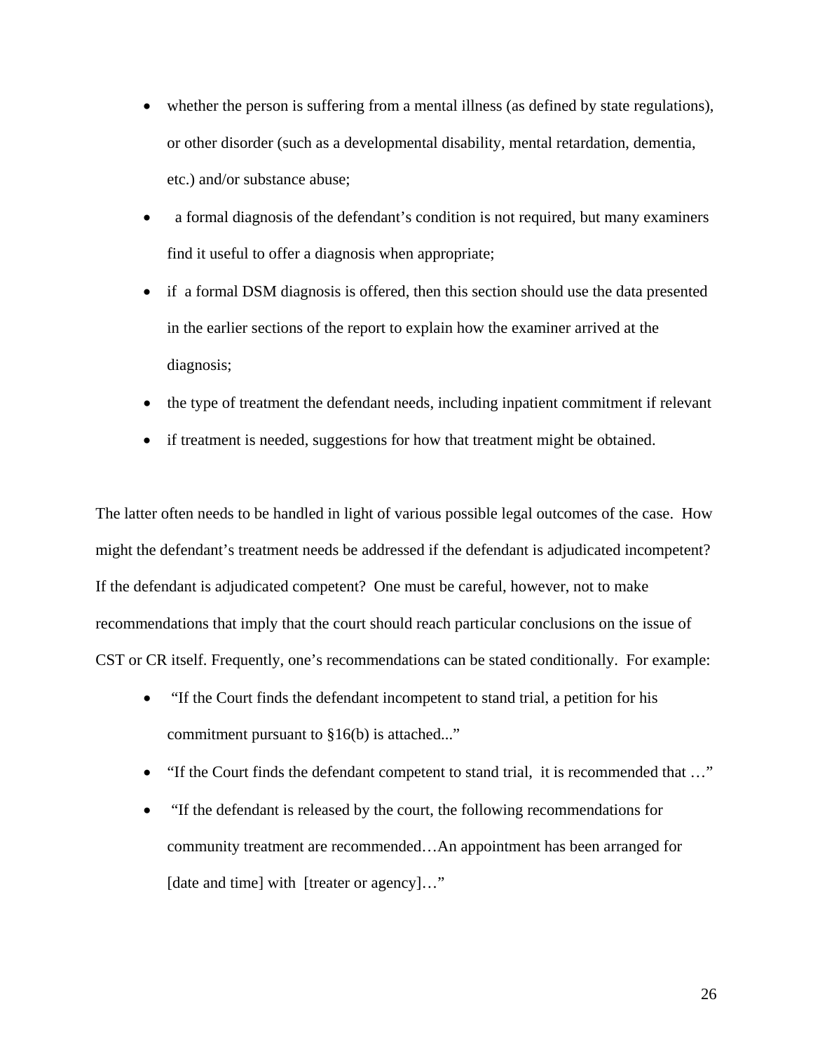- whether the person is suffering from a mental illness (as defined by state regulations), or other disorder (such as a developmental disability, mental retardation, dementia, etc.) and/or substance abuse;
- a formal diagnosis of the defendant's condition is not required, but many examiners find it useful to offer a diagnosis when appropriate;
- if a formal DSM diagnosis is offered, then this section should use the data presented in the earlier sections of the report to explain how the examiner arrived at the diagnosis;
- the type of treatment the defendant needs, including inpatient commitment if relevant
- if treatment is needed, suggestions for how that treatment might be obtained.

The latter often needs to be handled in light of various possible legal outcomes of the case. How might the defendant's treatment needs be addressed if the defendant is adjudicated incompetent? If the defendant is adjudicated competent? One must be careful, however, not to make recommendations that imply that the court should reach particular conclusions on the issue of CST or CR itself. Frequently, one's recommendations can be stated conditionally. For example:

- "If the Court finds the defendant incompetent to stand trial, a petition for his commitment pursuant to §16(b) is attached..."
- "If the Court finds the defendant competent to stand trial, it is recommended that …"
- "If the defendant is released by the court, the following recommendations for community treatment are recommended…An appointment has been arranged for [date and time] with [treater or agency]…"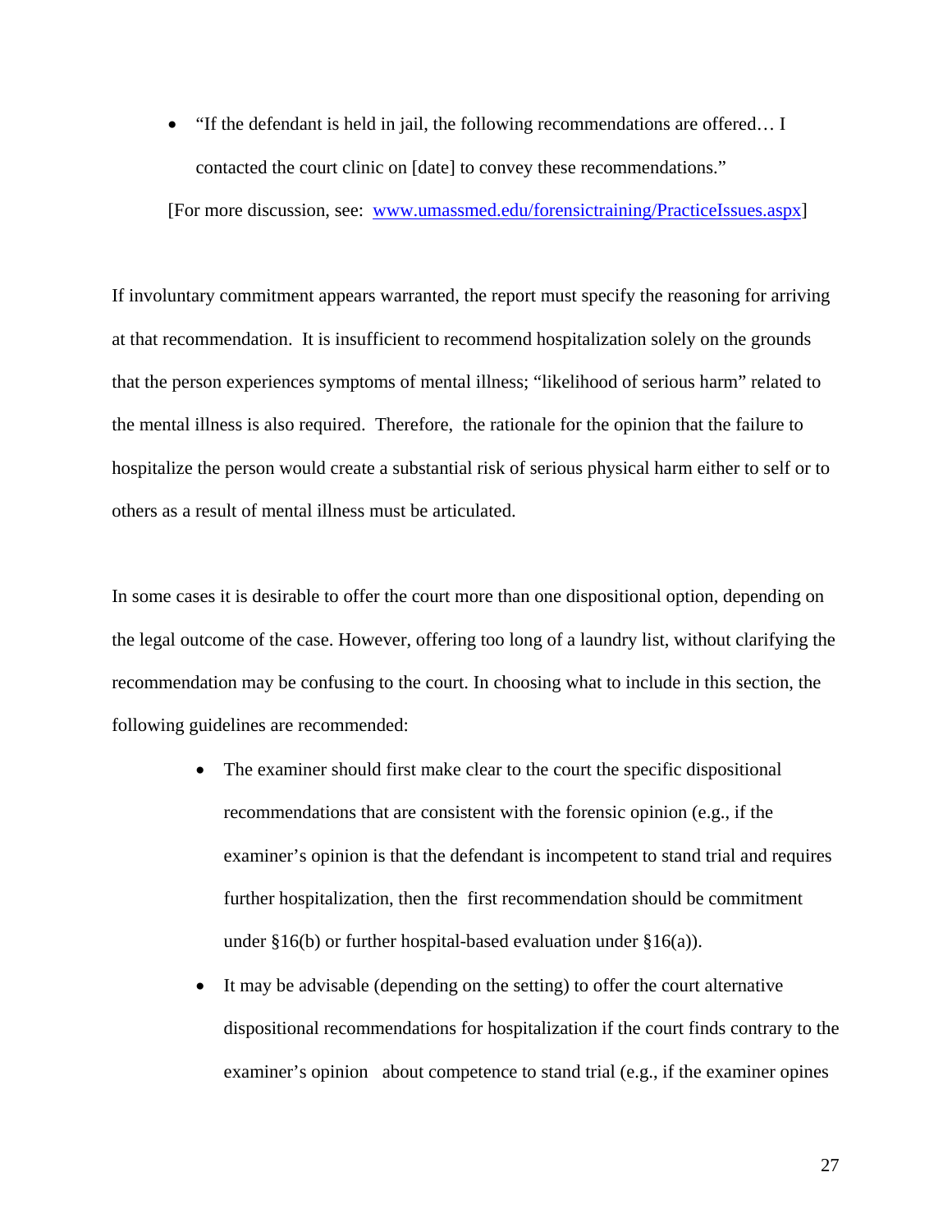- "If the defendant is held in jail, the following recommendations are offered… I contacted the court clinic on [date] to convey these recommendations."

[For more discussion, see: [www.umassmed.edu/forensictraining/PracticeIssues.aspx](www.umassmed.edu/forensictraining/PracticeIssues.aspx)]

If involuntary commitment appears warranted, the report must specify the reasoning for arriving at that recommendation. It is insufficient to recommend hospitalization solely on the grounds that the person experiences symptoms of mental illness; "likelihood of serious harm" related to the mental illness is also required. Therefore, the rationale for the opinion that the failure to hospitalize the person would create a substantial risk of serious physical harm either to self or to others as a result of mental illness must be articulated.

In some cases it is desirable to offer the court more than one dispositional option, depending on the legal outcome of the case. However, offering too long of a laundry list, without clarifying the recommendation may be confusing to the court. In choosing what to include in this section, the following guidelines are recommended:

- The examiner should first make clear to the court the specific dispositional recommendations that are consistent with the forensic opinion (e.g., if the examiner's opinion is that the defendant is incompetent to stand trial and requires further hospitalization, then the first recommendation should be commitment under §16(b) or further hospital-based evaluation under §16(a)).
- It may be advisable (depending on the setting) to offer the court alternative dispositional recommendations for hospitalization if the court finds contrary to the examiner's opinion about competence to stand trial (e.g., if the examiner opines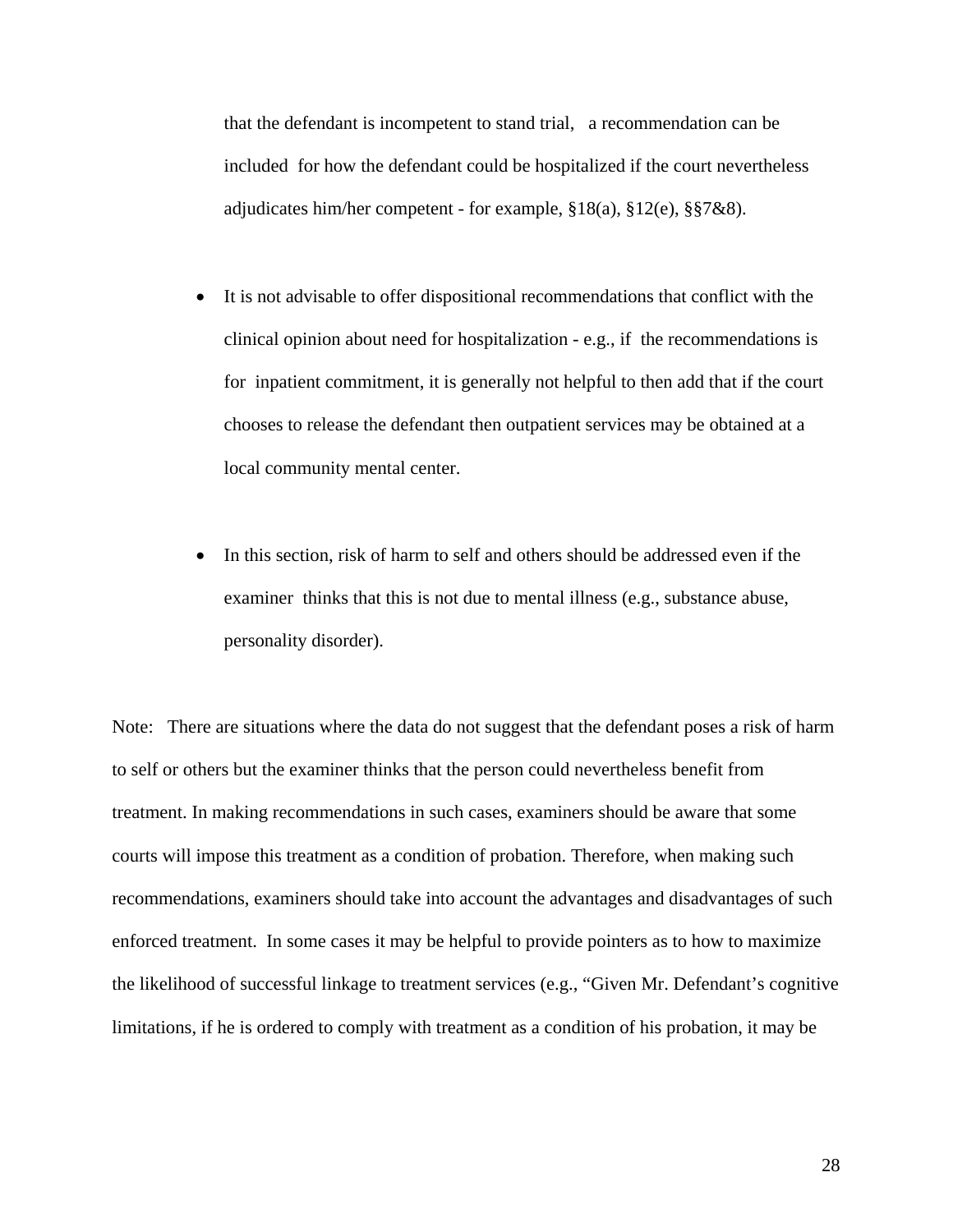that the defendant is incompetent to stand trial, a recommendation can be included for how the defendant could be hospitalized if the court nevertheless adjudicates him/her competent - for example, §18(a), §12(e), §§7&8).

- It is not advisable to offer dispositional recommendations that conflict with the clinical opinion about need for hospitalization - e.g., if the recommendations is for inpatient commitment, it is generally not helpful to then add that if the court chooses to release the defendant then outpatient services may be obtained at a local community mental center.

- In this section, risk of harm to self and others should be addressed even if the examiner thinks that this is not due to mental illness (e.g., substance abuse, personality disorder).

Note: There are situations where the data do not suggest that the defendant poses a risk of harm to self or others but the examiner thinks that the person could nevertheless benefit from treatment. In making recommendations in such cases, examiners should be aware that some courts will impose this treatment as a condition of probation. Therefore, when making such recommendations, examiners should take into account the advantages and disadvantages of such enforced treatment. In some cases it may be helpful to provide pointers as to how to maximize the likelihood of successful linkage to treatment services (e.g., "Given Mr. Defendant's cognitive limitations, if he is ordered to comply with treatment as a condition of his probation, it may be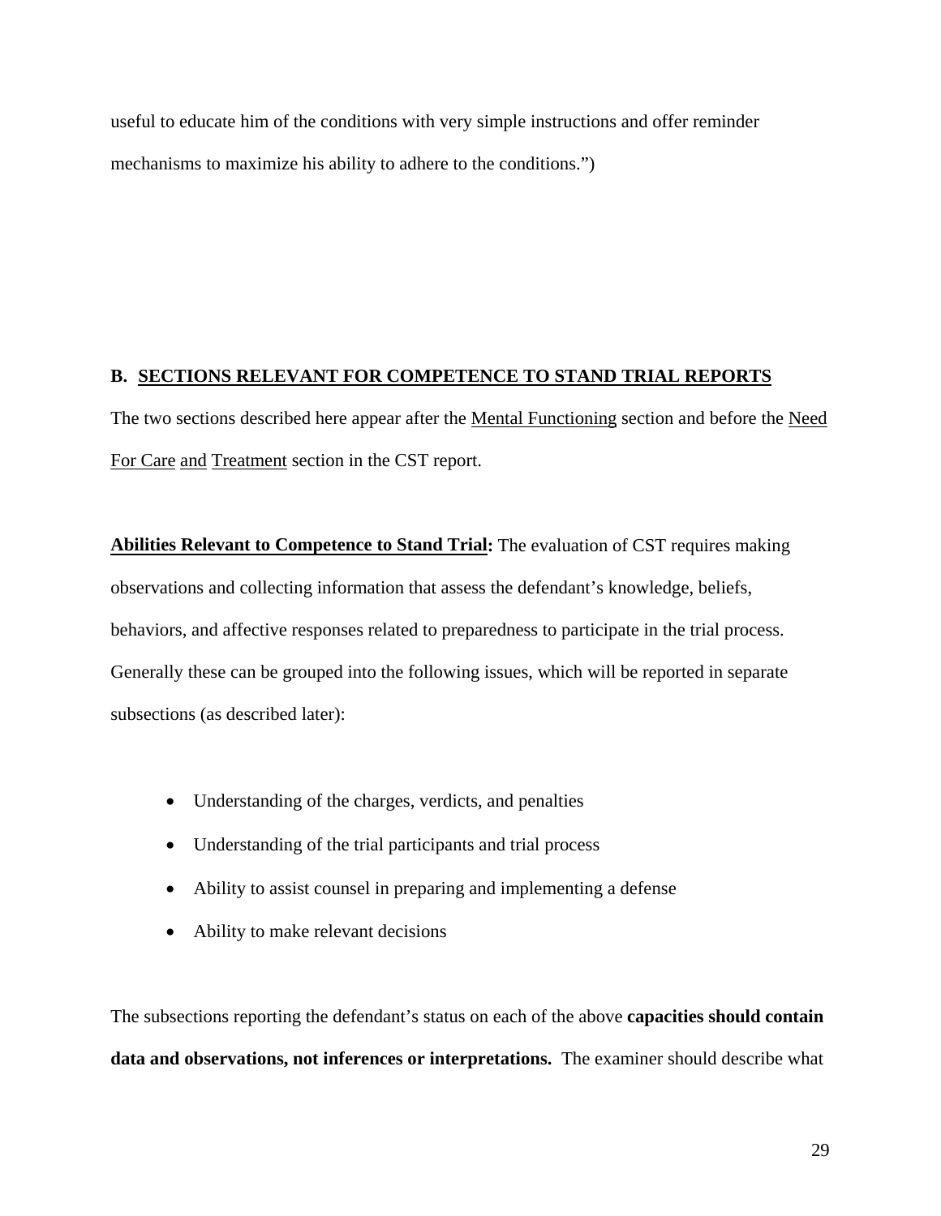useful to educate him of the conditions with very simple instructions and offer reminder mechanisms to maximize his ability to adhere to the conditions.")

## B. SECTIONS RELEVANT FOR COMPETENCE TO STAND TRIAL REPORTS

The two sections described here appear after the Mental Functioning section and before the Need For Care and Treatment section in the CST report.

**Abilities Relevant to Competence to Stand Trial:** The evaluation of CST requires making observations and collecting information that assess the defendant's knowledge, beliefs, behaviors, and affective responses related to preparedness to participate in the trial process. Generally these can be grouped into the following issues, which will be reported in separate subsections (as described later):

- Understanding of the charges, verdicts, and penalties
- Understanding of the trial participants and trial process
- Ability to assist counsel in preparing and implementing a defense
- Ability to make relevant decisions

The subsections reporting the defendant's status on each of the above **capacities should contain data and observations, not inferences or interpretations.** The examiner should describe what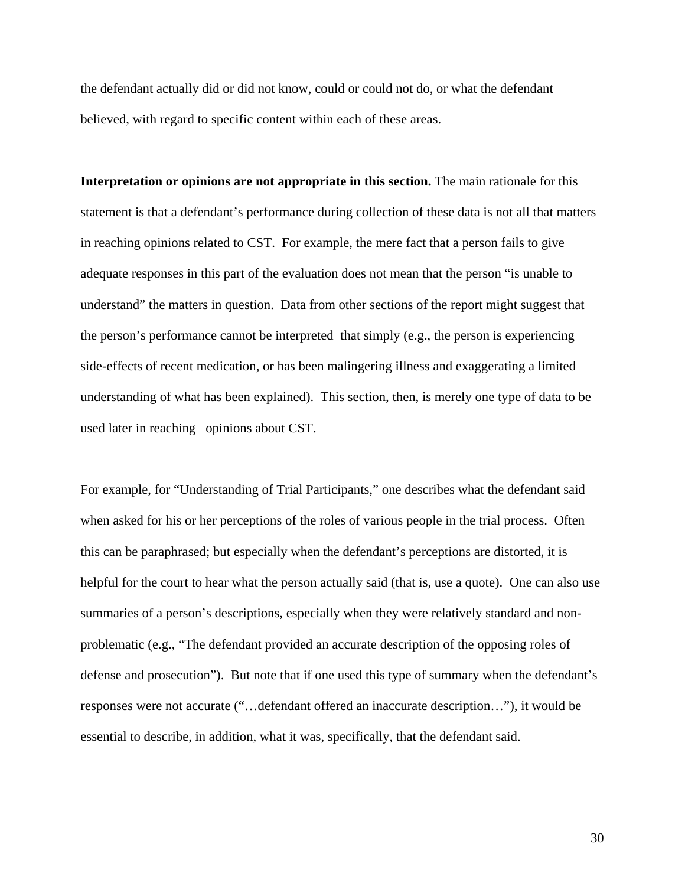the defendant actually did or did not know, could or could not do, or what the defendant believed, with regard to specific content within each of these areas.

**Interpretation or opinions are not appropriate in this section.** The main rationale for this statement is that a defendant's performance during collection of these data is not all that matters in reaching opinions related to CST. For example, the mere fact that a person fails to give adequate responses in this part of the evaluation does not mean that the person "is unable to understand" the matters in question. Data from other sections of the report might suggest that the person's performance cannot be interpreted that simply (e.g., the person is experiencing side-effects of recent medication, or has been malingering illness and exaggerating a limited understanding of what has been explained). This section, then, is merely one type of data to be used later in reaching opinions about CST.

For example, for "Understanding of Trial Participants," one describes what the defendant said when asked for his or her perceptions of the roles of various people in the trial process. Often this can be paraphrased; but especially when the defendant's perceptions are distorted, it is helpful for the court to hear what the person actually said (that is, use a quote). One can also use summaries of a person's descriptions, especially when they were relatively standard and non-problematic (e.g., "The defendant provided an accurate description of the opposing roles of defense and prosecution"). But note that if one used this type of summary when the defendant's responses were not accurate ("…defendant offered an <u>in</u>accurate description…"), it would be essential to describe, in addition, what it was, specifically, that the defendant said.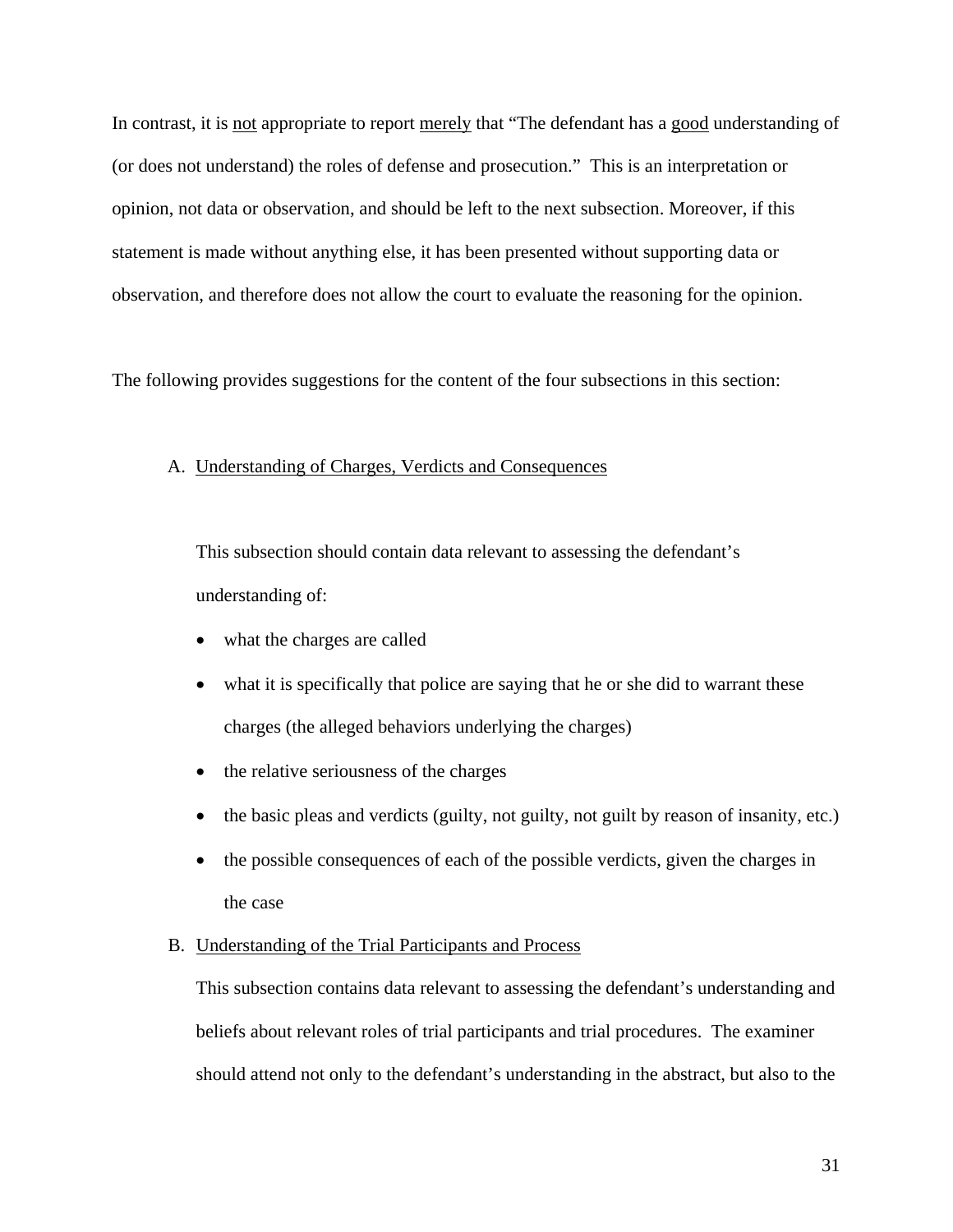In contrast, it is <u>not</u> appropriate to report <u>merely</u> that "The defendant has a <u>good</u> understanding of (or does not understand) the roles of defense and prosecution." This is an interpretation or opinion, not data or observation, and should be left to the next subsection. Moreover, if this statement is made without anything else, it has been presented without supporting data or observation, and therefore does not allow the court to evaluate the reasoning for the opinion.

The following provides suggestions for the content of the four subsections in this section:

A. <u>Understanding of Charges, Verdicts and Consequences</u>

This subsection should contain data relevant to assessing the defendant's understanding of:

- what the charges are called
- what it is specifically that police are saying that he or she did to warrant these charges (the alleged behaviors underlying the charges)
- the relative seriousness of the charges
- the basic pleas and verdicts (guilty, not guilty, not guilt by reason of insanity, etc.)
- the possible consequences of each of the possible verdicts, given the charges in the case

B. <u>Understanding of the Trial Participants and Process</u>

This subsection contains data relevant to assessing the defendant's understanding and beliefs about relevant roles of trial participants and trial procedures. The examiner should attend not only to the defendant's understanding in the abstract, but also to the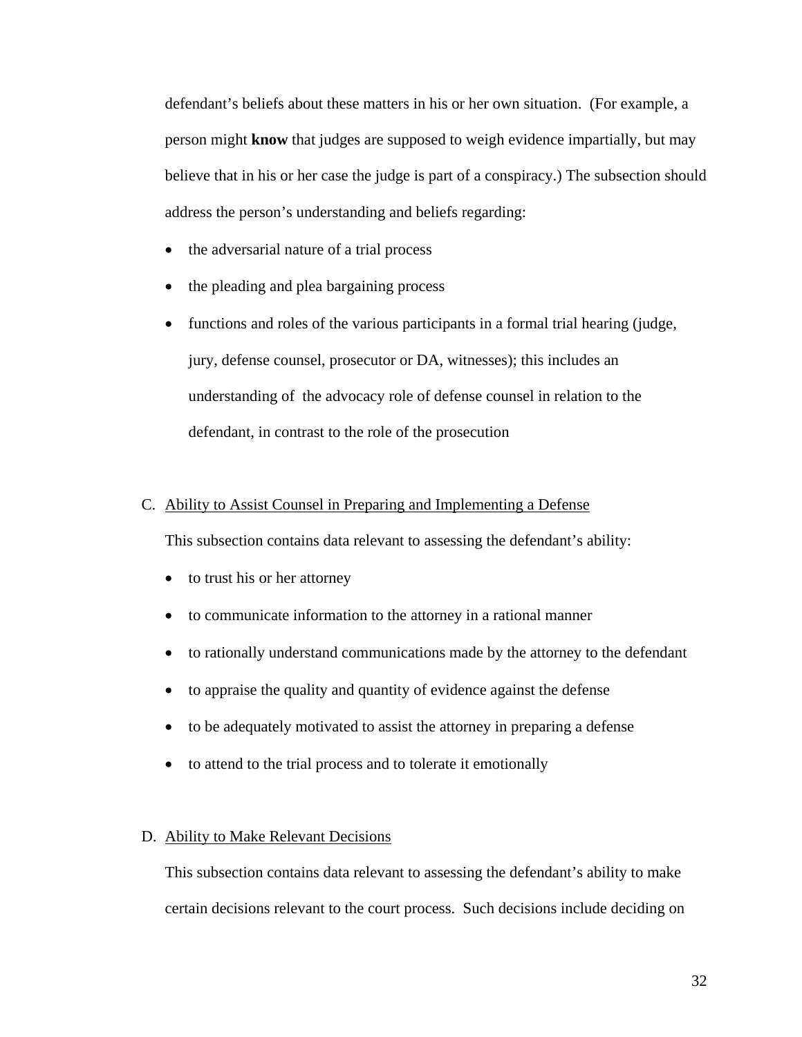defendant's beliefs about these matters in his or her own situation. (For example, a person might **know** that judges are supposed to weigh evidence impartially, but may believe that in his or her case the judge is part of a conspiracy.) The subsection should address the person's understanding and beliefs regarding:

- the adversarial nature of a trial process
- the pleading and plea bargaining process
- functions and roles of the various participants in a formal trial hearing (judge, jury, defense counsel, prosecutor or DA, witnesses); this includes an understanding of the advocacy role of defense counsel in relation to the defendant, in contrast to the role of the prosecution

C. <u>Ability to Assist Counsel in Preparing and Implementing a Defense</u>

This subsection contains data relevant to assessing the defendant's ability:

- to trust his or her attorney
- to communicate information to the attorney in a rational manner
- to rationally understand communications made by the attorney to the defendant
- to appraise the quality and quantity of evidence against the defense
- to be adequately motivated to assist the attorney in preparing a defense
- to attend to the trial process and to tolerate it emotionally

D. <u>Ability to Make Relevant Decisions</u>

This subsection contains data relevant to assessing the defendant's ability to make certain decisions relevant to the court process. Such decisions include deciding on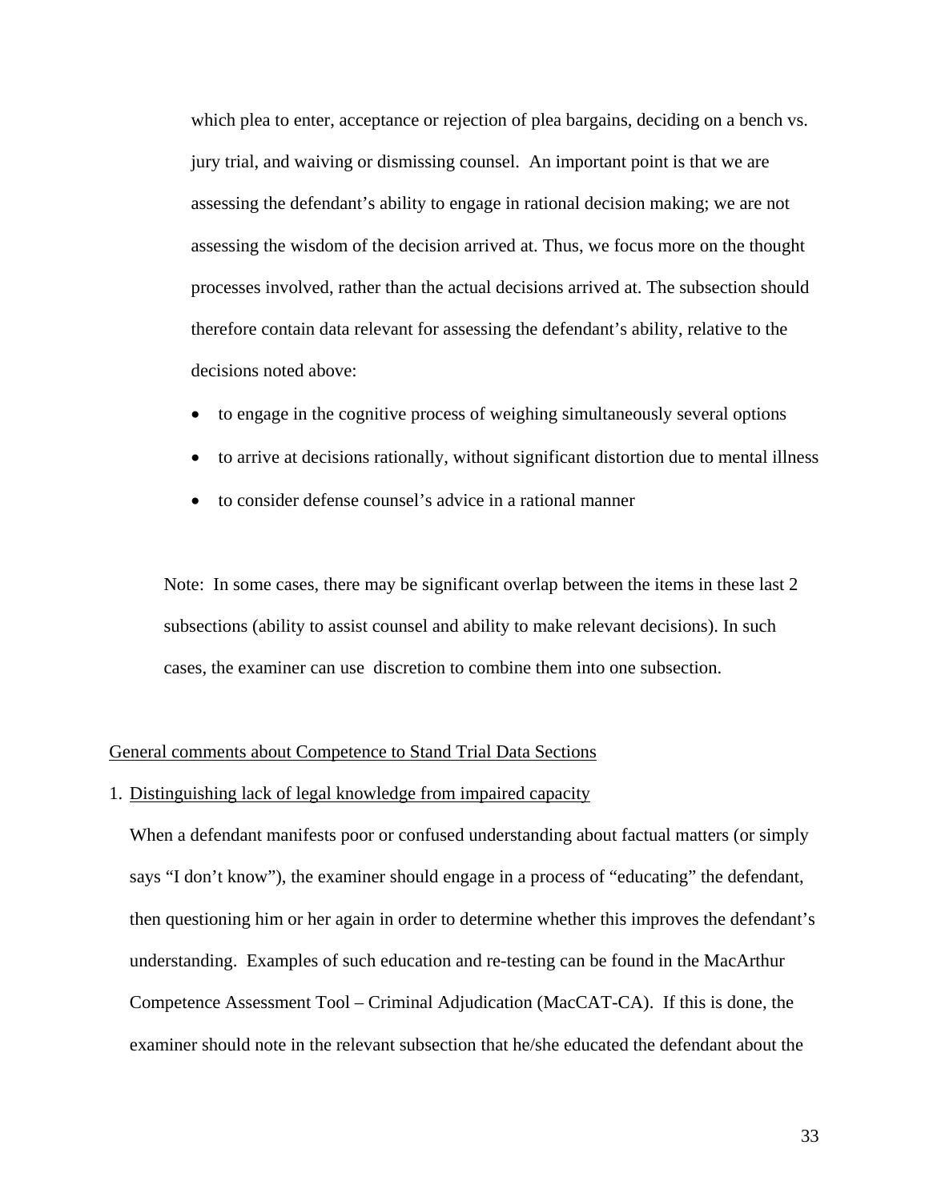which plea to enter, acceptance or rejection of plea bargains, deciding on a bench vs. jury trial, and waiving or dismissing counsel. An important point is that we are assessing the defendant's ability to engage in rational decision making; we are not assessing the wisdom of the decision arrived at. Thus, we focus more on the thought processes involved, rather than the actual decisions arrived at. The subsection should therefore contain data relevant for assessing the defendant's ability, relative to the decisions noted above:

- to engage in the cognitive process of weighing simultaneously several options
- to arrive at decisions rationally, without significant distortion due to mental illness
- to consider defense counsel's advice in a rational manner

Note: In some cases, there may be significant overlap between the items in these last 2 subsections (ability to assist counsel and ability to make relevant decisions). In such cases, the examiner can use discretion to combine them into one subsection.

<u>General comments about Competence to Stand Trial Data Sections</u>

1. <u>Distinguishing lack of legal knowledge from impaired capacity</u>

   When a defendant manifests poor or confused understanding about factual matters (or simply says "I don't know"), the examiner should engage in a process of "educating" the defendant, then questioning him or her again in order to determine whether this improves the defendant's understanding. Examples of such education and re-testing can be found in the MacArthur Competence Assessment Tool – Criminal Adjudication (MacCAT-CA). If this is done, the examiner should note in the relevant subsection that he/she educated the defendant about the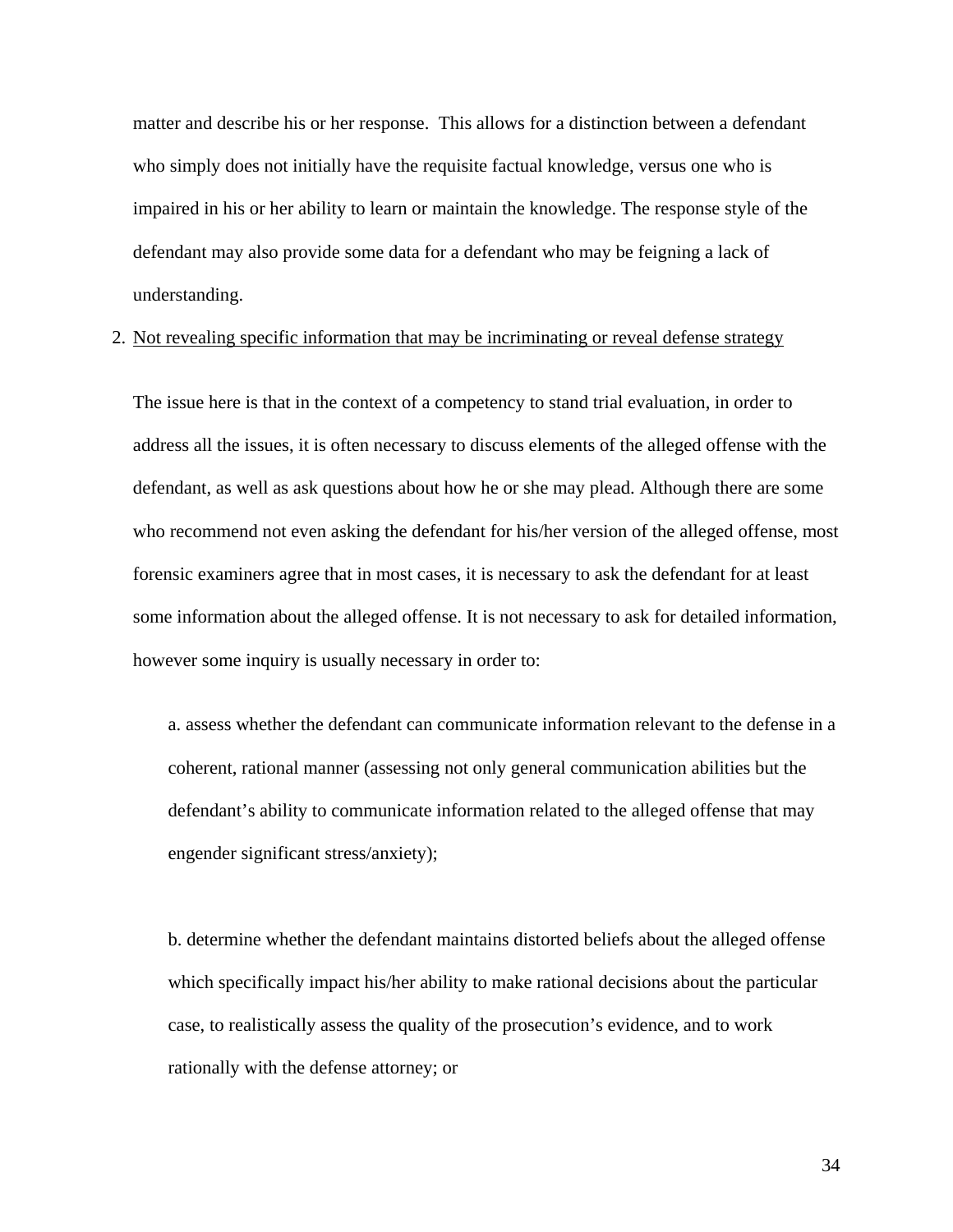matter and describe his or her response. This allows for a distinction between a defendant who simply does not initially have the requisite factual knowledge, versus one who is impaired in his or her ability to learn or maintain the knowledge. The response style of the defendant may also provide some data for a defendant who may be feigning a lack of understanding.

2. <u>Not revealing specific information that may be incriminating or reveal defense strategy</u>

The issue here is that in the context of a competency to stand trial evaluation, in order to address all the issues, it is often necessary to discuss elements of the alleged offense with the defendant, as well as ask questions about how he or she may plead. Although there are some who recommend not even asking the defendant for his/her version of the alleged offense, most forensic examiners agree that in most cases, it is necessary to ask the defendant for at least some information about the alleged offense. It is not necessary to ask for detailed information, however some inquiry is usually necessary in order to:

a. assess whether the defendant can communicate information relevant to the defense in a coherent, rational manner (assessing not only general communication abilities but the defendant's ability to communicate information related to the alleged offense that may engender significant stress/anxiety);

b. determine whether the defendant maintains distorted beliefs about the alleged offense which specifically impact his/her ability to make rational decisions about the particular case, to realistically assess the quality of the prosecution's evidence, and to work rationally with the defense attorney; or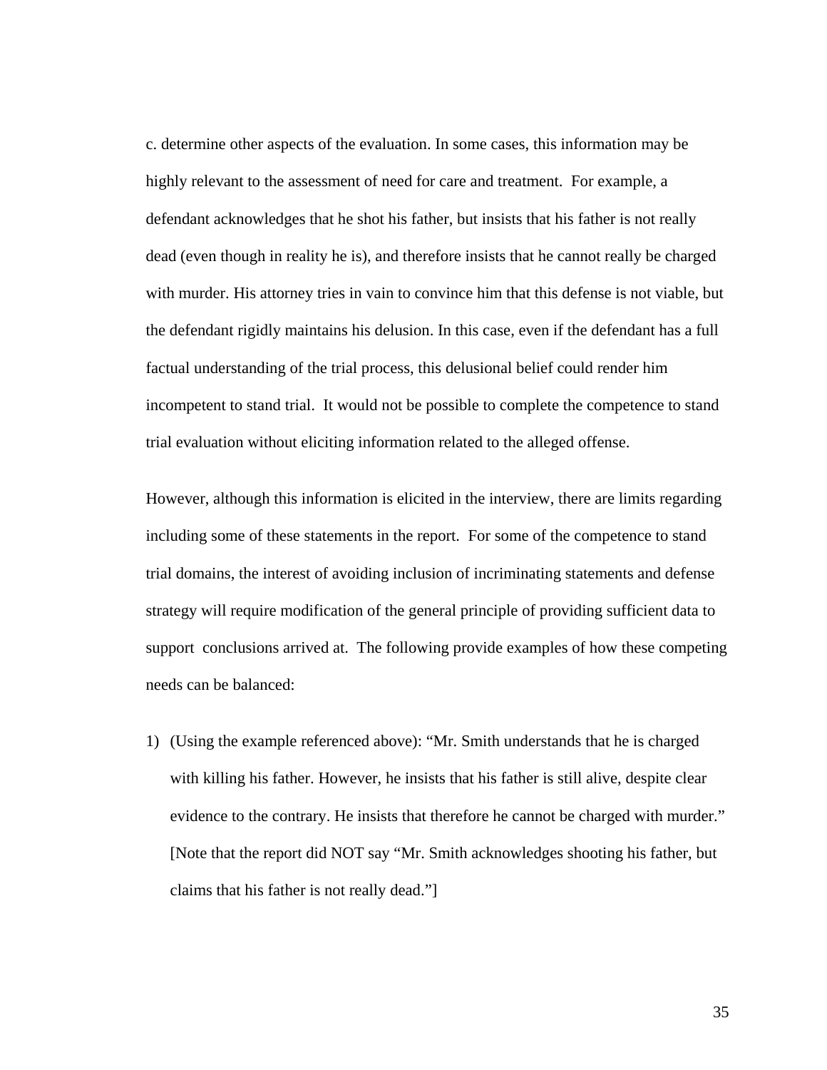c. determine other aspects of the evaluation. In some cases, this information may be highly relevant to the assessment of need for care and treatment. For example, a defendant acknowledges that he shot his father, but insists that his father is not really dead (even though in reality he is), and therefore insists that he cannot really be charged with murder. His attorney tries in vain to convince him that this defense is not viable, but the defendant rigidly maintains his delusion. In this case, even if the defendant has a full factual understanding of the trial process, this delusional belief could render him incompetent to stand trial. It would not be possible to complete the competence to stand trial evaluation without eliciting information related to the alleged offense.

However, although this information is elicited in the interview, there are limits regarding including some of these statements in the report. For some of the competence to stand trial domains, the interest of avoiding inclusion of incriminating statements and defense strategy will require modification of the general principle of providing sufficient data to support conclusions arrived at. The following provide examples of how these competing needs can be balanced:

1) (Using the example referenced above): "Mr. Smith understands that he is charged with killing his father. However, he insists that his father is still alive, despite clear evidence to the contrary. He insists that therefore he cannot be charged with murder." [Note that the report did NOT say "Mr. Smith acknowledges shooting his father, but claims that his father is not really dead."]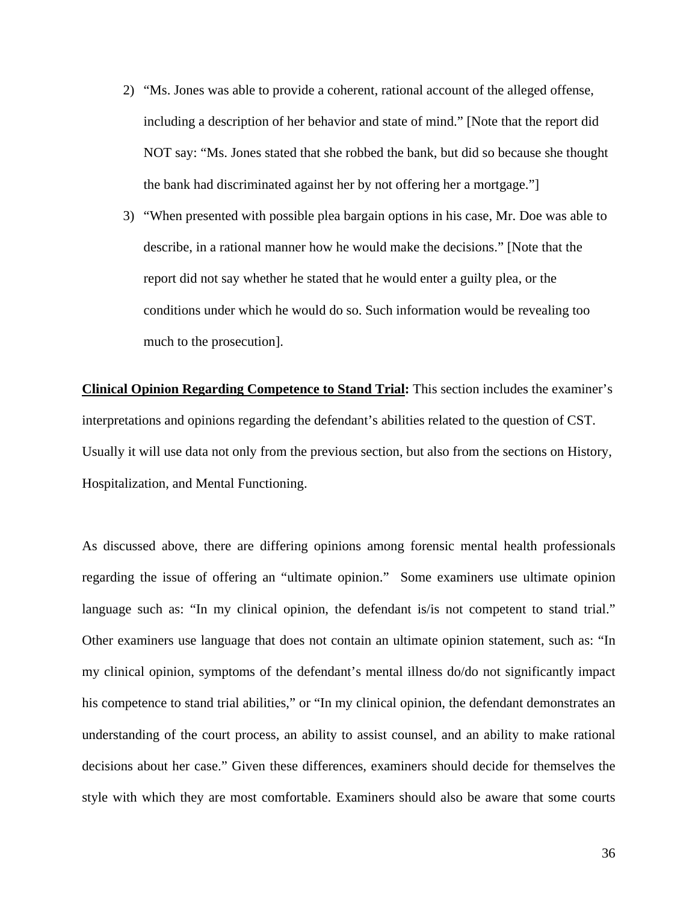2) "Ms. Jones was able to provide a coherent, rational account of the alleged offense, including a description of her behavior and state of mind." [Note that the report did NOT say: "Ms. Jones stated that she robbed the bank, but did so because she thought the bank had discriminated against her by not offering her a mortgage."]
3) "When presented with possible plea bargain options in his case, Mr. Doe was able to describe, in a rational manner how he would make the decisions." [Note that the report did not say whether he stated that he would enter a guilty plea, or the conditions under which he would do so. Such information would be revealing too much to the prosecution].

**Clinical Opinion Regarding Competence to Stand Trial:** This section includes the examiner's interpretations and opinions regarding the defendant's abilities related to the question of CST. Usually it will use data not only from the previous section, but also from the sections on History, Hospitalization, and Mental Functioning.

As discussed above, there are differing opinions among forensic mental health professionals regarding the issue of offering an "ultimate opinion." Some examiners use ultimate opinion language such as: "In my clinical opinion, the defendant is/is not competent to stand trial." Other examiners use language that does not contain an ultimate opinion statement, such as: "In my clinical opinion, symptoms of the defendant's mental illness do/do not significantly impact his competence to stand trial abilities," or "In my clinical opinion, the defendant demonstrates an understanding of the court process, an ability to assist counsel, and an ability to make rational decisions about her case." Given these differences, examiners should decide for themselves the style with which they are most comfortable. Examiners should also be aware that some courts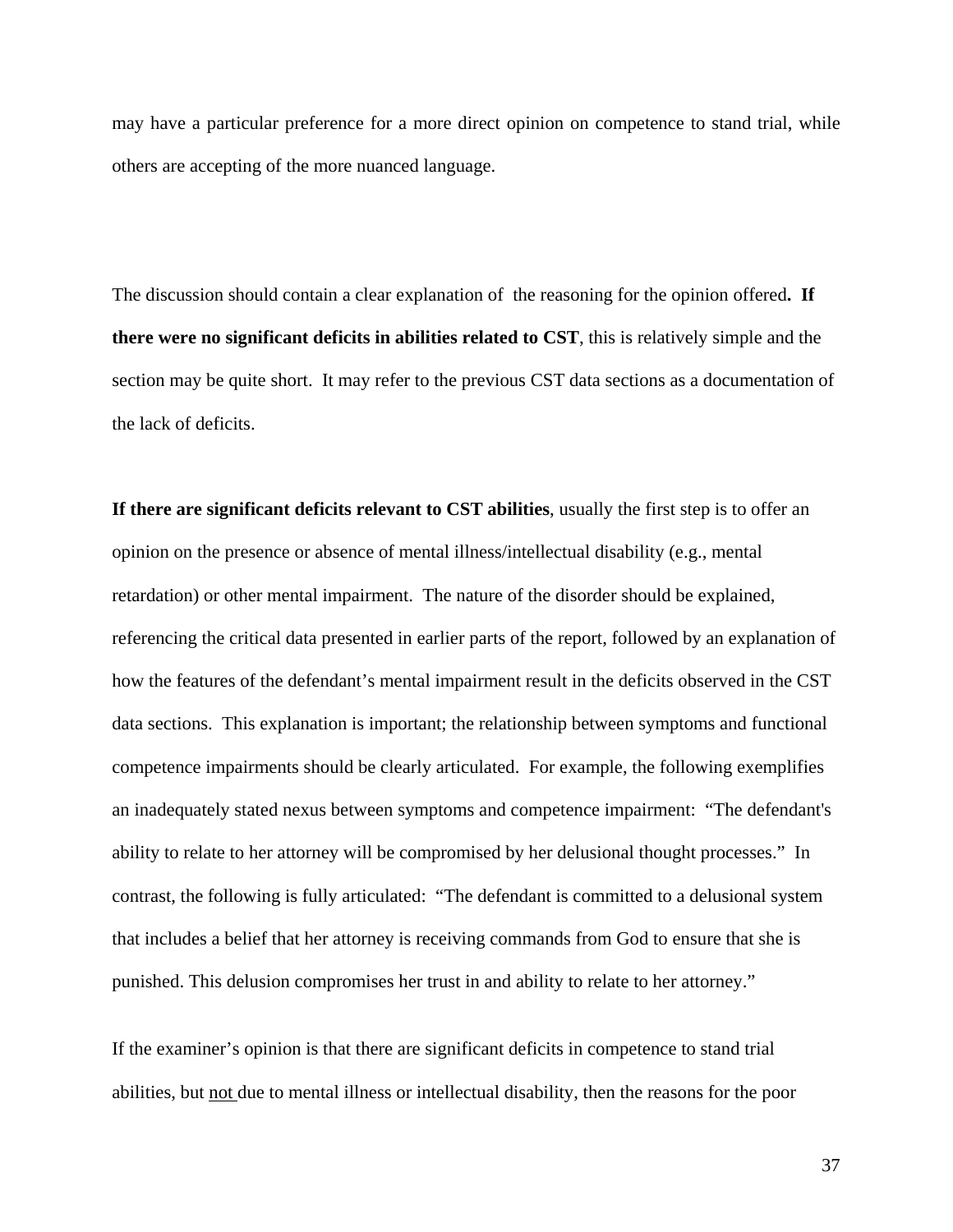may have a particular preference for a more direct opinion on competence to stand trial, while others are accepting of the more nuanced language.

The discussion should contain a clear explanation of the reasoning for the opinion offered**. If there were no significant deficits in abilities related to CST**, this is relatively simple and the section may be quite short. It may refer to the previous CST data sections as a documentation of the lack of deficits.

**If there are significant deficits relevant to CST abilities**, usually the first step is to offer an opinion on the presence or absence of mental illness/intellectual disability (e.g., mental retardation) or other mental impairment. The nature of the disorder should be explained, referencing the critical data presented in earlier parts of the report, followed by an explanation of how the features of the defendant's mental impairment result in the deficits observed in the CST data sections. This explanation is important; the relationship between symptoms and functional competence impairments should be clearly articulated. For example, the following exemplifies an inadequately stated nexus between symptoms and competence impairment: "The defendant's ability to relate to her attorney will be compromised by her delusional thought processes." In contrast, the following is fully articulated: "The defendant is committed to a delusional system that includes a belief that her attorney is receiving commands from God to ensure that she is punished. This delusion compromises her trust in and ability to relate to her attorney."

If the examiner's opinion is that there are significant deficits in competence to stand trial abilities, but <u>not</u> due to mental illness or intellectual disability, then the reasons for the poor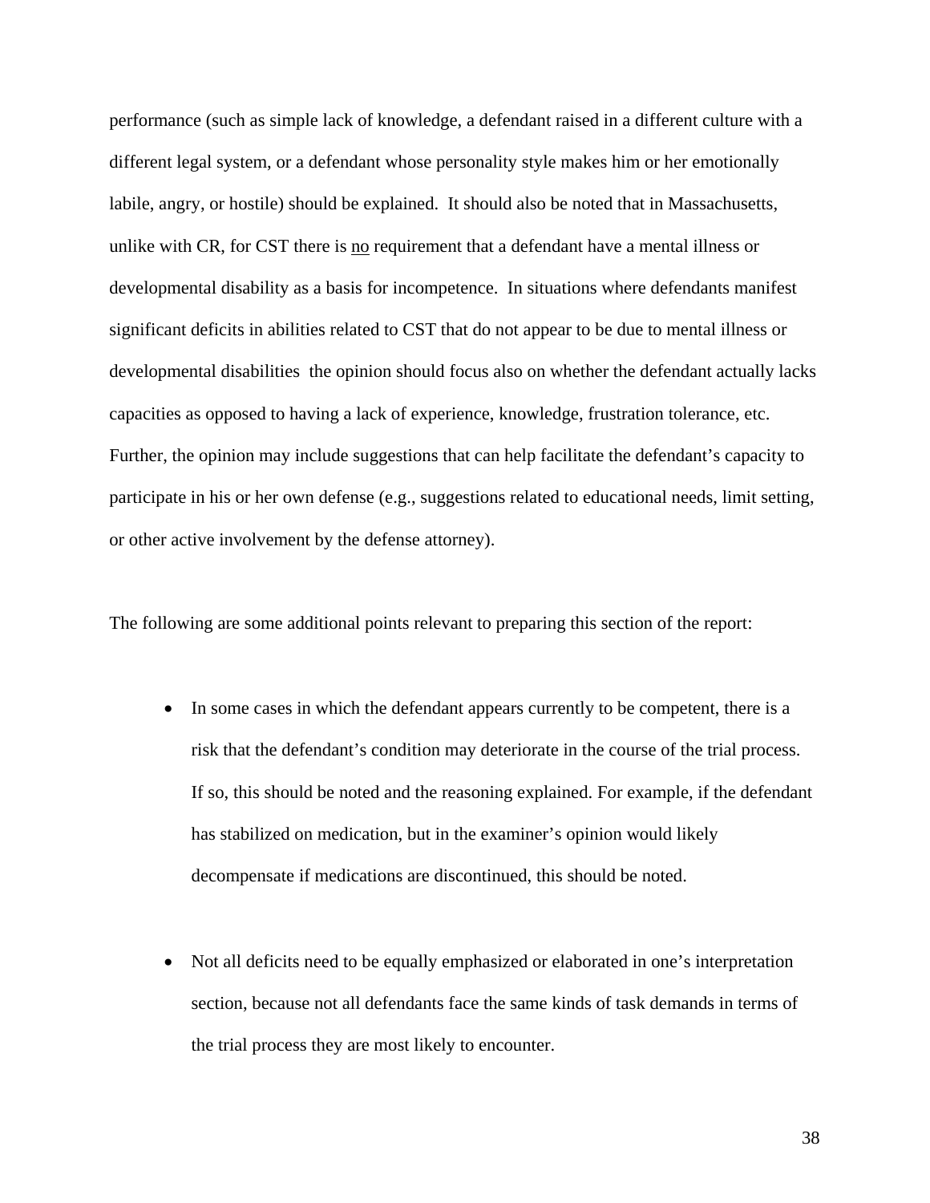performance (such as simple lack of knowledge, a defendant raised in a different culture with a different legal system, or a defendant whose personality style makes him or her emotionally labile, angry, or hostile) should be explained. It should also be noted that in Massachusetts, unlike with CR, for CST there is <u>no</u> requirement that a defendant have a mental illness or developmental disability as a basis for incompetence. In situations where defendants manifest significant deficits in abilities related to CST that do not appear to be due to mental illness or developmental disabilities the opinion should focus also on whether the defendant actually lacks capacities as opposed to having a lack of experience, knowledge, frustration tolerance, etc. Further, the opinion may include suggestions that can help facilitate the defendant's capacity to participate in his or her own defense (e.g., suggestions related to educational needs, limit setting, or other active involvement by the defense attorney).

The following are some additional points relevant to preparing this section of the report:

- In some cases in which the defendant appears currently to be competent, there is a risk that the defendant's condition may deteriorate in the course of the trial process. If so, this should be noted and the reasoning explained. For example, if the defendant has stabilized on medication, but in the examiner's opinion would likely decompensate if medications are discontinued, this should be noted.

- Not all deficits need to be equally emphasized or elaborated in one's interpretation section, because not all defendants face the same kinds of task demands in terms of the trial process they are most likely to encounter.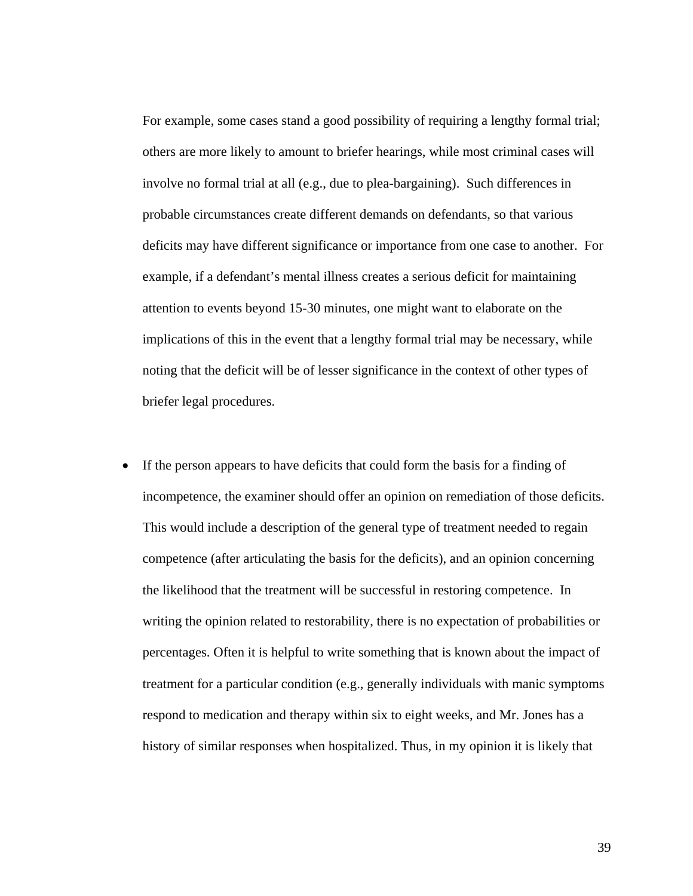For example, some cases stand a good possibility of requiring a lengthy formal trial; others are more likely to amount to briefer hearings, while most criminal cases will involve no formal trial at all (e.g., due to plea-bargaining). Such differences in probable circumstances create different demands on defendants, so that various deficits may have different significance or importance from one case to another. For example, if a defendant's mental illness creates a serious deficit for maintaining attention to events beyond 15-30 minutes, one might want to elaborate on the implications of this in the event that a lengthy formal trial may be necessary, while noting that the deficit will be of lesser significance in the context of other types of briefer legal procedures.

- If the person appears to have deficits that could form the basis for a finding of incompetence, the examiner should offer an opinion on remediation of those deficits. This would include a description of the general type of treatment needed to regain competence (after articulating the basis for the deficits), and an opinion concerning the likelihood that the treatment will be successful in restoring competence. In writing the opinion related to restorability, there is no expectation of probabilities or percentages. Often it is helpful to write something that is known about the impact of treatment for a particular condition (e.g., generally individuals with manic symptoms respond to medication and therapy within six to eight weeks, and Mr. Jones has a history of similar responses when hospitalized. Thus, in my opinion it is likely that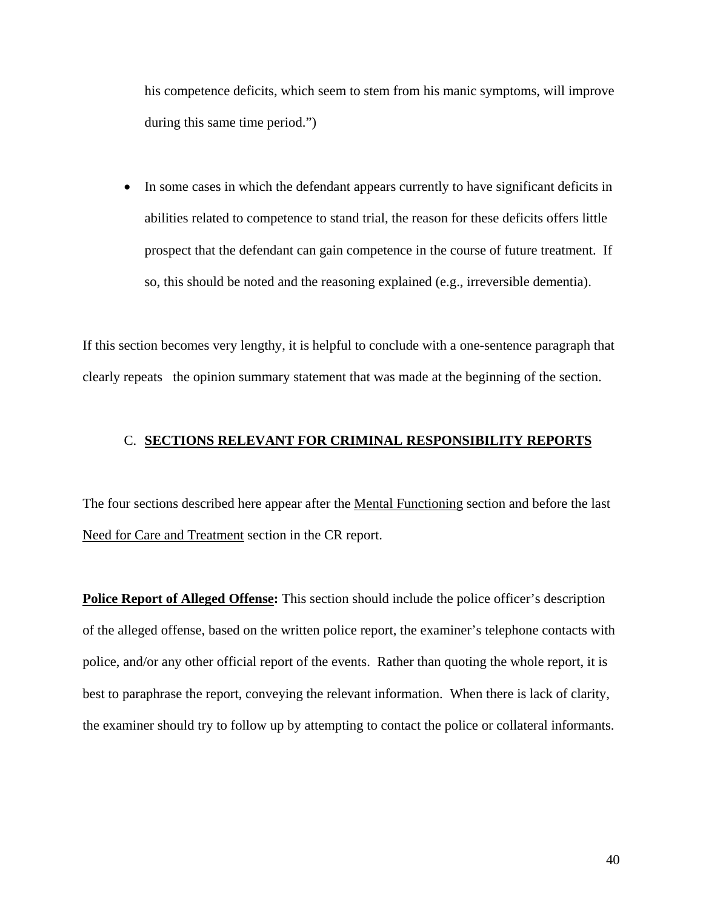his competence deficits, which seem to stem from his manic symptoms, will improve during this same time period.")

- In some cases in which the defendant appears currently to have significant deficits in abilities related to competence to stand trial, the reason for these deficits offers little prospect that the defendant can gain competence in the course of future treatment. If so, this should be noted and the reasoning explained (e.g., irreversible dementia).

If this section becomes very lengthy, it is helpful to conclude with a one-sentence paragraph that clearly repeats the opinion summary statement that was made at the beginning of the section.

## C. SECTIONS RELEVANT FOR CRIMINAL RESPONSIBILITY REPORTS

The four sections described here appear after the Mental Functioning section and before the last Need for Care and Treatment section in the CR report.

**Police Report of Alleged Offense:** This section should include the police officer's description of the alleged offense, based on the written police report, the examiner's telephone contacts with police, and/or any other official report of the events. Rather than quoting the whole report, it is best to paraphrase the report, conveying the relevant information. When there is lack of clarity, the examiner should try to follow up by attempting to contact the police or collateral informants.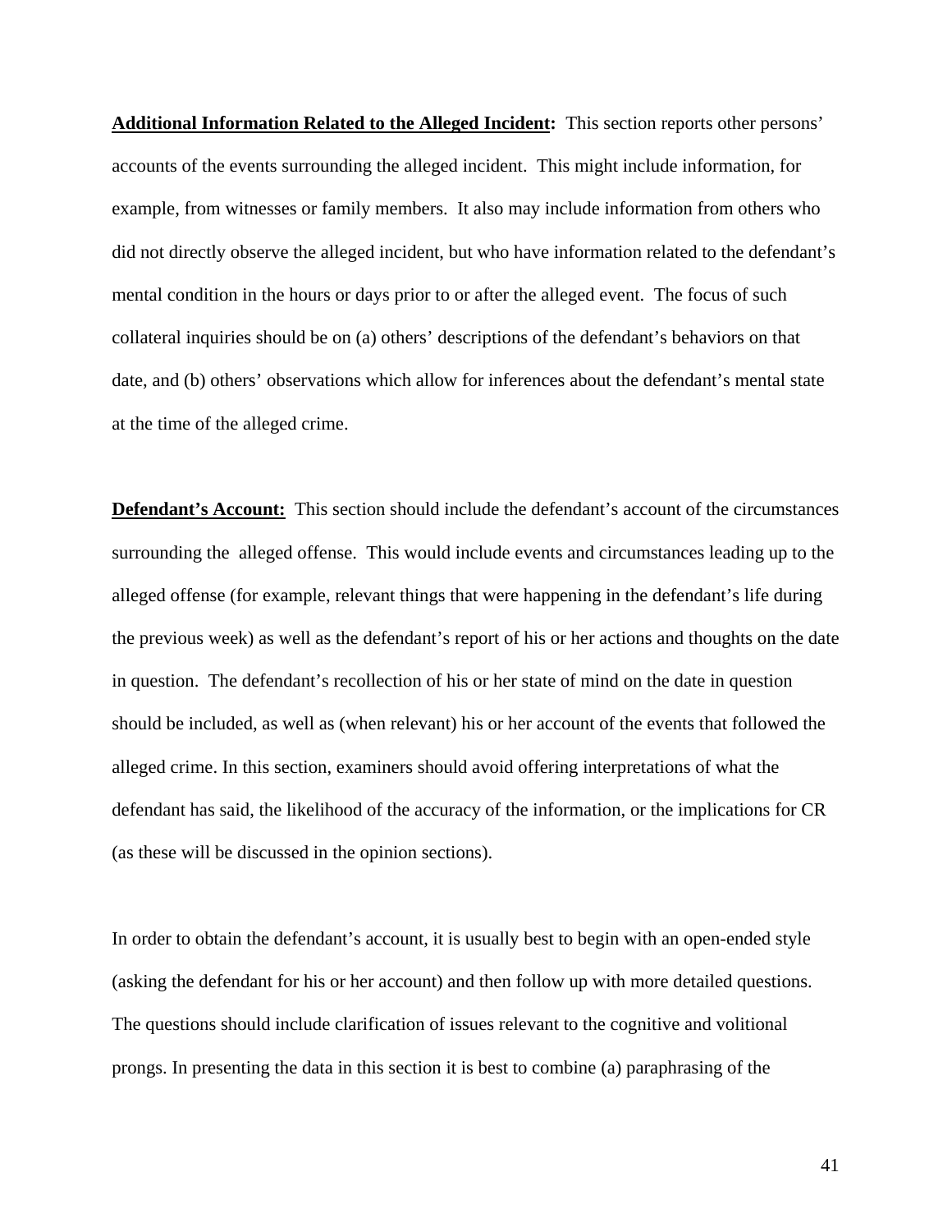**<u>Additional Information Related to the Alleged Incident</u>:** This section reports other persons' accounts of the events surrounding the alleged incident. This might include information, for example, from witnesses or family members. It also may include information from others who did not directly observe the alleged incident, but who have information related to the defendant's mental condition in the hours or days prior to or after the alleged event. The focus of such collateral inquiries should be on (a) others' descriptions of the defendant's behaviors on that date, and (b) others' observations which allow for inferences about the defendant's mental state at the time of the alleged crime.

**<u>Defendant's Account:</u>** This section should include the defendant's account of the circumstances surrounding the alleged offense. This would include events and circumstances leading up to the alleged offense (for example, relevant things that were happening in the defendant's life during the previous week) as well as the defendant's report of his or her actions and thoughts on the date in question. The defendant's recollection of his or her state of mind on the date in question should be included, as well as (when relevant) his or her account of the events that followed the alleged crime. In this section, examiners should avoid offering interpretations of what the defendant has said, the likelihood of the accuracy of the information, or the implications for CR (as these will be discussed in the opinion sections).

In order to obtain the defendant's account, it is usually best to begin with an open-ended style (asking the defendant for his or her account) and then follow up with more detailed questions. The questions should include clarification of issues relevant to the cognitive and volitional prongs. In presenting the data in this section it is best to combine (a) paraphrasing of the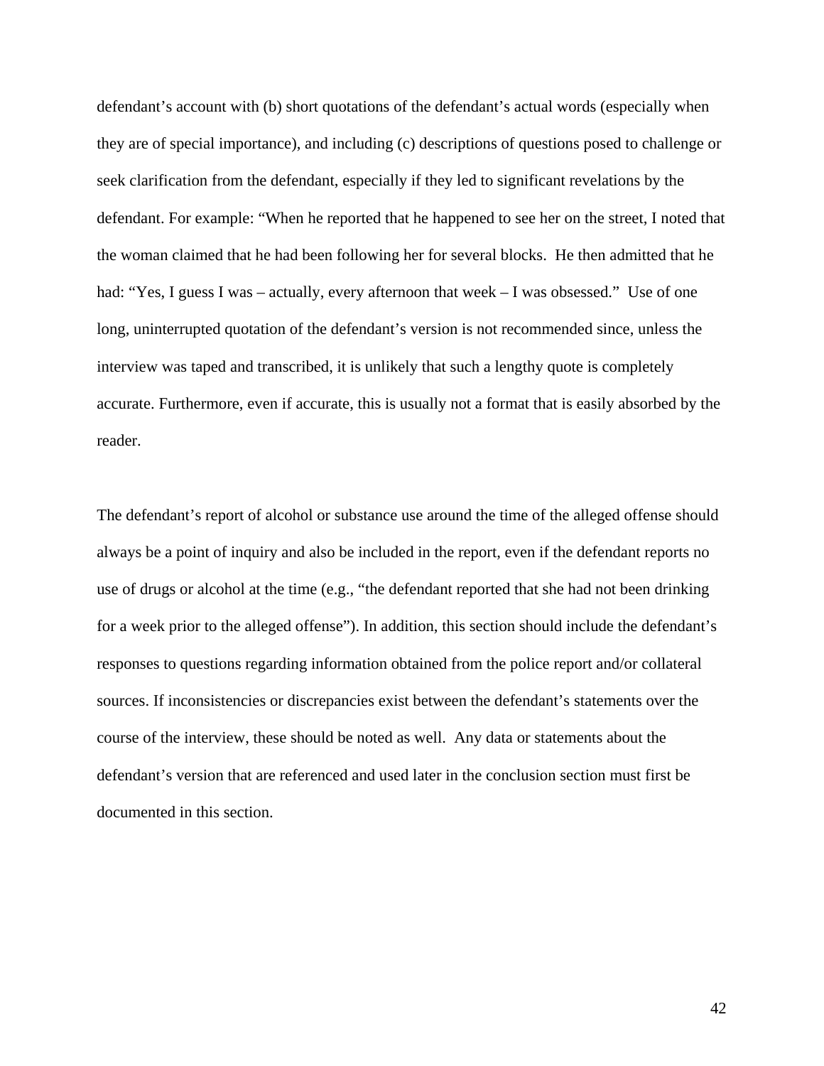defendant's account with (b) short quotations of the defendant's actual words (especially when they are of special importance), and including (c) descriptions of questions posed to challenge or seek clarification from the defendant, especially if they led to significant revelations by the defendant. For example: "When he reported that he happened to see her on the street, I noted that the woman claimed that he had been following her for several blocks. He then admitted that he had: "Yes, I guess I was – actually, every afternoon that week – I was obsessed." Use of one long, uninterrupted quotation of the defendant's version is not recommended since, unless the interview was taped and transcribed, it is unlikely that such a lengthy quote is completely accurate. Furthermore, even if accurate, this is usually not a format that is easily absorbed by the reader.

The defendant's report of alcohol or substance use around the time of the alleged offense should always be a point of inquiry and also be included in the report, even if the defendant reports no use of drugs or alcohol at the time (e.g., "the defendant reported that she had not been drinking for a week prior to the alleged offense"). In addition, this section should include the defendant's responses to questions regarding information obtained from the police report and/or collateral sources. If inconsistencies or discrepancies exist between the defendant's statements over the course of the interview, these should be noted as well. Any data or statements about the defendant's version that are referenced and used later in the conclusion section must first be documented in this section.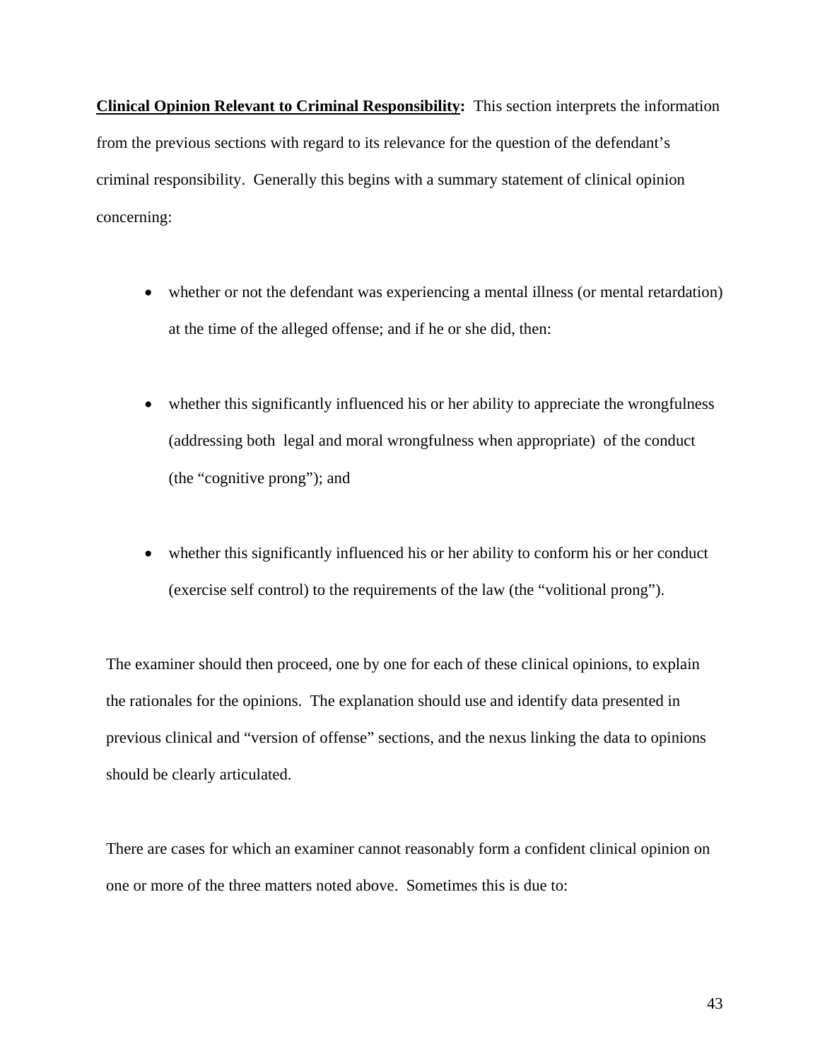**<u>Clinical Opinion Relevant to Criminal Responsibility</u>:** This section interprets the information from the previous sections with regard to its relevance for the question of the defendant's criminal responsibility. Generally this begins with a summary statement of clinical opinion concerning:

- whether or not the defendant was experiencing a mental illness (or mental retardation) at the time of the alleged offense; and if he or she did, then:

- whether this significantly influenced his or her ability to appreciate the wrongfulness (addressing both legal and moral wrongfulness when appropriate) of the conduct (the "cognitive prong"); and

- whether this significantly influenced his or her ability to conform his or her conduct (exercise self control) to the requirements of the law (the "volitional prong").

The examiner should then proceed, one by one for each of these clinical opinions, to explain the rationales for the opinions. The explanation should use and identify data presented in previous clinical and "version of offense" sections, and the nexus linking the data to opinions should be clearly articulated.

There are cases for which an examiner cannot reasonably form a confident clinical opinion on one or more of the three matters noted above. Sometimes this is due to: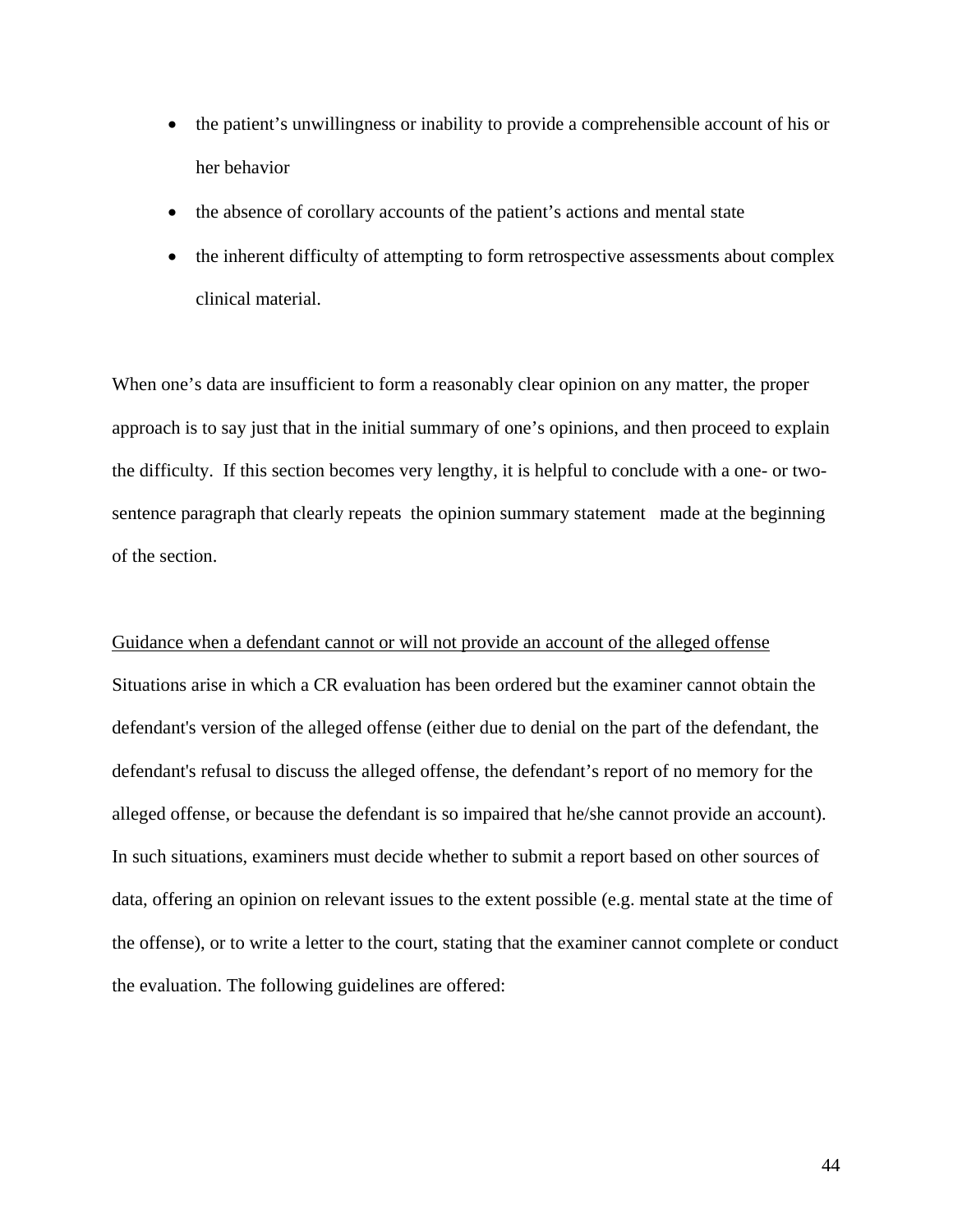- the patient's unwillingness or inability to provide a comprehensible account of his or her behavior
- the absence of corollary accounts of the patient's actions and mental state
- the inherent difficulty of attempting to form retrospective assessments about complex clinical material.

When one's data are insufficient to form a reasonably clear opinion on any matter, the proper approach is to say just that in the initial summary of one's opinions, and then proceed to explain the difficulty. If this section becomes very lengthy, it is helpful to conclude with a one- or two-sentence paragraph that clearly repeats the opinion summary statement made at the beginning of the section.

<u>Guidance when a defendant cannot or will not provide an account of the alleged offense</u>

Situations arise in which a CR evaluation has been ordered but the examiner cannot obtain the defendant's version of the alleged offense (either due to denial on the part of the defendant, the defendant's refusal to discuss the alleged offense, the defendant's report of no memory for the alleged offense, or because the defendant is so impaired that he/she cannot provide an account). In such situations, examiners must decide whether to submit a report based on other sources of data, offering an opinion on relevant issues to the extent possible (e.g. mental state at the time of the offense), or to write a letter to the court, stating that the examiner cannot complete or conduct the evaluation. The following guidelines are offered: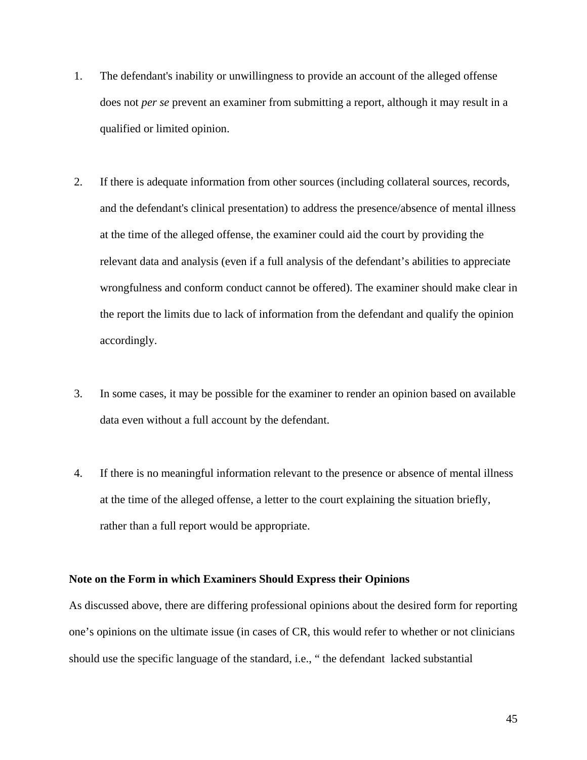1. The defendant's inability or unwillingness to provide an account of the alleged offense does not *per se* prevent an examiner from submitting a report, although it may result in a qualified or limited opinion.

2. If there is adequate information from other sources (including collateral sources, records, and the defendant's clinical presentation) to address the presence/absence of mental illness at the time of the alleged offense, the examiner could aid the court by providing the relevant data and analysis (even if a full analysis of the defendant's abilities to appreciate wrongfulness and conform conduct cannot be offered). The examiner should make clear in the report the limits due to lack of information from the defendant and qualify the opinion accordingly.

3. In some cases, it may be possible for the examiner to render an opinion based on available data even without a full account by the defendant.

4. If there is no meaningful information relevant to the presence or absence of mental illness at the time of the alleged offense, a letter to the court explaining the situation briefly, rather than a full report would be appropriate.

**Note on the Form in which Examiners Should Express their Opinions**

As discussed above, there are differing professional opinions about the desired form for reporting one's opinions on the ultimate issue (in cases of CR, this would refer to whether or not clinicians should use the specific language of the standard, i.e., " the defendant lacked substantial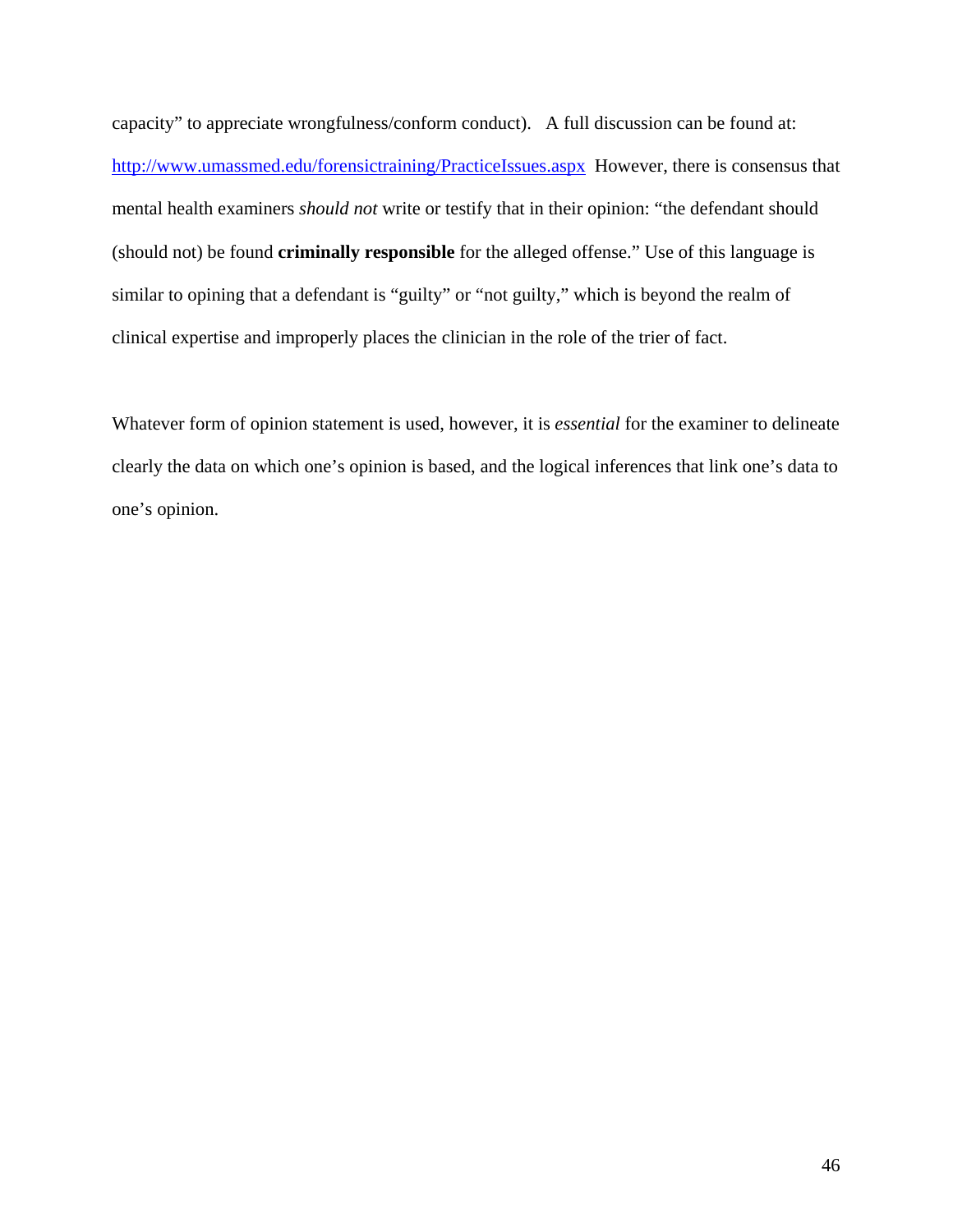capacity" to appreciate wrongfulness/conform conduct). A full discussion can be found at: http://www.umassmed.edu/forensictraining/PracticeIssues.aspx However, there is consensus that mental health examiners *should not* write or testify that in their opinion: "the defendant should (should not) be found **criminally responsible** for the alleged offense." Use of this language is similar to opining that a defendant is "guilty" or "not guilty," which is beyond the realm of clinical expertise and improperly places the clinician in the role of the trier of fact.

Whatever form of opinion statement is used, however, it is *essential* for the examiner to delineate clearly the data on which one's opinion is based, and the logical inferences that link one's data to one's opinion.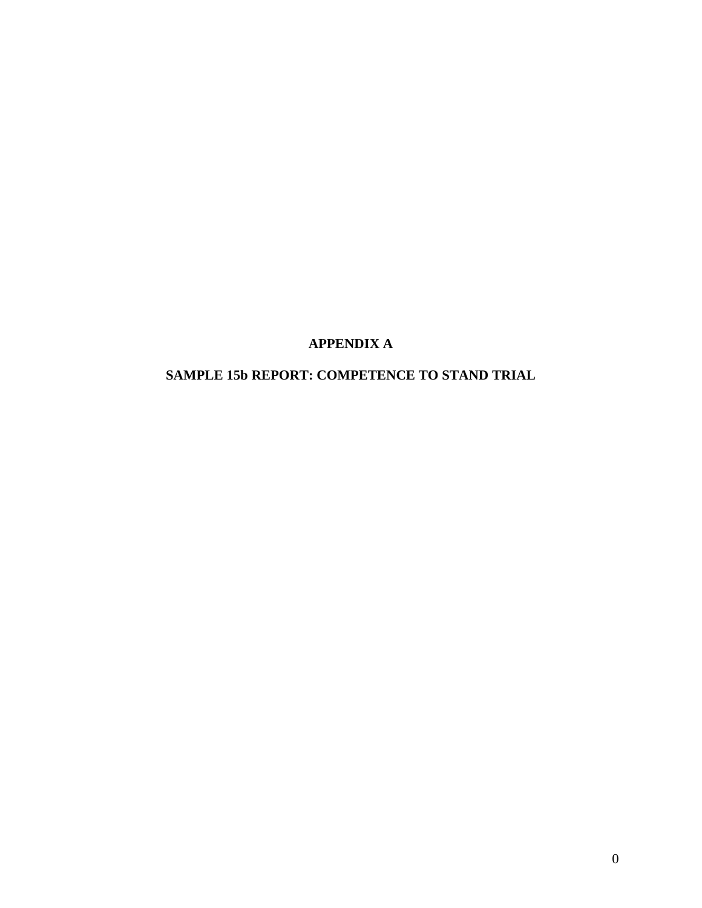# APPENDIX A

## SAMPLE 15b REPORT: COMPETENCE TO STAND TRIAL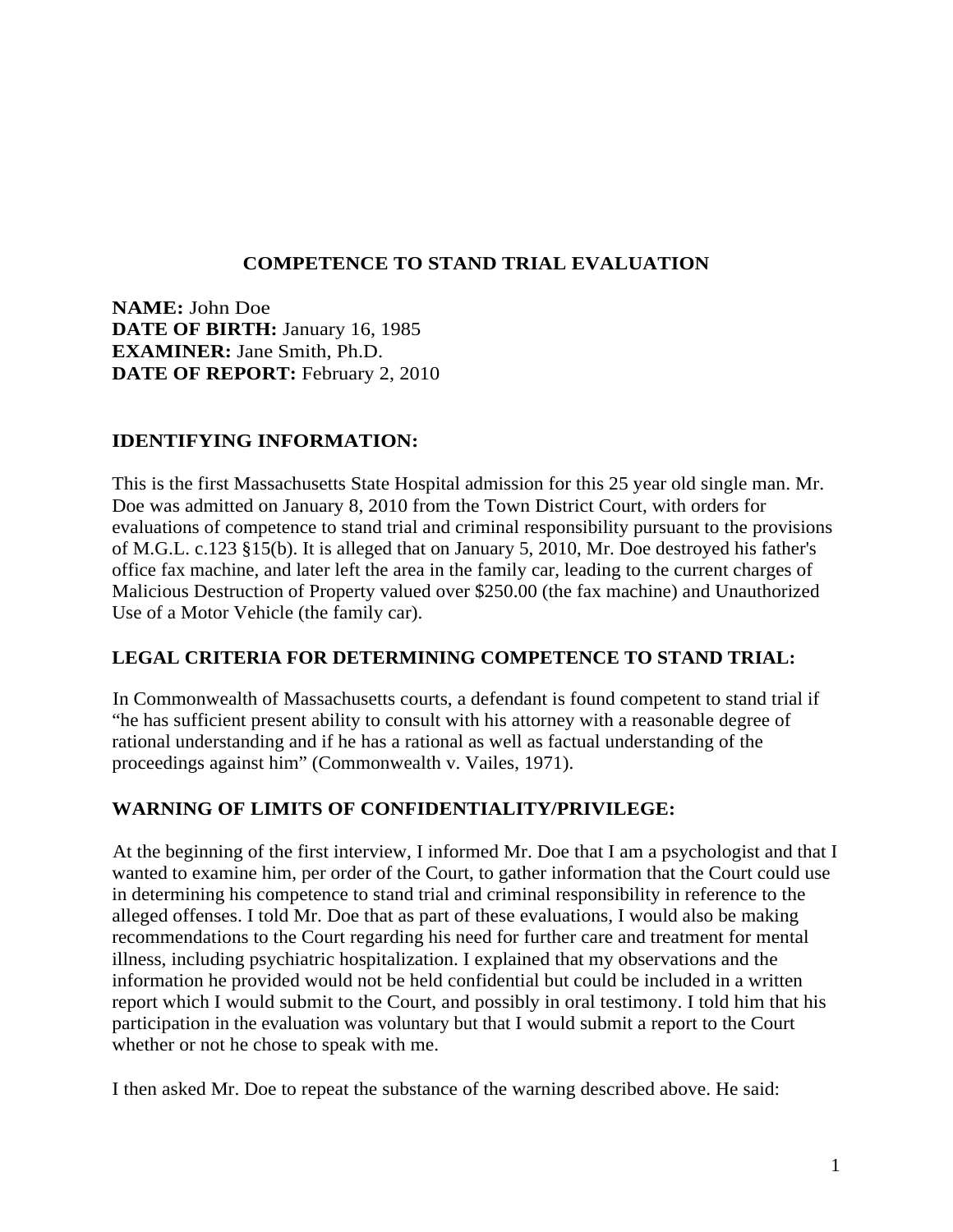# COMPETENCE TO STAND TRIAL EVALUATION

**NAME:** John Doe
**DATE OF BIRTH:** January 16, 1985
**EXAMINER:** Jane Smith, Ph.D.
**DATE OF REPORT:** February 2, 2010

## IDENTIFYING INFORMATION:

This is the first Massachusetts State Hospital admission for this 25 year old single man. Mr. Doe was admitted on January 8, 2010 from the Town District Court, with orders for evaluations of competence to stand trial and criminal responsibility pursuant to the provisions of M.G.L. c.123 §15(b). It is alleged that on January 5, 2010, Mr. Doe destroyed his father's office fax machine, and later left the area in the family car, leading to the current charges of Malicious Destruction of Property valued over $250.00 (the fax machine) and Unauthorized Use of a Motor Vehicle (the family car).

## LEGAL CRITERIA FOR DETERMINING COMPETENCE TO STAND TRIAL:

In Commonwealth of Massachusetts courts, a defendant is found competent to stand trial if "he has sufficient present ability to consult with his attorney with a reasonable degree of rational understanding and if he has a rational as well as factual understanding of the proceedings against him" (Commonwealth v. Vailes, 1971).

## WARNING OF LIMITS OF CONFIDENTIALITY/PRIVILEGE:

At the beginning of the first interview, I informed Mr. Doe that I am a psychologist and that I wanted to examine him, per order of the Court, to gather information that the Court could use in determining his competence to stand trial and criminal responsibility in reference to the alleged offenses. I told Mr. Doe that as part of these evaluations, I would also be making recommendations to the Court regarding his need for further care and treatment for mental illness, including psychiatric hospitalization. I explained that my observations and the information he provided would not be held confidential but could be included in a written report which I would submit to the Court, and possibly in oral testimony. I told him that his participation in the evaluation was voluntary but that I would submit a report to the Court whether or not he chose to speak with me.

I then asked Mr. Doe to repeat the substance of the warning described above. He said: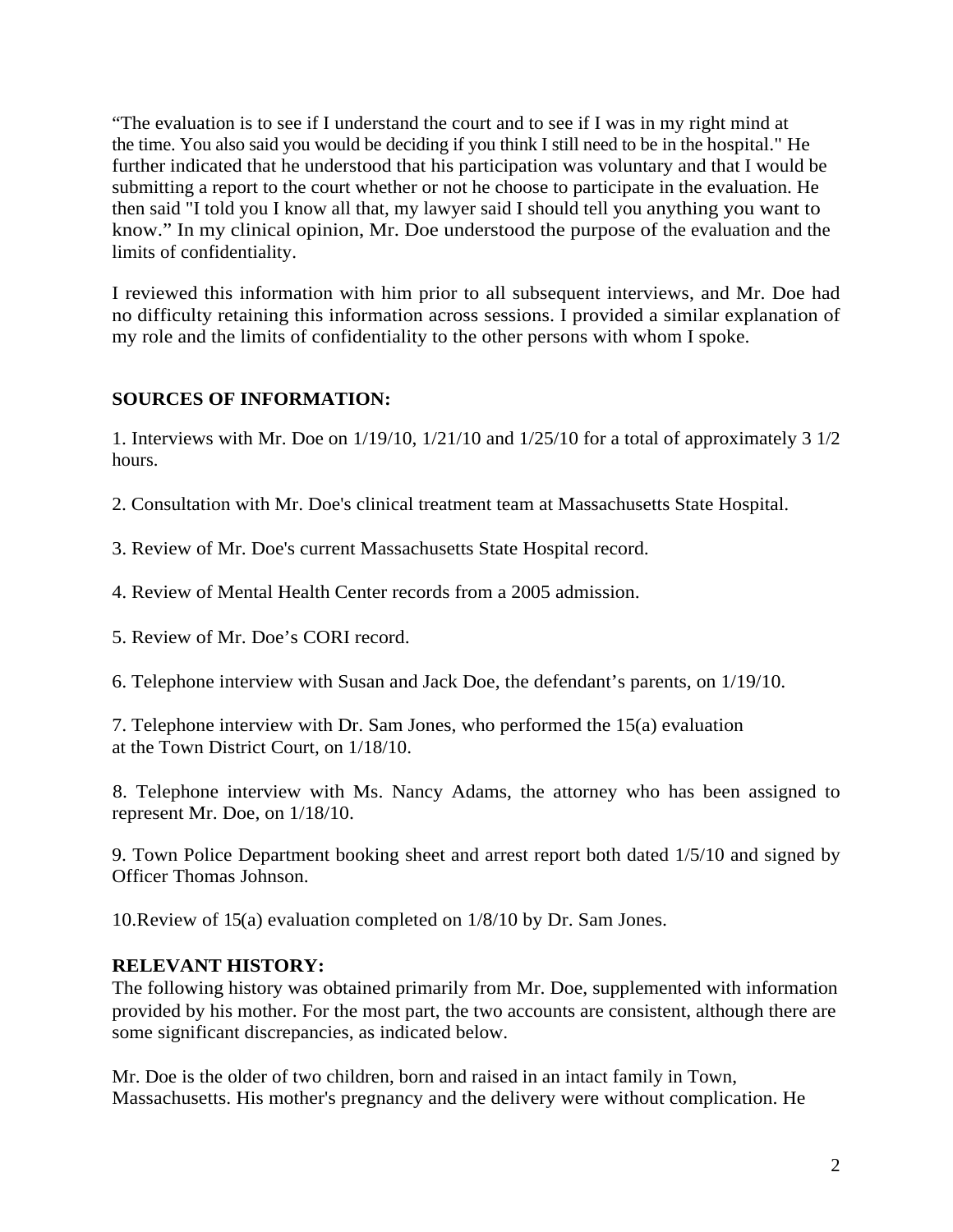"The evaluation is to see if I understand the court and to see if I was in my right mind at the time. You also said you would be deciding if you think I still need to be in the hospital." He further indicated that he understood that his participation was voluntary and that I would be submitting a report to the court whether or not he choose to participate in the evaluation. He then said "I told you I know all that, my lawyer said I should tell you anything you want to know." In my clinical opinion, Mr. Doe understood the purpose of the evaluation and the limits of confidentiality.

I reviewed this information with him prior to all subsequent interviews, and Mr. Doe had no difficulty retaining this information across sessions. I provided a similar explanation of my role and the limits of confidentiality to the other persons with whom I spoke.

**SOURCES OF INFORMATION:**

1. Interviews with Mr. Doe on 1/19/10, 1/21/10 and 1/25/10 for a total of approximately 3 1/2 hours.

2. Consultation with Mr. Doe's clinical treatment team at Massachusetts State Hospital.

3. Review of Mr. Doe's current Massachusetts State Hospital record.

4. Review of Mental Health Center records from a 2005 admission.

5. Review of Mr. Doe's CORI record.

6. Telephone interview with Susan and Jack Doe, the defendant's parents, on 1/19/10.

7. Telephone interview with Dr. Sam Jones, who performed the 15(a) evaluation at the Town District Court, on 1/18/10.

8. Telephone interview with Ms. Nancy Adams, the attorney who has been assigned to represent Mr. Doe, on 1/18/10.

9. Town Police Department booking sheet and arrest report both dated 1/5/10 and signed by Officer Thomas Johnson.

10. Review of 15(a) evaluation completed on 1/8/10 by Dr. Sam Jones.

**RELEVANT HISTORY:**

The following history was obtained primarily from Mr. Doe, supplemented with information provided by his mother. For the most part, the two accounts are consistent, although there are some significant discrepancies, as indicated below.

Mr. Doe is the older of two children, born and raised in an intact family in Town, Massachusetts. His mother's pregnancy and the delivery were without complication. He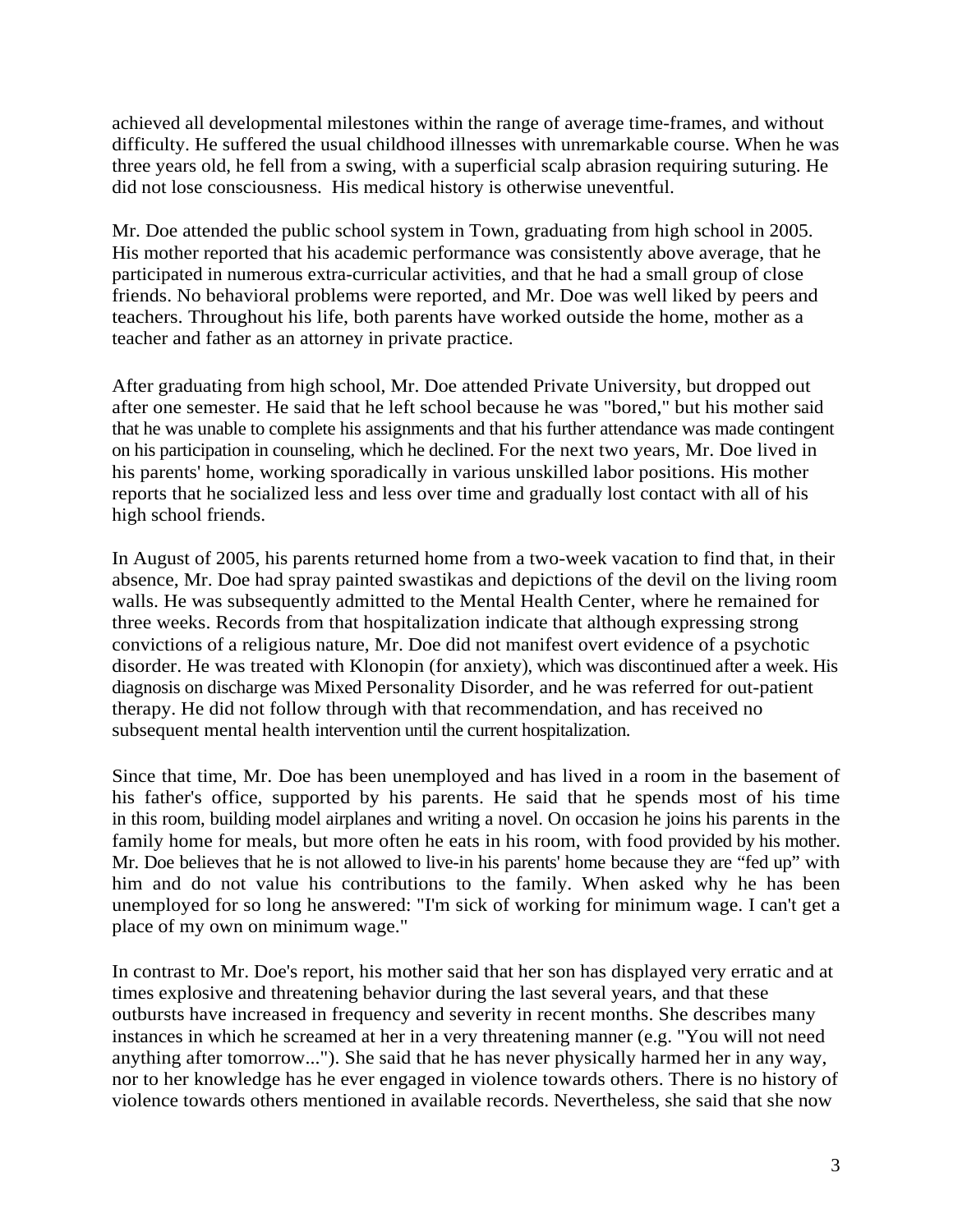achieved all developmental milestones within the range of average time-frames, and without difficulty. He suffered the usual childhood illnesses with unremarkable course. When he was three years old, he fell from a swing, with a superficial scalp abrasion requiring suturing. He did not lose consciousness. His medical history is otherwise uneventful.

Mr. Doe attended the public school system in Town, graduating from high school in 2005. His mother reported that his academic performance was consistently above average, that he participated in numerous extra-curricular activities, and that he had a small group of close friends. No behavioral problems were reported, and Mr. Doe was well liked by peers and teachers. Throughout his life, both parents have worked outside the home, mother as a teacher and father as an attorney in private practice.

After graduating from high school, Mr. Doe attended Private University, but dropped out after one semester. He said that he left school because he was "bored," but his mother said that he was unable to complete his assignments and that his further attendance was made contingent on his participation in counseling, which he declined. For the next two years, Mr. Doe lived in his parents' home, working sporadically in various unskilled labor positions. His mother reports that he socialized less and less over time and gradually lost contact with all of his high school friends.

In August of 2005, his parents returned home from a two-week vacation to find that, in their absence, Mr. Doe had spray painted swastikas and depictions of the devil on the living room walls. He was subsequently admitted to the Mental Health Center, where he remained for three weeks. Records from that hospitalization indicate that although expressing strong convictions of a religious nature, Mr. Doe did not manifest overt evidence of a psychotic disorder. He was treated with Klonopin (for anxiety), which was discontinued after a week. His diagnosis on discharge was Mixed Personality Disorder, and he was referred for out-patient therapy. He did not follow through with that recommendation, and has received no subsequent mental health intervention until the current hospitalization.

Since that time, Mr. Doe has been unemployed and has lived in a room in the basement of his father's office, supported by his parents. He said that he spends most of his time in this room, building model airplanes and writing a novel. On occasion he joins his parents in the family home for meals, but more often he eats in his room, with food provided by his mother. Mr. Doe believes that he is not allowed to live-in his parents' home because they are "fed up" with him and do not value his contributions to the family. When asked why he has been unemployed for so long he answered: "I'm sick of working for minimum wage. I can't get a place of my own on minimum wage."

In contrast to Mr. Doe's report, his mother said that her son has displayed very erratic and at times explosive and threatening behavior during the last several years, and that these outbursts have increased in frequency and severity in recent months. She describes many instances in which he screamed at her in a very threatening manner (e.g. "You will not need anything after tomorrow..."). She said that he has never physically harmed her in any way, nor to her knowledge has he ever engaged in violence towards others. There is no history of violence towards others mentioned in available records. Nevertheless, she said that she now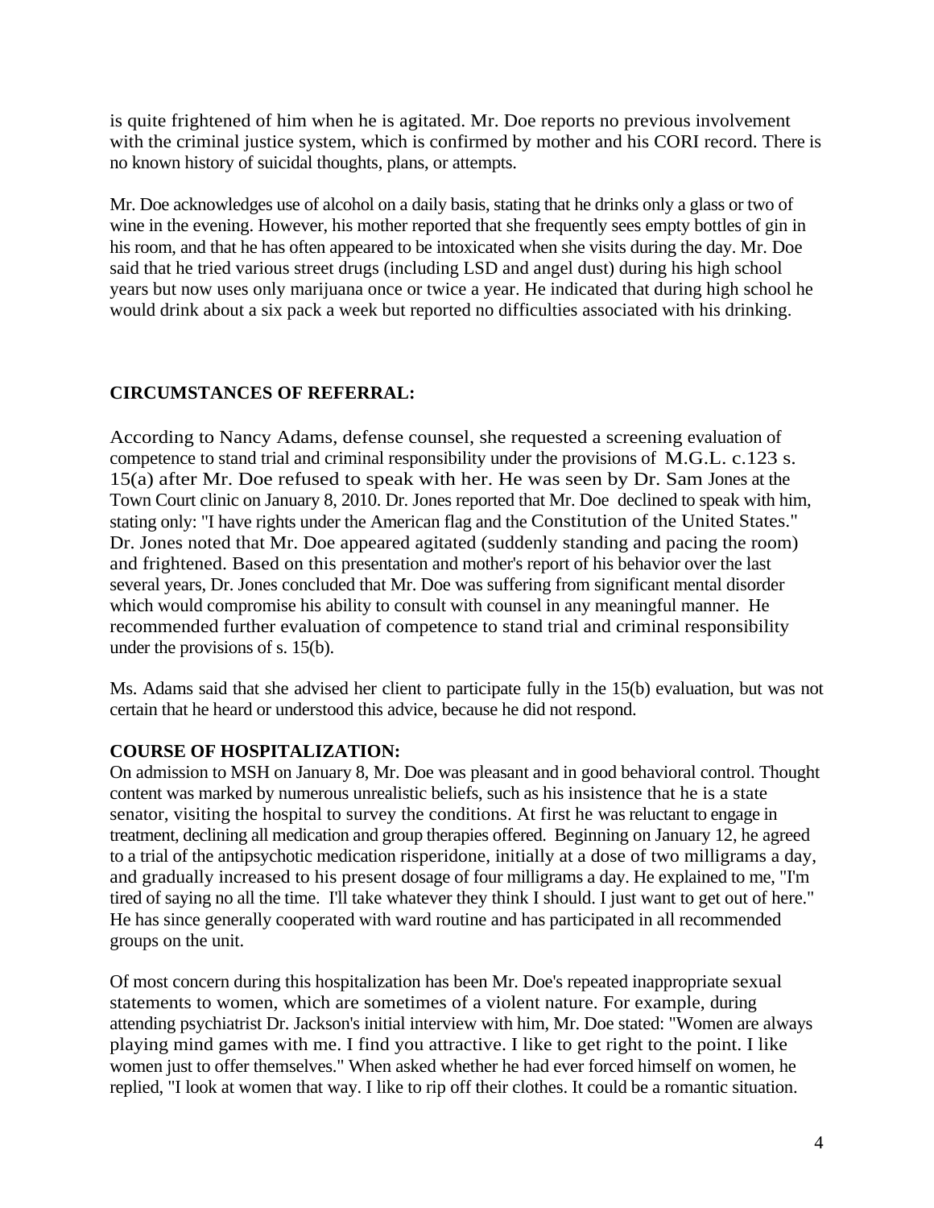is quite frightened of him when he is agitated. Mr. Doe reports no previous involvement with the criminal justice system, which is confirmed by mother and his CORI record. There is no known history of suicidal thoughts, plans, or attempts.

Mr. Doe acknowledges use of alcohol on a daily basis, stating that he drinks only a glass or two of wine in the evening. However, his mother reported that she frequently sees empty bottles of gin in his room, and that he has often appeared to be intoxicated when she visits during the day. Mr. Doe said that he tried various street drugs (including LSD and angel dust) during his high school years but now uses only marijuana once or twice a year. He indicated that during high school he would drink about a six pack a week but reported no difficulties associated with his drinking.

**CIRCUMSTANCES OF REFERRAL:**

According to Nancy Adams, defense counsel, she requested a screening evaluation of competence to stand trial and criminal responsibility under the provisions of M.G.L. c.123 s. 15(a) after Mr. Doe refused to speak with her. He was seen by Dr. Sam Jones at the Town Court clinic on January 8, 2010. Dr. Jones reported that Mr. Doe declined to speak with him, stating only: "I have rights under the American flag and the Constitution of the United States." Dr. Jones noted that Mr. Doe appeared agitated (suddenly standing and pacing the room) and frightened. Based on this presentation and mother's report of his behavior over the last several years, Dr. Jones concluded that Mr. Doe was suffering from significant mental disorder which would compromise his ability to consult with counsel in any meaningful manner. He recommended further evaluation of competence to stand trial and criminal responsibility under the provisions of s. 15(b).

Ms. Adams said that she advised her client to participate fully in the 15(b) evaluation, but was not certain that he heard or understood this advice, because he did not respond.

**COURSE OF HOSPITALIZATION:**

On admission to MSH on January 8, Mr. Doe was pleasant and in good behavioral control. Thought content was marked by numerous unrealistic beliefs, such as his insistence that he is a state senator, visiting the hospital to survey the conditions. At first he was reluctant to engage in treatment, declining all medication and group therapies offered. Beginning on January 12, he agreed to a trial of the antipsychotic medication risperidone, initially at a dose of two milligrams a day, and gradually increased to his present dosage of four milligrams a day. He explained to me, "I'm tired of saying no all the time. I'll take whatever they think I should. I just want to get out of here." He has since generally cooperated with ward routine and has participated in all recommended groups on the unit.

Of most concern during this hospitalization has been Mr. Doe's repeated inappropriate sexual statements to women, which are sometimes of a violent nature. For example, during attending psychiatrist Dr. Jackson's initial interview with him, Mr. Doe stated: "Women are always playing mind games with me. I find you attractive. I like to get right to the point. I like women just to offer themselves." When asked whether he had ever forced himself on women, he replied, "I look at women that way. I like to rip off their clothes. It could be a romantic situation.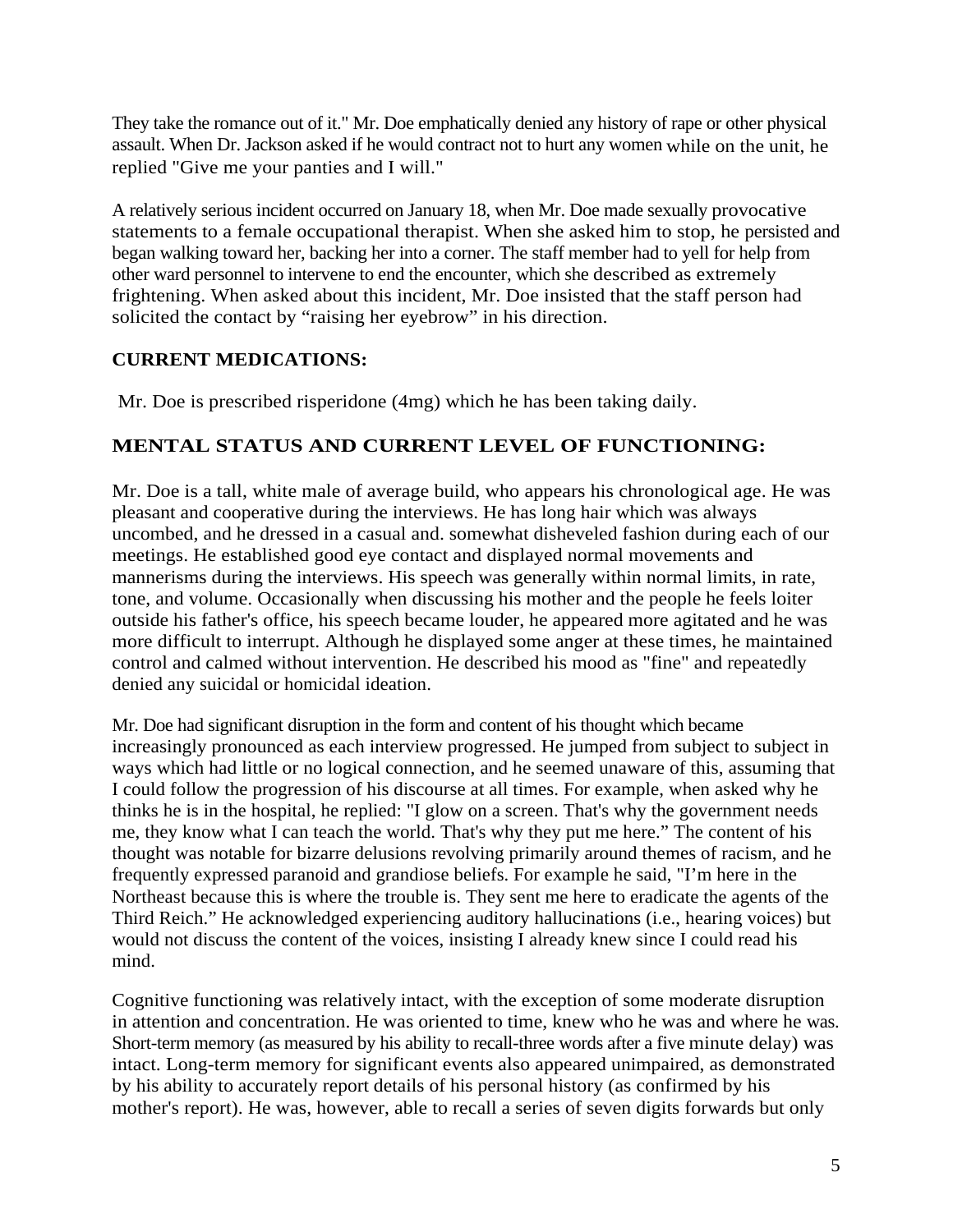They take the romance out of it." Mr. Doe emphatically denied any history of rape or other physical assault. When Dr. Jackson asked if he would contract not to hurt any women while on the unit, he replied "Give me your panties and I will."

A relatively serious incident occurred on January 18, when Mr. Doe made sexually provocative statements to a female occupational therapist. When she asked him to stop, he persisted and began walking toward her, backing her into a corner. The staff member had to yell for help from other ward personnel to intervene to end the encounter, which she described as extremely frightening. When asked about this incident, Mr. Doe insisted that the staff person had solicited the contact by "raising her eyebrow" in his direction.

### CURRENT MEDICATIONS:

Mr. Doe is prescribed risperidone (4mg) which he has been taking daily.

## MENTAL STATUS AND CURRENT LEVEL OF FUNCTIONING:

Mr. Doe is a tall, white male of average build, who appears his chronological age. He was pleasant and cooperative during the interviews. He has long hair which was always uncombed, and he dressed in a casual and. somewhat disheveled fashion during each of our meetings. He established good eye contact and displayed normal movements and mannerisms during the interviews. His speech was generally within normal limits, in rate, tone, and volume. Occasionally when discussing his mother and the people he feels loiter outside his father's office, his speech became louder, he appeared more agitated and he was more difficult to interrupt. Although he displayed some anger at these times, he maintained control and calmed without intervention. He described his mood as "fine" and repeatedly denied any suicidal or homicidal ideation.

Mr. Doe had significant disruption in the form and content of his thought which became increasingly pronounced as each interview progressed. He jumped from subject to subject in ways which had little or no logical connection, and he seemed unaware of this, assuming that I could follow the progression of his discourse at all times. For example, when asked why he thinks he is in the hospital, he replied: "I glow on a screen. That's why the government needs me, they know what I can teach the world. That's why they put me here." The content of his thought was notable for bizarre delusions revolving primarily around themes of racism, and he frequently expressed paranoid and grandiose beliefs. For example he said, "I'm here in the Northeast because this is where the trouble is. They sent me here to eradicate the agents of the Third Reich." He acknowledged experiencing auditory hallucinations (i.e., hearing voices) but would not discuss the content of the voices, insisting I already knew since I could read his mind.

Cognitive functioning was relatively intact, with the exception of some moderate disruption in attention and concentration. He was oriented to time, knew who he was and where he was. Short-term memory (as measured by his ability to recall-three words after a five minute delay) was intact. Long-term memory for significant events also appeared unimpaired, as demonstrated by his ability to accurately report details of his personal history (as confirmed by his mother's report). He was, however, able to recall a series of seven digits forwards but only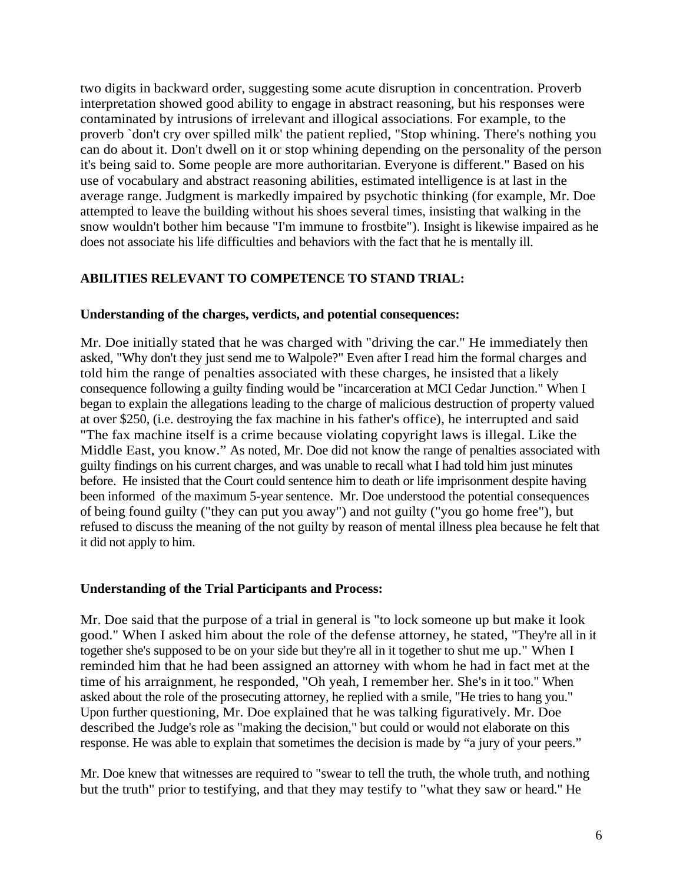two digits in backward order, suggesting some acute disruption in concentration. Proverb interpretation showed good ability to engage in abstract reasoning, but his responses were contaminated by intrusions of irrelevant and illogical associations. For example, to the proverb `don't cry over spilled milk' the patient replied, "Stop whining. There's nothing you can do about it. Don't dwell on it or stop whining depending on the personality of the person it's being said to. Some people are more authoritarian. Everyone is different." Based on his use of vocabulary and abstract reasoning abilities, estimated intelligence is at last in the average range. Judgment is markedly impaired by psychotic thinking (for example, Mr. Doe attempted to leave the building without his shoes several times, insisting that walking in the snow wouldn't bother him because "I'm immune to frostbite"). Insight is likewise impaired as he does not associate his life difficulties and behaviors with the fact that he is mentally ill.

**ABILITIES RELEVANT TO COMPETENCE TO STAND TRIAL:**

**Understanding of the charges, verdicts, and potential consequences:**

Mr. Doe initially stated that he was charged with "driving the car." He immediately then asked, "Why don't they just send me to Walpole?" Even after I read him the formal charges and told him the range of penalties associated with these charges, he insisted that a likely consequence following a guilty finding would be "incarceration at MCI Cedar Junction." When I began to explain the allegations leading to the charge of malicious destruction of property valued at over $250, (i.e. destroying the fax machine in his father's office), he interrupted and said "The fax machine itself is a crime because violating copyright laws is illegal. Like the Middle East, you know." As noted, Mr. Doe did not know the range of penalties associated with guilty findings on his current charges, and was unable to recall what I had told him just minutes before. He insisted that the Court could sentence him to death or life imprisonment despite having been informed of the maximum 5-year sentence. Mr. Doe understood the potential consequences of being found guilty ("they can put you away") and not guilty ("you go home free"), but refused to discuss the meaning of the not guilty by reason of mental illness plea because he felt that it did not apply to him.

**Understanding of the Trial Participants and Process:**

Mr. Doe said that the purpose of a trial in general is "to lock someone up but make it look good." When I asked him about the role of the defense attorney, he stated, "They're all in it together she's supposed to be on your side but they're all in it together to shut me up." When I reminded him that he had been assigned an attorney with whom he had in fact met at the time of his arraignment, he responded, "Oh yeah, I remember her. She's in it too." When asked about the role of the prosecuting attorney, he replied with a smile, "He tries to hang you." Upon further questioning, Mr. Doe explained that he was talking figuratively. Mr. Doe described the Judge's role as "making the decision," but could or would not elaborate on this response. He was able to explain that sometimes the decision is made by "a jury of your peers."

Mr. Doe knew that witnesses are required to "swear to tell the truth, the whole truth, and nothing but the truth" prior to testifying, and that they may testify to "what they saw or heard." He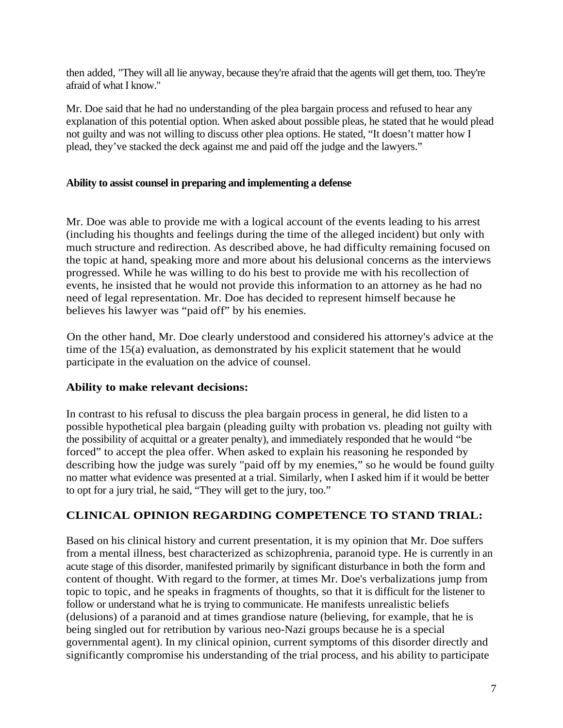then added, "They will all lie anyway, because they're afraid that the agents will get them, too. They're afraid of what I know."

Mr. Doe said that he had no understanding of the plea bargain process and refused to hear any explanation of this potential option. When asked about possible pleas, he stated that he would plead not guilty and was not willing to discuss other plea options. He stated, "It doesn't matter how I plead, they've stacked the deck against me and paid off the judge and the lawyers."

**Ability to assist counsel in preparing and implementing a defense**

Mr. Doe was able to provide me with a logical account of the events leading to his arrest (including his thoughts and feelings during the time of the alleged incident) but only with much structure and redirection. As described above, he had difficulty remaining focused on the topic at hand, speaking more and more about his delusional concerns as the interviews progressed. While he was willing to do his best to provide me with his recollection of events, he insisted that he would not provide this information to an attorney as he had no need of legal representation. Mr. Doe has decided to represent himself because he believes his lawyer was "paid off" by his enemies.

On the other hand, Mr. Doe clearly understood and considered his attorney's advice at the time of the 15(a) evaluation, as demonstrated by his explicit statement that he would participate in the evaluation on the advice of counsel.

**Ability to make relevant decisions:**

In contrast to his refusal to discuss the plea bargain process in general, he did listen to a possible hypothetical plea bargain (pleading guilty with probation vs. pleading not guilty with the possibility of acquittal or a greater penalty), and immediately responded that he would "be forced" to accept the plea offer. When asked to explain his reasoning he responded by describing how the judge was surely "paid off by my enemies," so he would be found guilty no matter what evidence was presented at a trial. Similarly, when I asked him if it would be better to opt for a jury trial, he said, "They will get to the jury, too."

## CLINICAL OPINION REGARDING COMPETENCE TO STAND TRIAL:

Based on his clinical history and current presentation, it is my opinion that Mr. Doe suffers from a mental illness, best characterized as schizophrenia, paranoid type. He is currently in an acute stage of this disorder, manifested primarily by significant disturbance in both the form and content of thought. With regard to the former, at times Mr. Doe's verbalizations jump from topic to topic, and he speaks in fragments of thoughts, so that it is difficult for the listener to follow or understand what he is trying to communicate. He manifests unrealistic beliefs (delusions) of a paranoid and at times grandiose nature (believing, for example, that he is being singled out for retribution by various neo-Nazi groups because he is a special governmental agent). In my clinical opinion, current symptoms of this disorder directly and significantly compromise his understanding of the trial process, and his ability to participate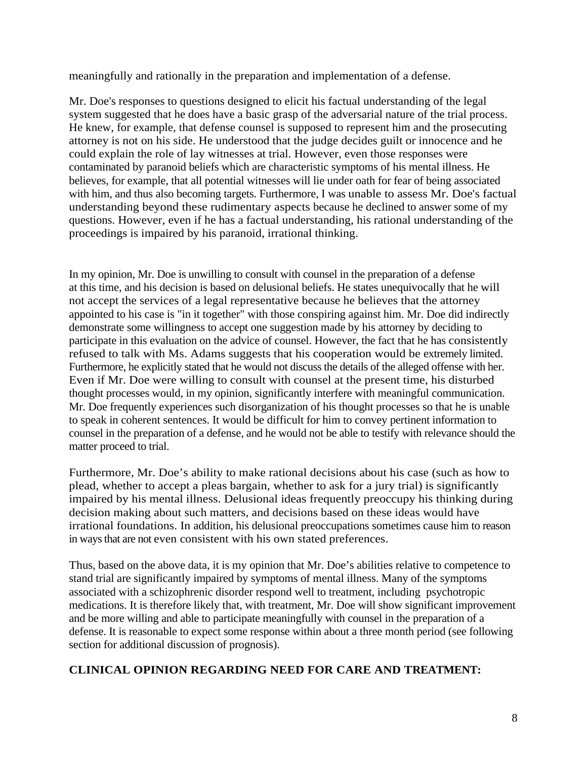meaningfully and rationally in the preparation and implementation of a defense.

Mr. Doe's responses to questions designed to elicit his factual understanding of the legal system suggested that he does have a basic grasp of the adversarial nature of the trial process. He knew, for example, that defense counsel is supposed to represent him and the prosecuting attorney is not on his side. He understood that the judge decides guilt or innocence and he could explain the role of lay witnesses at trial. However, even those responses were contaminated by paranoid beliefs which are characteristic symptoms of his mental illness. He believes, for example, that all potential witnesses will lie under oath for fear of being associated with him, and thus also becoming targets. Furthermore, I was unable to assess Mr. Doe's factual understanding beyond these rudimentary aspects because he declined to answer some of my questions. However, even if he has a factual understanding, his rational understanding of the proceedings is impaired by his paranoid, irrational thinking.

In my opinion, Mr. Doe is unwilling to consult with counsel in the preparation of a defense at this time, and his decision is based on delusional beliefs. He states unequivocally that he will not accept the services of a legal representative because he believes that the attorney appointed to his case is "in it together" with those conspiring against him. Mr. Doe did indirectly demonstrate some willingness to accept one suggestion made by his attorney by deciding to participate in this evaluation on the advice of counsel. However, the fact that he has consistently refused to talk with Ms. Adams suggests that his cooperation would be extremely limited. Furthermore, he explicitly stated that he would not discuss the details of the alleged offense with her. Even if Mr. Doe were willing to consult with counsel at the present time, his disturbed thought processes would, in my opinion, significantly interfere with meaningful communication. Mr. Doe frequently experiences such disorganization of his thought processes so that he is unable to speak in coherent sentences. It would be difficult for him to convey pertinent information to counsel in the preparation of a defense, and he would not be able to testify with relevance should the matter proceed to trial.

Furthermore, Mr. Doe’s ability to make rational decisions about his case (such as how to plead, whether to accept a pleas bargain, whether to ask for a jury trial) is significantly impaired by his mental illness. Delusional ideas frequently preoccupy his thinking during decision making about such matters, and decisions based on these ideas would have irrational foundations. In addition, his delusional preoccupations sometimes cause him to reason in ways that are not even consistent with his own stated preferences.

Thus, based on the above data, it is my opinion that Mr. Doe’s abilities relative to competence to stand trial are significantly impaired by symptoms of mental illness. Many of the symptoms associated with a schizophrenic disorder respond well to treatment, including psychotropic medications. It is therefore likely that, with treatment, Mr. Doe will show significant improvement and be more willing and able to participate meaningfully with counsel in the preparation of a defense. It is reasonable to expect some response within about a three month period (see following section for additional discussion of prognosis).

**CLINICAL OPINION REGARDING NEED FOR CARE AND TREATMENT:**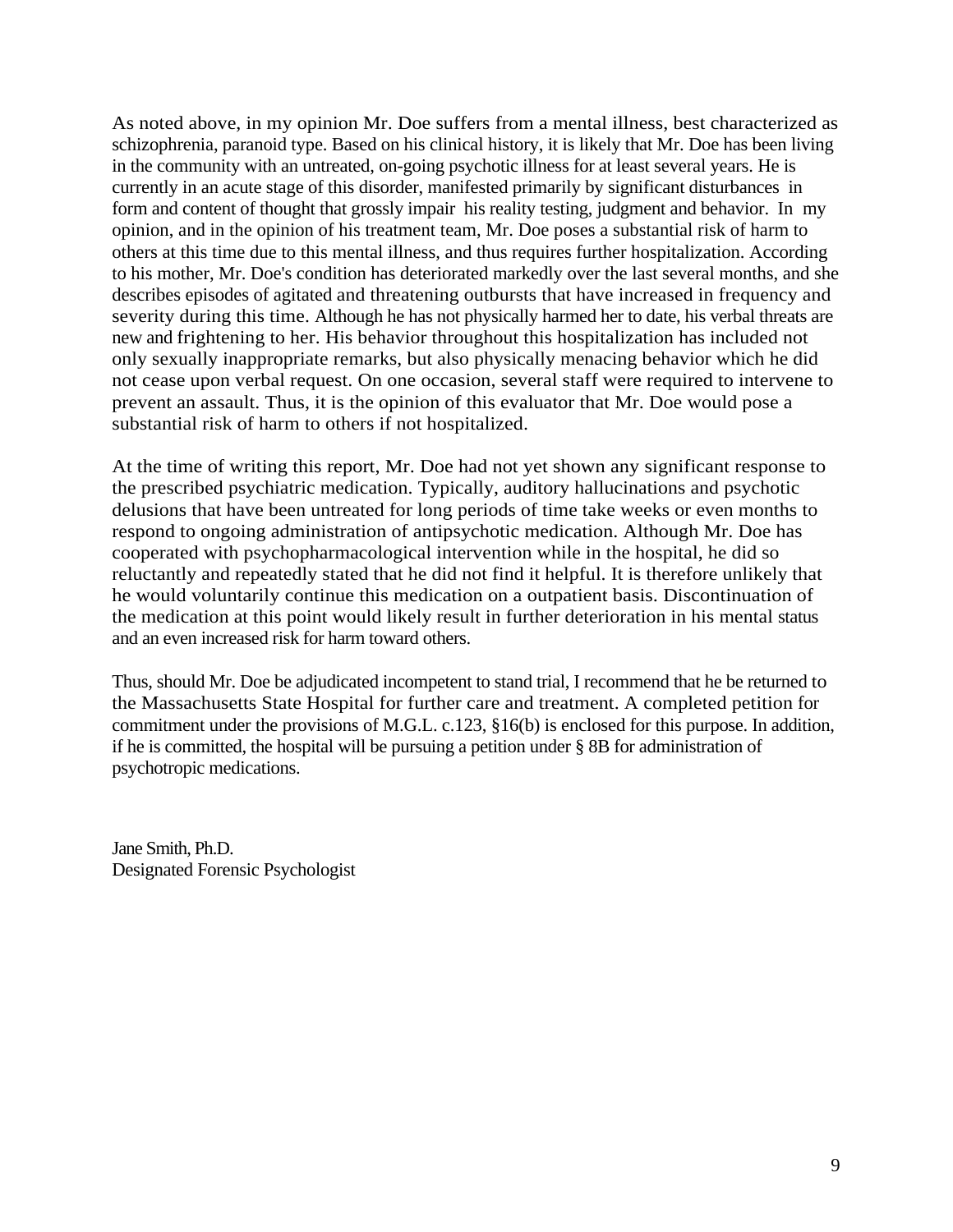As noted above, in my opinion Mr. Doe suffers from a mental illness, best characterized as schizophrenia, paranoid type. Based on his clinical history, it is likely that Mr. Doe has been living in the community with an untreated, on-going psychotic illness for at least several years. He is currently in an acute stage of this disorder, manifested primarily by significant disturbances in form and content of thought that grossly impair his reality testing, judgment and behavior. In my opinion, and in the opinion of his treatment team, Mr. Doe poses a substantial risk of harm to others at this time due to this mental illness, and thus requires further hospitalization. According to his mother, Mr. Doe's condition has deteriorated markedly over the last several months, and she describes episodes of agitated and threatening outbursts that have increased in frequency and severity during this time. Although he has not physically harmed her to date, his verbal threats are new and frightening to her. His behavior throughout this hospitalization has included not only sexually inappropriate remarks, but also physically menacing behavior which he did not cease upon verbal request. On one occasion, several staff were required to intervene to prevent an assault. Thus, it is the opinion of this evaluator that Mr. Doe would pose a substantial risk of harm to others if not hospitalized.

At the time of writing this report, Mr. Doe had not yet shown any significant response to the prescribed psychiatric medication. Typically, auditory hallucinations and psychotic delusions that have been untreated for long periods of time take weeks or even months to respond to ongoing administration of antipsychotic medication. Although Mr. Doe has cooperated with psychopharmacological intervention while in the hospital, he did so reluctantly and repeatedly stated that he did not find it helpful. It is therefore unlikely that he would voluntarily continue this medication on a outpatient basis. Discontinuation of the medication at this point would likely result in further deterioration in his mental status and an even increased risk for harm toward others.

Thus, should Mr. Doe be adjudicated incompetent to stand trial, I recommend that he be returned to the Massachusetts State Hospital for further care and treatment. A completed petition for commitment under the provisions of M.G.L. c.123, §16(b) is enclosed for this purpose. In addition, if he is committed, the hospital will be pursuing a petition under § 8B for administration of psychotropic medications.

Jane Smith, Ph.D.
Designated Forensic Psychologist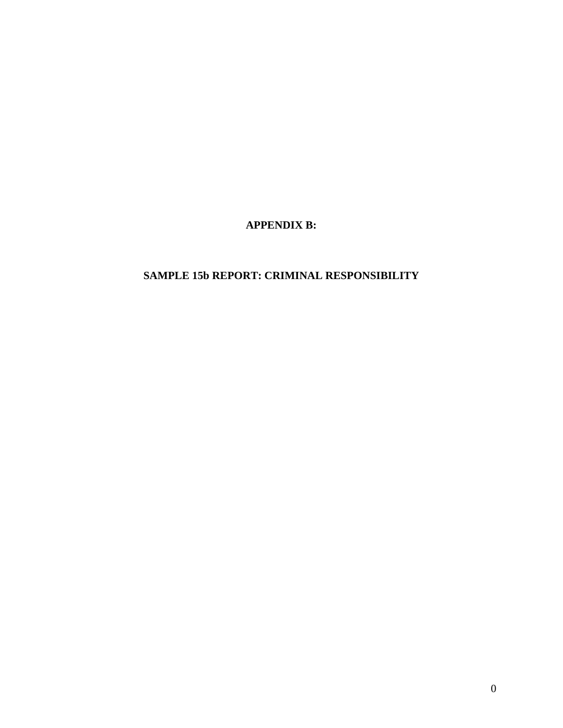# APPENDIX B:

## SAMPLE 15b REPORT: CRIMINAL RESPONSIBILITY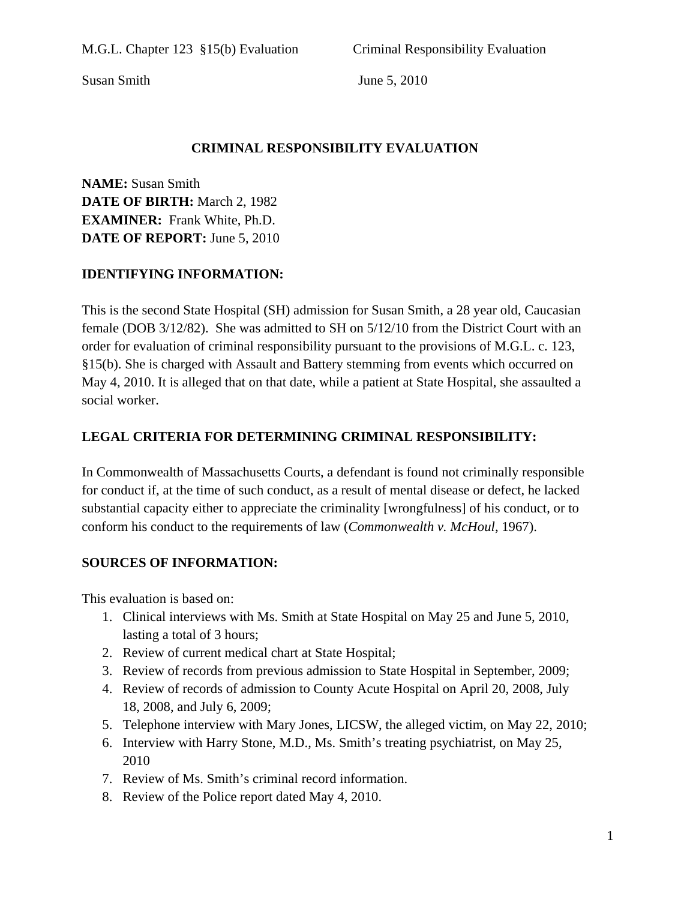# CRIMINAL RESPONSIBILITY EVALUATION

**NAME:** Susan Smith
**DATE OF BIRTH:** March 2, 1982
**EXAMINER:** Frank White, Ph.D.
**DATE OF REPORT:** June 5, 2010

## IDENTIFYING INFORMATION:

This is the second State Hospital (SH) admission for Susan Smith, a 28 year old, Caucasian female (DOB 3/12/82). She was admitted to SH on 5/12/10 from the District Court with an order for evaluation of criminal responsibility pursuant to the provisions of M.G.L. c. 123, §15(b). She is charged with Assault and Battery stemming from events which occurred on May 4, 2010. It is alleged that on that date, while a patient at State Hospital, she assaulted a social worker.

## LEGAL CRITERIA FOR DETERMINING CRIMINAL RESPONSIBILITY:

In Commonwealth of Massachusetts Courts, a defendant is found not criminally responsible for conduct if, at the time of such conduct, as a result of mental disease or defect, he lacked substantial capacity either to appreciate the criminality [wrongfulness] of his conduct, or to conform his conduct to the requirements of law (*Commonwealth v. McHoul*, 1967).

## SOURCES OF INFORMATION:

This evaluation is based on:

1. Clinical interviews with Ms. Smith at State Hospital on May 25 and June 5, 2010, lasting a total of 3 hours;
2. Review of current medical chart at State Hospital;
3. Review of records from previous admission to State Hospital in September, 2009;
4. Review of records of admission to County Acute Hospital on April 20, 2008, July 18, 2008, and July 6, 2009;
5. Telephone interview with Mary Jones, LICSW, the alleged victim, on May 22, 2010;
6. Interview with Harry Stone, M.D., Ms. Smith's treating psychiatrist, on May 25, 2010
7. Review of Ms. Smith's criminal record information.
8. Review of the Police report dated May 4, 2010.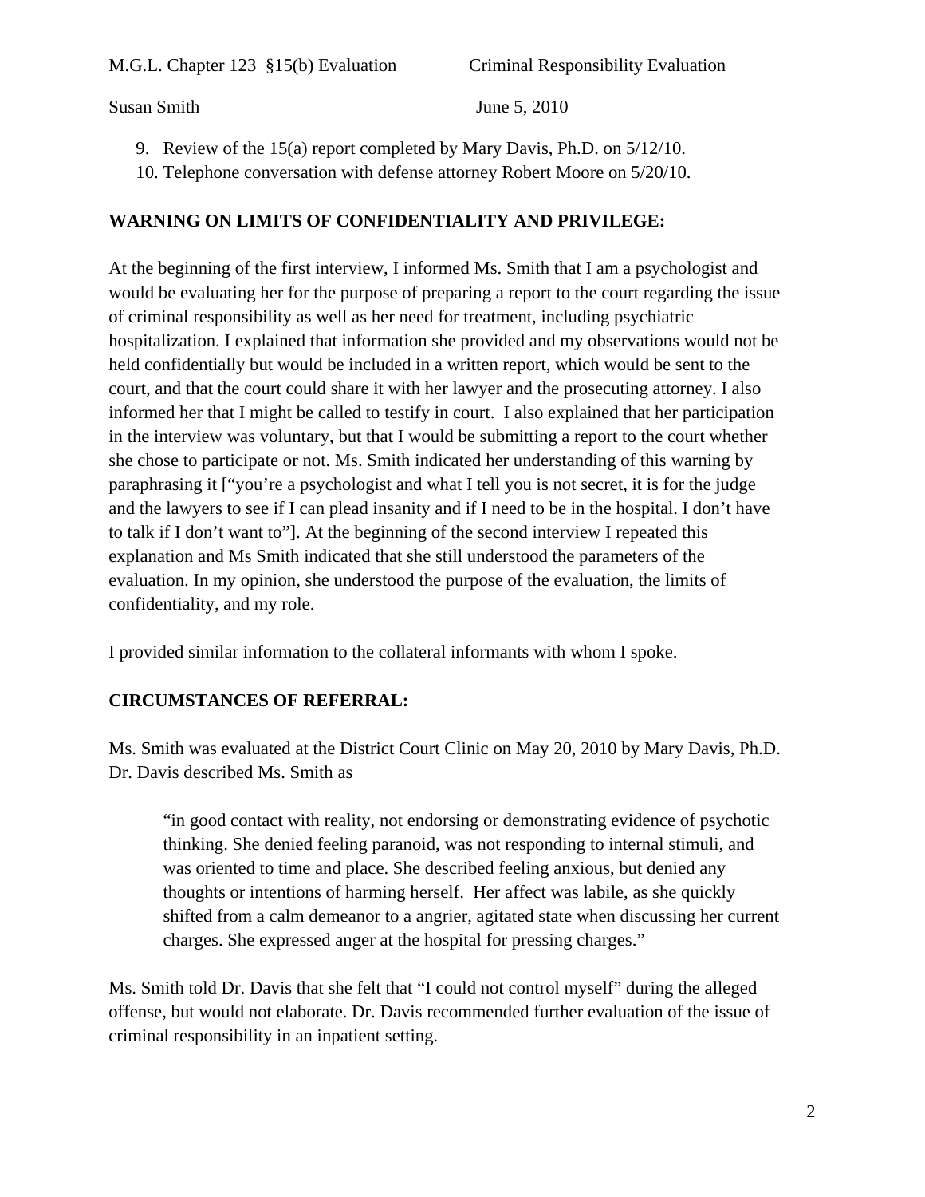9. Review of the 15(a) report completed by Mary Davis, Ph.D. on 5/12/10.
10. Telephone conversation with defense attorney Robert Moore on 5/20/10.

**WARNING ON LIMITS OF CONFIDENTIALITY AND PRIVILEGE:**

At the beginning of the first interview, I informed Ms. Smith that I am a psychologist and would be evaluating her for the purpose of preparing a report to the court regarding the issue of criminal responsibility as well as her need for treatment, including psychiatric hospitalization. I explained that information she provided and my observations would not be held confidentially but would be included in a written report, which would be sent to the court, and that the court could share it with her lawyer and the prosecuting attorney. I also informed her that I might be called to testify in court. I also explained that her participation in the interview was voluntary, but that I would be submitting a report to the court whether she chose to participate or not. Ms. Smith indicated her understanding of this warning by paraphrasing it ["you're a psychologist and what I tell you is not secret, it is for the judge and the lawyers to see if I can plead insanity and if I need to be in the hospital. I don't have to talk if I don't want to"]. At the beginning of the second interview I repeated this explanation and Ms Smith indicated that she still understood the parameters of the evaluation. In my opinion, she understood the purpose of the evaluation, the limits of confidentiality, and my role.

I provided similar information to the collateral informants with whom I spoke.

**CIRCUMSTANCES OF REFERRAL:**

Ms. Smith was evaluated at the District Court Clinic on May 20, 2010 by Mary Davis, Ph.D. Dr. Davis described Ms. Smith as

> "in good contact with reality, not endorsing or demonstrating evidence of psychotic thinking. She denied feeling paranoid, was not responding to internal stimuli, and was oriented to time and place. She described feeling anxious, but denied any thoughts or intentions of harming herself. Her affect was labile, as she quickly shifted from a calm demeanor to a angrier, agitated state when discussing her current charges. She expressed anger at the hospital for pressing charges."

Ms. Smith told Dr. Davis that she felt that "I could not control myself" during the alleged offense, but would not elaborate. Dr. Davis recommended further evaluation of the issue of criminal responsibility in an inpatient setting.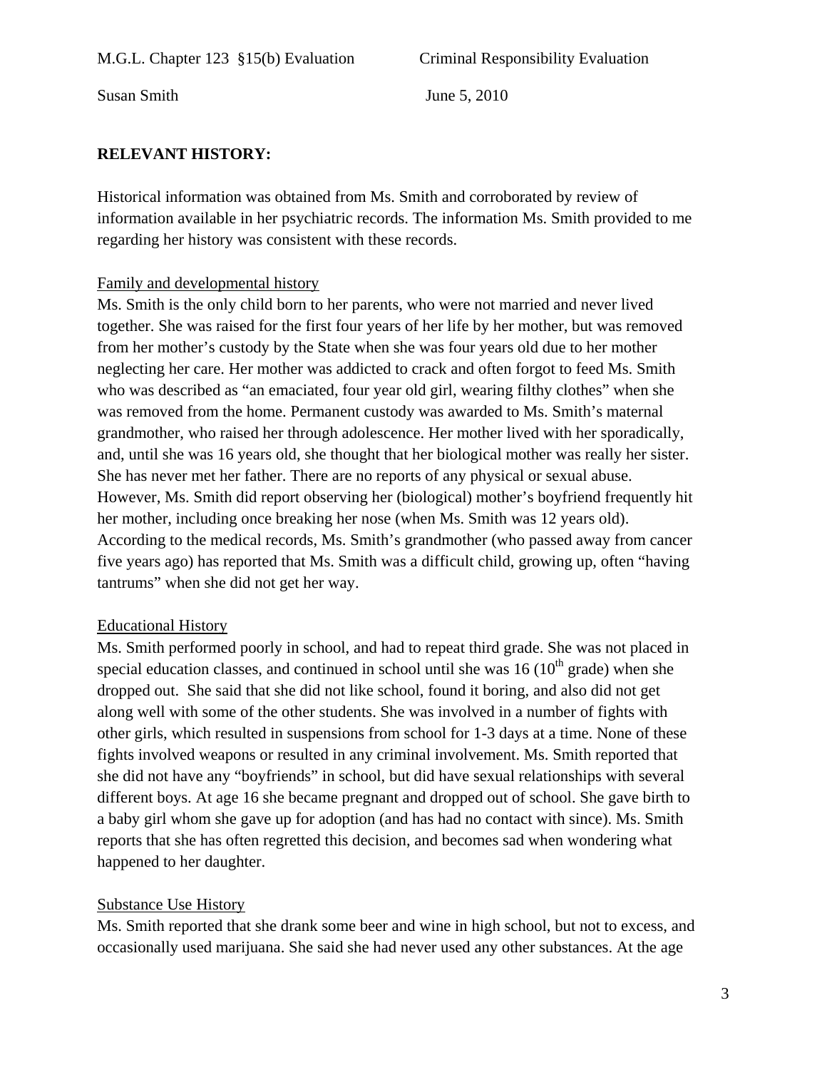## RELEVANT HISTORY:

Historical information was obtained from Ms. Smith and corroborated by review of information available in her psychiatric records. The information Ms. Smith provided to me regarding her history was consistent with these records.

### Family and developmental history

Ms. Smith is the only child born to her parents, who were not married and never lived together. She was raised for the first four years of her life by her mother, but was removed from her mother's custody by the State when she was four years old due to her mother neglecting her care. Her mother was addicted to crack and often forgot to feed Ms. Smith who was described as "an emaciated, four year old girl, wearing filthy clothes" when she was removed from the home. Permanent custody was awarded to Ms. Smith's maternal grandmother, who raised her through adolescence. Her mother lived with her sporadically, and, until she was 16 years old, she thought that her biological mother was really her sister. She has never met her father. There are no reports of any physical or sexual abuse. However, Ms. Smith did report observing her (biological) mother's boyfriend frequently hit her mother, including once breaking her nose (when Ms. Smith was 12 years old). According to the medical records, Ms. Smith's grandmother (who passed away from cancer five years ago) has reported that Ms. Smith was a difficult child, growing up, often "having tantrums" when she did not get her way.

### Educational History

Ms. Smith performed poorly in school, and had to repeat third grade. She was not placed in special education classes, and continued in school until she was 16 ($10^{th}$ grade) when she dropped out. She said that she did not like school, found it boring, and also did not get along well with some of the other students. She was involved in a number of fights with other girls, which resulted in suspensions from school for 1-3 days at a time. None of these fights involved weapons or resulted in any criminal involvement. Ms. Smith reported that she did not have any "boyfriends" in school, but did have sexual relationships with several different boys. At age 16 she became pregnant and dropped out of school. She gave birth to a baby girl whom she gave up for adoption (and has had no contact with since). Ms. Smith reports that she has often regretted this decision, and becomes sad when wondering what happened to her daughter.

### Substance Use History

Ms. Smith reported that she drank some beer and wine in high school, but not to excess, and occasionally used marijuana. She said she had never used any other substances. At the age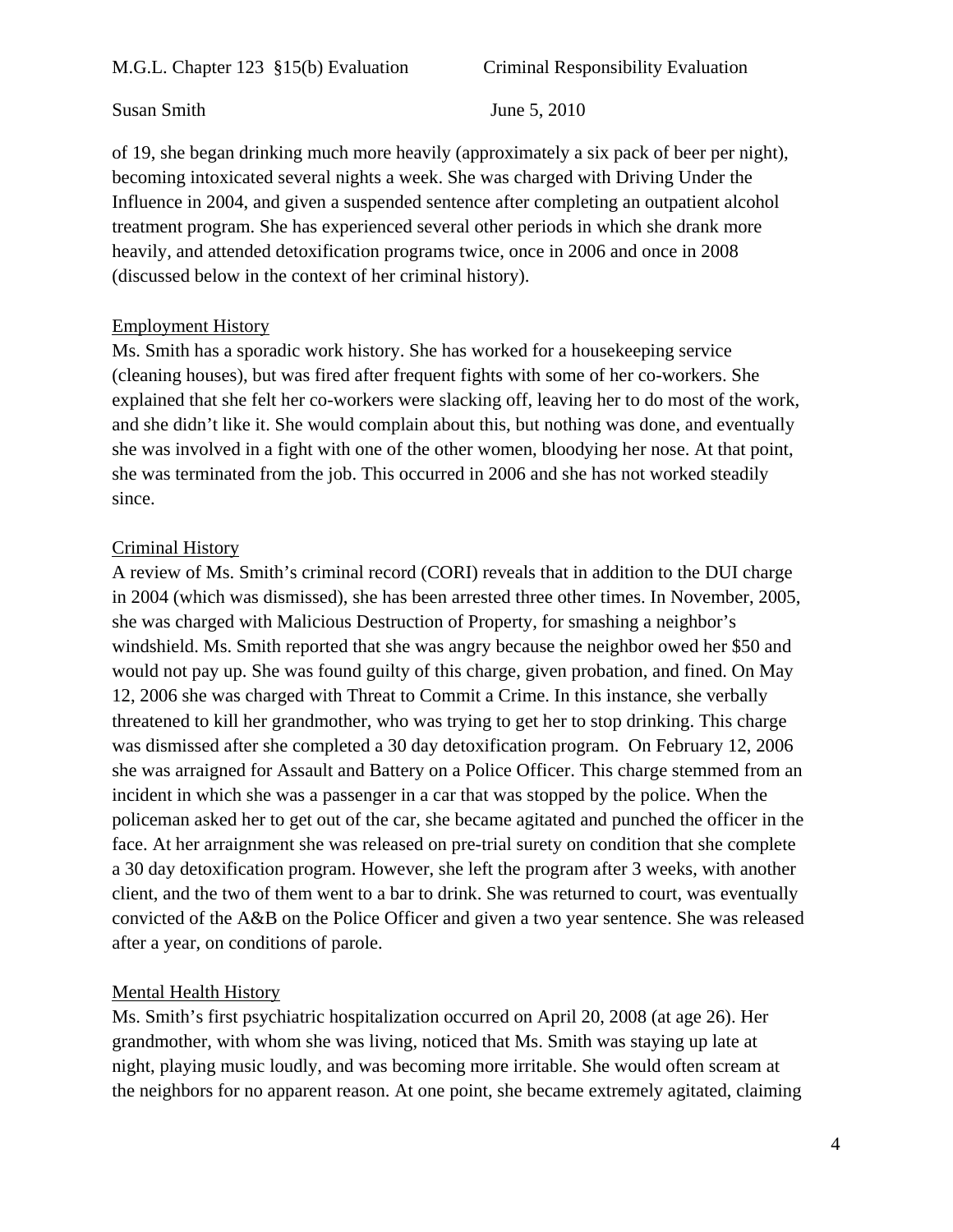of 19, she began drinking much more heavily (approximately a six pack of beer per night), becoming intoxicated several nights a week. She was charged with Driving Under the Influence in 2004, and given a suspended sentence after completing an outpatient alcohol treatment program. She has experienced several other periods in which she drank more heavily, and attended detoxification programs twice, once in 2006 and once in 2008 (discussed below in the context of her criminal history).

Employment History

Ms. Smith has a sporadic work history. She has worked for a housekeeping service (cleaning houses), but was fired after frequent fights with some of her co-workers. She explained that she felt her co-workers were slacking off, leaving her to do most of the work, and she didn't like it. She would complain about this, but nothing was done, and eventually she was involved in a fight with one of the other women, bloodying her nose. At that point, she was terminated from the job. This occurred in 2006 and she has not worked steadily since.

Criminal History

A review of Ms. Smith's criminal record (CORI) reveals that in addition to the DUI charge in 2004 (which was dismissed), she has been arrested three other times. In November, 2005, she was charged with Malicious Destruction of Property, for smashing a neighbor's windshield. Ms. Smith reported that she was angry because the neighbor owed her $50 and would not pay up. She was found guilty of this charge, given probation, and fined. On May 12, 2006 she was charged with Threat to Commit a Crime. In this instance, she verbally threatened to kill her grandmother, who was trying to get her to stop drinking. This charge was dismissed after she completed a 30 day detoxification program. On February 12, 2006 she was arraigned for Assault and Battery on a Police Officer. This charge stemmed from an incident in which she was a passenger in a car that was stopped by the police. When the policeman asked her to get out of the car, she became agitated and punched the officer in the face. At her arraignment she was released on pre-trial surety on condition that she complete a 30 day detoxification program. However, she left the program after 3 weeks, with another client, and the two of them went to a bar to drink. She was returned to court, was eventually convicted of the A&B on the Police Officer and given a two year sentence. She was released after a year, on conditions of parole.

Mental Health History

Ms. Smith's first psychiatric hospitalization occurred on April 20, 2008 (at age 26). Her grandmother, with whom she was living, noticed that Ms. Smith was staying up late at night, playing music loudly, and was becoming more irritable. She would often scream at the neighbors for no apparent reason. At one point, she became extremely agitated, claiming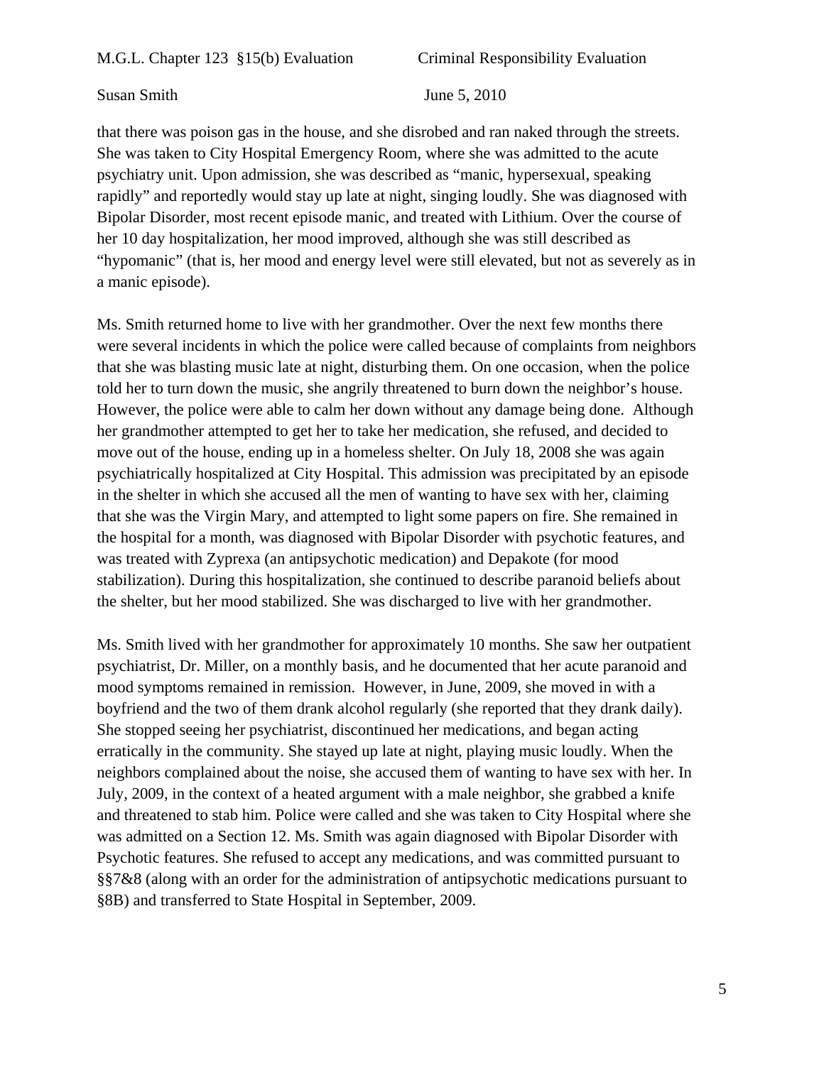that there was poison gas in the house, and she disrobed and ran naked through the streets. She was taken to City Hospital Emergency Room, where she was admitted to the acute psychiatry unit. Upon admission, she was described as "manic, hypersexual, speaking rapidly" and reportedly would stay up late at night, singing loudly. She was diagnosed with Bipolar Disorder, most recent episode manic, and treated with Lithium. Over the course of her 10 day hospitalization, her mood improved, although she was still described as "hypomanic" (that is, her mood and energy level were still elevated, but not as severely as in a manic episode).

Ms. Smith returned home to live with her grandmother. Over the next few months there were several incidents in which the police were called because of complaints from neighbors that she was blasting music late at night, disturbing them. On one occasion, when the police told her to turn down the music, she angrily threatened to burn down the neighbor's house. However, the police were able to calm her down without any damage being done. Although her grandmother attempted to get her to take her medication, she refused, and decided to move out of the house, ending up in a homeless shelter. On July 18, 2008 she was again psychiatrically hospitalized at City Hospital. This admission was precipitated by an episode in the shelter in which she accused all the men of wanting to have sex with her, claiming that she was the Virgin Mary, and attempted to light some papers on fire. She remained in the hospital for a month, was diagnosed with Bipolar Disorder with psychotic features, and was treated with Zyprexa (an antipsychotic medication) and Depakote (for mood stabilization). During this hospitalization, she continued to describe paranoid beliefs about the shelter, but her mood stabilized. She was discharged to live with her grandmother.

Ms. Smith lived with her grandmother for approximately 10 months. She saw her outpatient psychiatrist, Dr. Miller, on a monthly basis, and he documented that her acute paranoid and mood symptoms remained in remission. However, in June, 2009, she moved in with a boyfriend and the two of them drank alcohol regularly (she reported that they drank daily). She stopped seeing her psychiatrist, discontinued her medications, and began acting erratically in the community. She stayed up late at night, playing music loudly. When the neighbors complained about the noise, she accused them of wanting to have sex with her. In July, 2009, in the context of a heated argument with a male neighbor, she grabbed a knife and threatened to stab him. Police were called and she was taken to City Hospital where she was admitted on a Section 12. Ms. Smith was again diagnosed with Bipolar Disorder with Psychotic features. She refused to accept any medications, and was committed pursuant to §§7&8 (along with an order for the administration of antipsychotic medications pursuant to §8B) and transferred to State Hospital in September, 2009.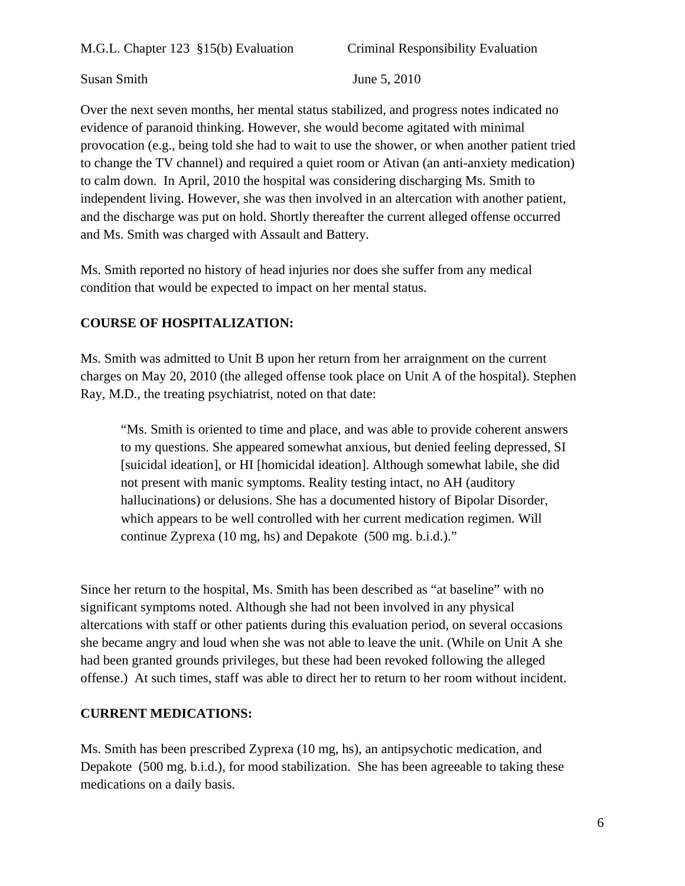Over the next seven months, her mental status stabilized, and progress notes indicated no evidence of paranoid thinking. However, she would become agitated with minimal provocation (e.g., being told she had to wait to use the shower, or when another patient tried to change the TV channel) and required a quiet room or Ativan (an anti-anxiety medication) to calm down. In April, 2010 the hospital was considering discharging Ms. Smith to independent living. However, she was then involved in an altercation with another patient, and the discharge was put on hold. Shortly thereafter the current alleged offense occurred and Ms. Smith was charged with Assault and Battery.

Ms. Smith reported no history of head injuries nor does she suffer from any medical condition that would be expected to impact on her mental status.

**COURSE OF HOSPITALIZATION:**

Ms. Smith was admitted to Unit B upon her return from her arraignment on the current charges on May 20, 2010 (the alleged offense took place on Unit A of the hospital). Stephen Ray, M.D., the treating psychiatrist, noted on that date:

> "Ms. Smith is oriented to time and place, and was able to provide coherent answers to my questions. She appeared somewhat anxious, but denied feeling depressed, SI [suicidal ideation], or HI [homicidal ideation]. Although somewhat labile, she did not present with manic symptoms. Reality testing intact, no AH (auditory hallucinations) or delusions. She has a documented history of Bipolar Disorder, which appears to be well controlled with her current medication regimen. Will continue Zyprexa (10 mg, hs) and Depakote (500 mg. b.i.d.)."

Since her return to the hospital, Ms. Smith has been described as "at baseline" with no significant symptoms noted. Although she had not been involved in any physical altercations with staff or other patients during this evaluation period, on several occasions she became angry and loud when she was not able to leave the unit. (While on Unit A she had been granted grounds privileges, but these had been revoked following the alleged offense.) At such times, staff was able to direct her to return to her room without incident.

**CURRENT MEDICATIONS:**

Ms. Smith has been prescribed Zyprexa (10 mg, hs), an antipsychotic medication, and Depakote (500 mg. b.i.d.), for mood stabilization. She has been agreeable to taking these medications on a daily basis.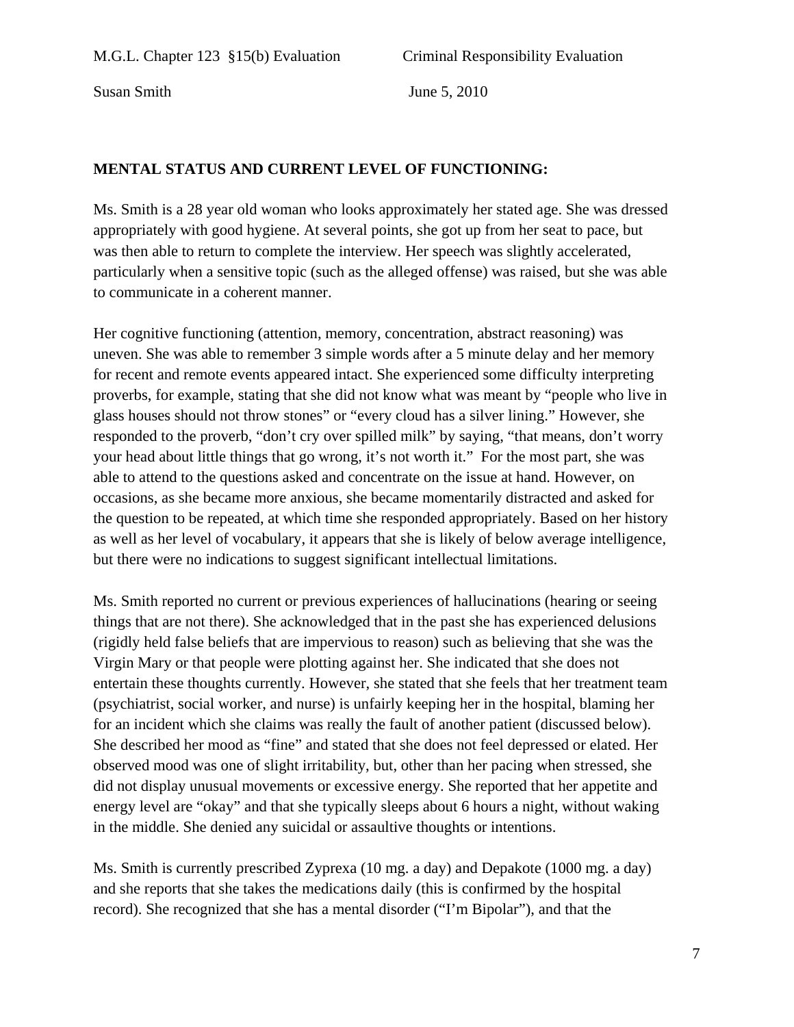**MENTAL STATUS AND CURRENT LEVEL OF FUNCTIONING:**

Ms. Smith is a 28 year old woman who looks approximately her stated age. She was dressed appropriately with good hygiene. At several points, she got up from her seat to pace, but was then able to return to complete the interview. Her speech was slightly accelerated, particularly when a sensitive topic (such as the alleged offense) was raised, but she was able to communicate in a coherent manner.

Her cognitive functioning (attention, memory, concentration, abstract reasoning) was uneven. She was able to remember 3 simple words after a 5 minute delay and her memory for recent and remote events appeared intact. She experienced some difficulty interpreting proverbs, for example, stating that she did not know what was meant by "people who live in glass houses should not throw stones" or "every cloud has a silver lining." However, she responded to the proverb, "don't cry over spilled milk" by saying, "that means, don't worry your head about little things that go wrong, it's not worth it." For the most part, she was able to attend to the questions asked and concentrate on the issue at hand. However, on occasions, as she became more anxious, she became momentarily distracted and asked for the question to be repeated, at which time she responded appropriately. Based on her history as well as her level of vocabulary, it appears that she is likely of below average intelligence, but there were no indications to suggest significant intellectual limitations.

Ms. Smith reported no current or previous experiences of hallucinations (hearing or seeing things that are not there). She acknowledged that in the past she has experienced delusions (rigidly held false beliefs that are impervious to reason) such as believing that she was the Virgin Mary or that people were plotting against her. She indicated that she does not entertain these thoughts currently. However, she stated that she feels that her treatment team (psychiatrist, social worker, and nurse) is unfairly keeping her in the hospital, blaming her for an incident which she claims was really the fault of another patient (discussed below). She described her mood as "fine" and stated that she does not feel depressed or elated. Her observed mood was one of slight irritability, but, other than her pacing when stressed, she did not display unusual movements or excessive energy. She reported that her appetite and energy level are "okay" and that she typically sleeps about 6 hours a night, without waking in the middle. She denied any suicidal or assaultive thoughts or intentions.

Ms. Smith is currently prescribed Zyprexa (10 mg. a day) and Depakote (1000 mg. a day) and she reports that she takes the medications daily (this is confirmed by the hospital record). She recognized that she has a mental disorder ("I'm Bipolar"), and that the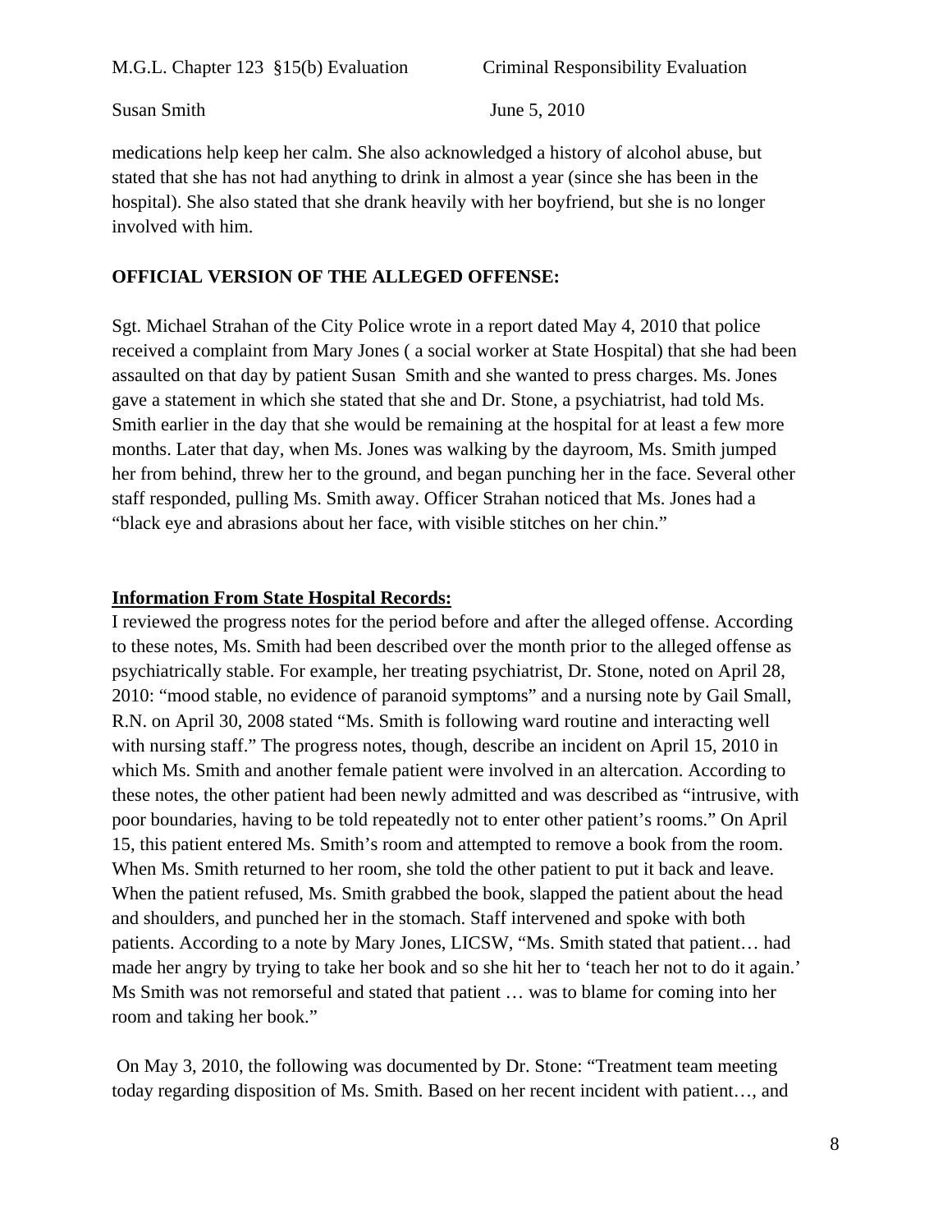medications help keep her calm. She also acknowledged a history of alcohol abuse, but stated that she has not had anything to drink in almost a year (since she has been in the hospital). She also stated that she drank heavily with her boyfriend, but she is no longer involved with him.

**OFFICIAL VERSION OF THE ALLEGED OFFENSE:**

Sgt. Michael Strahan of the City Police wrote in a report dated May 4, 2010 that police received a complaint from Mary Jones ( a social worker at State Hospital) that she had been assaulted on that day by patient Susan Smith and she wanted to press charges. Ms. Jones gave a statement in which she stated that she and Dr. Stone, a psychiatrist, had told Ms. Smith earlier in the day that she would be remaining at the hospital for at least a few more months. Later that day, when Ms. Jones was walking by the dayroom, Ms. Smith jumped her from behind, threw her to the ground, and began punching her in the face. Several other staff responded, pulling Ms. Smith away. Officer Strahan noticed that Ms. Jones had a "black eye and abrasions about her face, with visible stitches on her chin."

**Information From State Hospital Records:**

I reviewed the progress notes for the period before and after the alleged offense. According to these notes, Ms. Smith had been described over the month prior to the alleged offense as psychiatrically stable. For example, her treating psychiatrist, Dr. Stone, noted on April 28, 2010: "mood stable, no evidence of paranoid symptoms" and a nursing note by Gail Small, R.N. on April 30, 2008 stated "Ms. Smith is following ward routine and interacting well with nursing staff." The progress notes, though, describe an incident on April 15, 2010 in which Ms. Smith and another female patient were involved in an altercation. According to these notes, the other patient had been newly admitted and was described as "intrusive, with poor boundaries, having to be told repeatedly not to enter other patient's rooms." On April 15, this patient entered Ms. Smith's room and attempted to remove a book from the room. When Ms. Smith returned to her room, she told the other patient to put it back and leave. When the patient refused, Ms. Smith grabbed the book, slapped the patient about the head and shoulders, and punched her in the stomach. Staff intervened and spoke with both patients. According to a note by Mary Jones, LICSW, "Ms. Smith stated that patient… had made her angry by trying to take her book and so she hit her to 'teach her not to do it again.' Ms Smith was not remorseful and stated that patient … was to blame for coming into her room and taking her book."

On May 3, 2010, the following was documented by Dr. Stone: "Treatment team meeting today regarding disposition of Ms. Smith. Based on her recent incident with patient…, and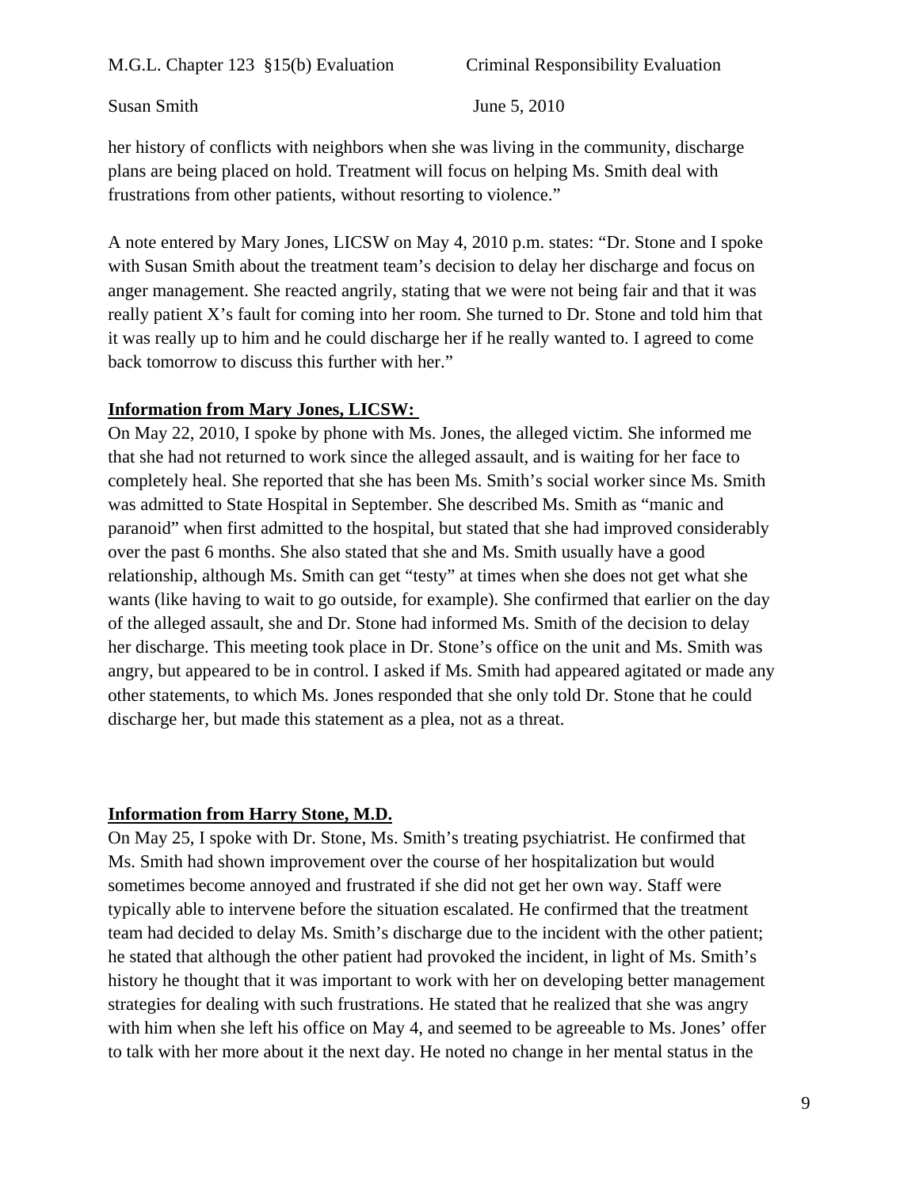her history of conflicts with neighbors when she was living in the community, discharge plans are being placed on hold. Treatment will focus on helping Ms. Smith deal with frustrations from other patients, without resorting to violence."

A note entered by Mary Jones, LICSW on May 4, 2010 p.m. states: "Dr. Stone and I spoke with Susan Smith about the treatment team's decision to delay her discharge and focus on anger management. She reacted angrily, stating that we were not being fair and that it was really patient X's fault for coming into her room. She turned to Dr. Stone and told him that it was really up to him and he could discharge her if he really wanted to. I agreed to come back tomorrow to discuss this further with her."

**Information from Mary Jones, LICSW:**

On May 22, 2010, I spoke by phone with Ms. Jones, the alleged victim. She informed me that she had not returned to work since the alleged assault, and is waiting for her face to completely heal. She reported that she has been Ms. Smith's social worker since Ms. Smith was admitted to State Hospital in September. She described Ms. Smith as "manic and paranoid" when first admitted to the hospital, but stated that she had improved considerably over the past 6 months. She also stated that she and Ms. Smith usually have a good relationship, although Ms. Smith can get "testy" at times when she does not get what she wants (like having to wait to go outside, for example). She confirmed that earlier on the day of the alleged assault, she and Dr. Stone had informed Ms. Smith of the decision to delay her discharge. This meeting took place in Dr. Stone's office on the unit and Ms. Smith was angry, but appeared to be in control. I asked if Ms. Smith had appeared agitated or made any other statements, to which Ms. Jones responded that she only told Dr. Stone that he could discharge her, but made this statement as a plea, not as a threat.

**Information from Harry Stone, M.D.**

On May 25, I spoke with Dr. Stone, Ms. Smith's treating psychiatrist. He confirmed that Ms. Smith had shown improvement over the course of her hospitalization but would sometimes become annoyed and frustrated if she did not get her own way. Staff were typically able to intervene before the situation escalated. He confirmed that the treatment team had decided to delay Ms. Smith's discharge due to the incident with the other patient; he stated that although the other patient had provoked the incident, in light of Ms. Smith's history he thought that it was important to work with her on developing better management strategies for dealing with such frustrations. He stated that he realized that she was angry with him when she left his office on May 4, and seemed to be agreeable to Ms. Jones' offer to talk with her more about it the next day. He noted no change in her mental status in the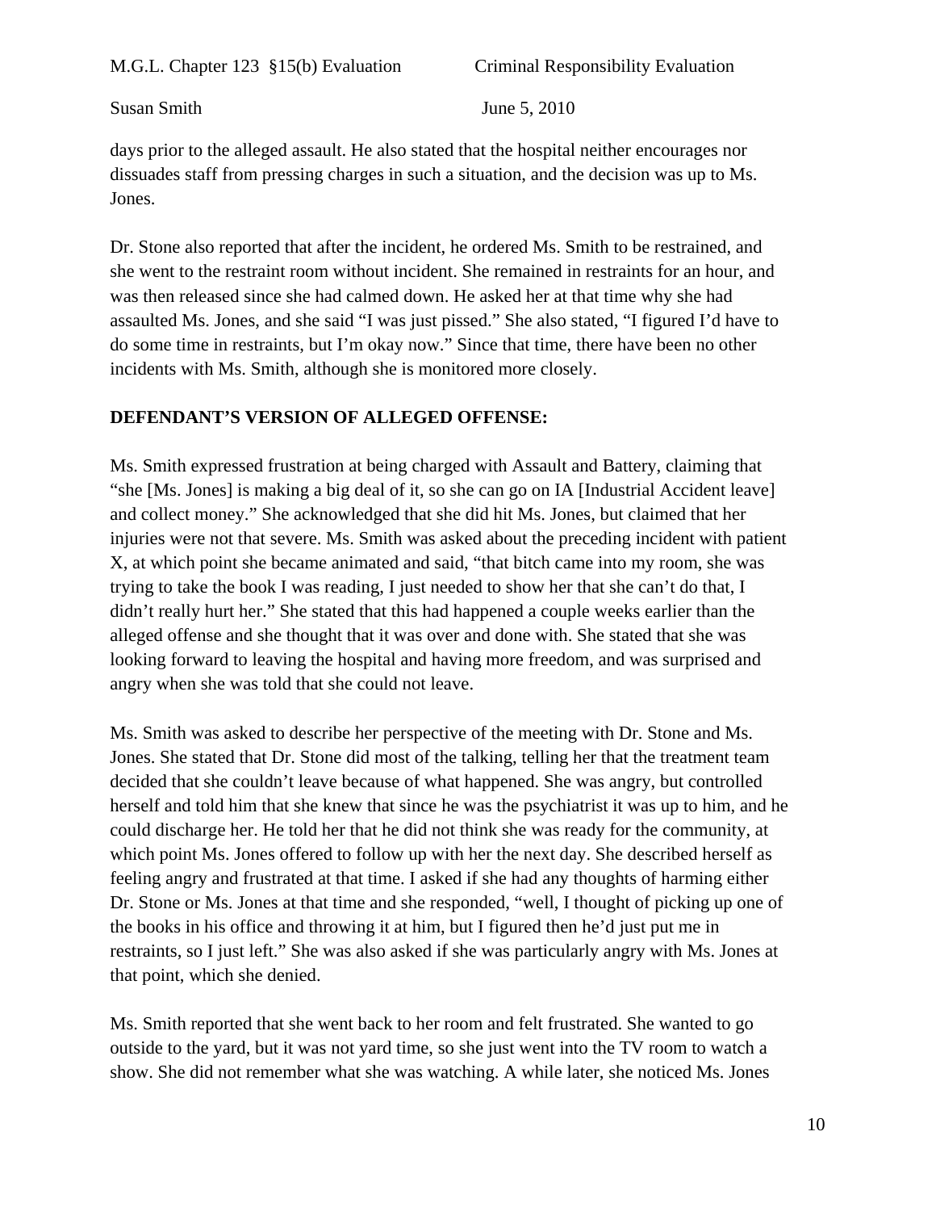days prior to the alleged assault. He also stated that the hospital neither encourages nor dissuades staff from pressing charges in such a situation, and the decision was up to Ms. Jones.

Dr. Stone also reported that after the incident, he ordered Ms. Smith to be restrained, and she went to the restraint room without incident. She remained in restraints for an hour, and was then released since she had calmed down. He asked her at that time why she had assaulted Ms. Jones, and she said "I was just pissed." She also stated, "I figured I'd have to do some time in restraints, but I'm okay now." Since that time, there have been no other incidents with Ms. Smith, although she is monitored more closely.

**DEFENDANT'S VERSION OF ALLEGED OFFENSE:**

Ms. Smith expressed frustration at being charged with Assault and Battery, claiming that "she [Ms. Jones] is making a big deal of it, so she can go on IA [Industrial Accident leave] and collect money." She acknowledged that she did hit Ms. Jones, but claimed that her injuries were not that severe. Ms. Smith was asked about the preceding incident with patient X, at which point she became animated and said, "that bitch came into my room, she was trying to take the book I was reading, I just needed to show her that she can't do that, I didn't really hurt her." She stated that this had happened a couple weeks earlier than the alleged offense and she thought that it was over and done with. She stated that she was looking forward to leaving the hospital and having more freedom, and was surprised and angry when she was told that she could not leave.

Ms. Smith was asked to describe her perspective of the meeting with Dr. Stone and Ms. Jones. She stated that Dr. Stone did most of the talking, telling her that the treatment team decided that she couldn't leave because of what happened. She was angry, but controlled herself and told him that she knew that since he was the psychiatrist it was up to him, and he could discharge her. He told her that he did not think she was ready for the community, at which point Ms. Jones offered to follow up with her the next day. She described herself as feeling angry and frustrated at that time. I asked if she had any thoughts of harming either Dr. Stone or Ms. Jones at that time and she responded, "well, I thought of picking up one of the books in his office and throwing it at him, but I figured then he'd just put me in restraints, so I just left." She was also asked if she was particularly angry with Ms. Jones at that point, which she denied.

Ms. Smith reported that she went back to her room and felt frustrated. She wanted to go outside to the yard, but it was not yard time, so she just went into the TV room to watch a show. She did not remember what she was watching. A while later, she noticed Ms. Jones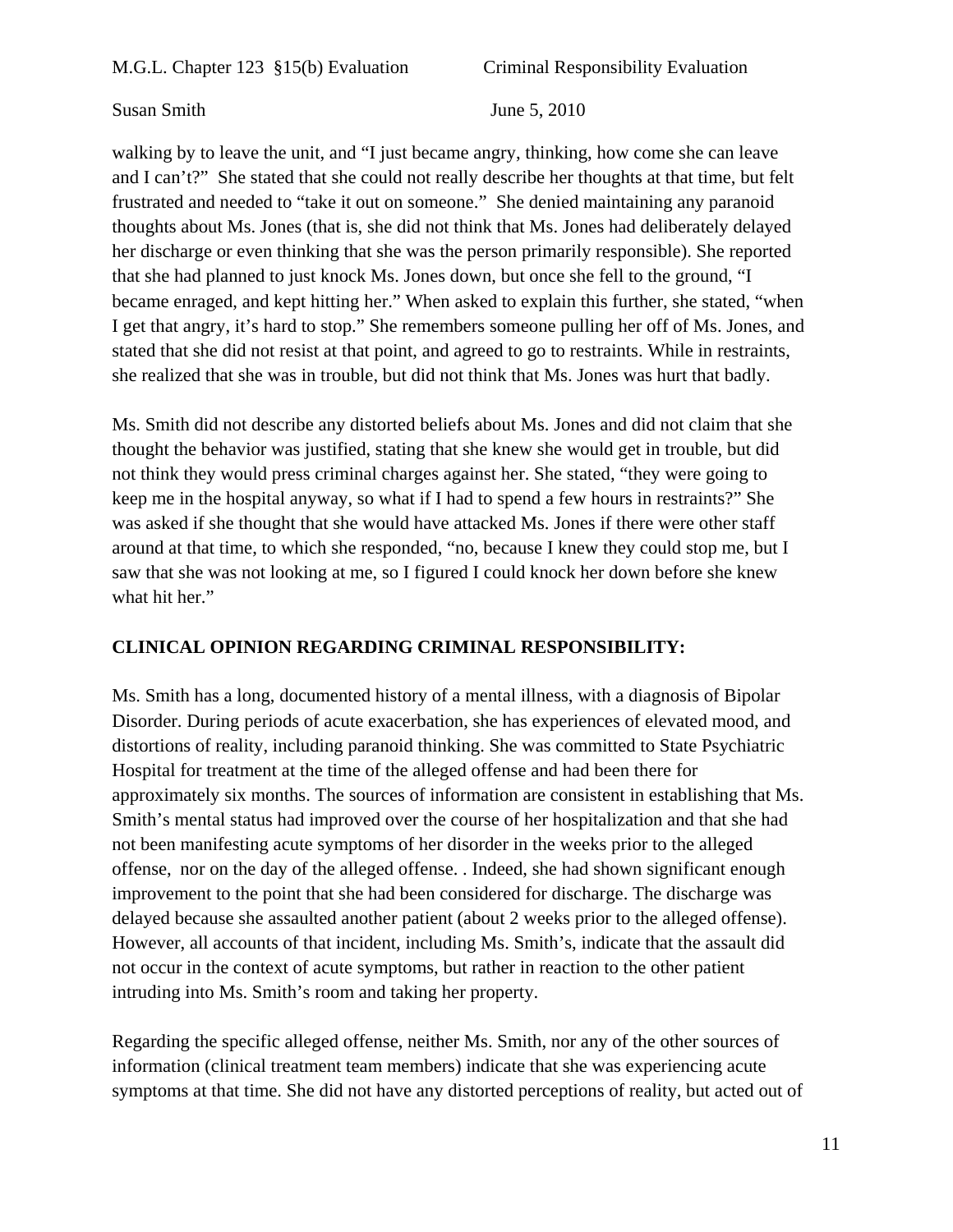walking by to leave the unit, and "I just became angry, thinking, how come she can leave and I can't?" She stated that she could not really describe her thoughts at that time, but felt frustrated and needed to "take it out on someone." She denied maintaining any paranoid thoughts about Ms. Jones (that is, she did not think that Ms. Jones had deliberately delayed her discharge or even thinking that she was the person primarily responsible). She reported that she had planned to just knock Ms. Jones down, but once she fell to the ground, "I became enraged, and kept hitting her." When asked to explain this further, she stated, "when I get that angry, it's hard to stop." She remembers someone pulling her off of Ms. Jones, and stated that she did not resist at that point, and agreed to go to restraints. While in restraints, she realized that she was in trouble, but did not think that Ms. Jones was hurt that badly.

Ms. Smith did not describe any distorted beliefs about Ms. Jones and did not claim that she thought the behavior was justified, stating that she knew she would get in trouble, but did not think they would press criminal charges against her. She stated, "they were going to keep me in the hospital anyway, so what if I had to spend a few hours in restraints?" She was asked if she thought that she would have attacked Ms. Jones if there were other staff around at that time, to which she responded, "no, because I knew they could stop me, but I saw that she was not looking at me, so I figured I could knock her down before she knew what hit her."

**CLINICAL OPINION REGARDING CRIMINAL RESPONSIBILITY:**

Ms. Smith has a long, documented history of a mental illness, with a diagnosis of Bipolar Disorder. During periods of acute exacerbation, she has experiences of elevated mood, and distortions of reality, including paranoid thinking. She was committed to State Psychiatric Hospital for treatment at the time of the alleged offense and had been there for approximately six months. The sources of information are consistent in establishing that Ms. Smith's mental status had improved over the course of her hospitalization and that she had not been manifesting acute symptoms of her disorder in the weeks prior to the alleged offense, nor on the day of the alleged offense. . Indeed, she had shown significant enough improvement to the point that she had been considered for discharge. The discharge was delayed because she assaulted another patient (about 2 weeks prior to the alleged offense). However, all accounts of that incident, including Ms. Smith's, indicate that the assault did not occur in the context of acute symptoms, but rather in reaction to the other patient intruding into Ms. Smith's room and taking her property.

Regarding the specific alleged offense, neither Ms. Smith, nor any of the other sources of information (clinical treatment team members) indicate that she was experiencing acute symptoms at that time. She did not have any distorted perceptions of reality, but acted out of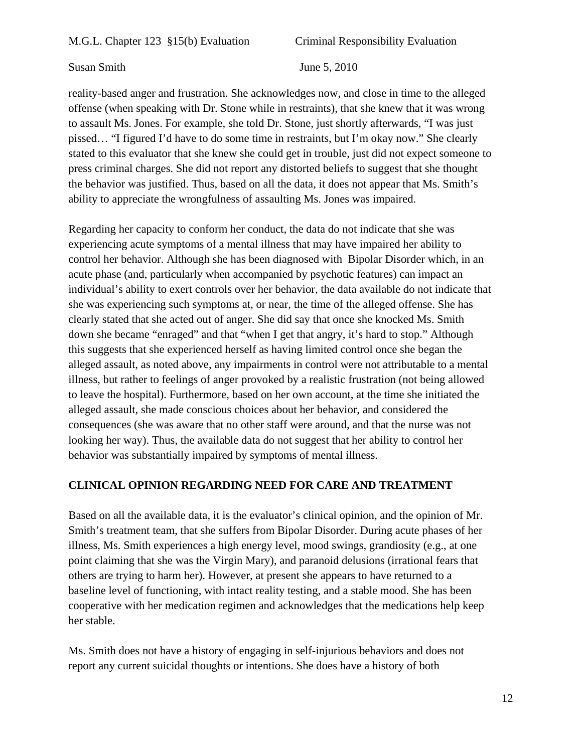reality-based anger and frustration. She acknowledges now, and close in time to the alleged offense (when speaking with Dr. Stone while in restraints), that she knew that it was wrong to assault Ms. Jones. For example, she told Dr. Stone, just shortly afterwards, "I was just pissed… "I figured I'd have to do some time in restraints, but I'm okay now." She clearly stated to this evaluator that she knew she could get in trouble, just did not expect someone to press criminal charges. She did not report any distorted beliefs to suggest that she thought the behavior was justified. Thus, based on all the data, it does not appear that Ms. Smith's ability to appreciate the wrongfulness of assaulting Ms. Jones was impaired.

Regarding her capacity to conform her conduct, the data do not indicate that she was experiencing acute symptoms of a mental illness that may have impaired her ability to control her behavior. Although she has been diagnosed with Bipolar Disorder which, in an acute phase (and, particularly when accompanied by psychotic features) can impact an individual's ability to exert controls over her behavior, the data available do not indicate that she was experiencing such symptoms at, or near, the time of the alleged offense. She has clearly stated that she acted out of anger. She did say that once she knocked Ms. Smith down she became "enraged" and that "when I get that angry, it's hard to stop." Although this suggests that she experienced herself as having limited control once she began the alleged assault, as noted above, any impairments in control were not attributable to a mental illness, but rather to feelings of anger provoked by a realistic frustration (not being allowed to leave the hospital). Furthermore, based on her own account, at the time she initiated the alleged assault, she made conscious choices about her behavior, and considered the consequences (she was aware that no other staff were around, and that the nurse was not looking her way). Thus, the available data do not suggest that her ability to control her behavior was substantially impaired by symptoms of mental illness.

## CLINICAL OPINION REGARDING NEED FOR CARE AND TREATMENT

Based on all the available data, it is the evaluator's clinical opinion, and the opinion of Mr. Smith's treatment team, that she suffers from Bipolar Disorder. During acute phases of her illness, Ms. Smith experiences a high energy level, mood swings, grandiosity (e.g., at one point claiming that she was the Virgin Mary), and paranoid delusions (irrational fears that others are trying to harm her). However, at present she appears to have returned to a baseline level of functioning, with intact reality testing, and a stable mood. She has been cooperative with her medication regimen and acknowledges that the medications help keep her stable.

Ms. Smith does not have a history of engaging in self-injurious behaviors and does not report any current suicidal thoughts or intentions. She does have a history of both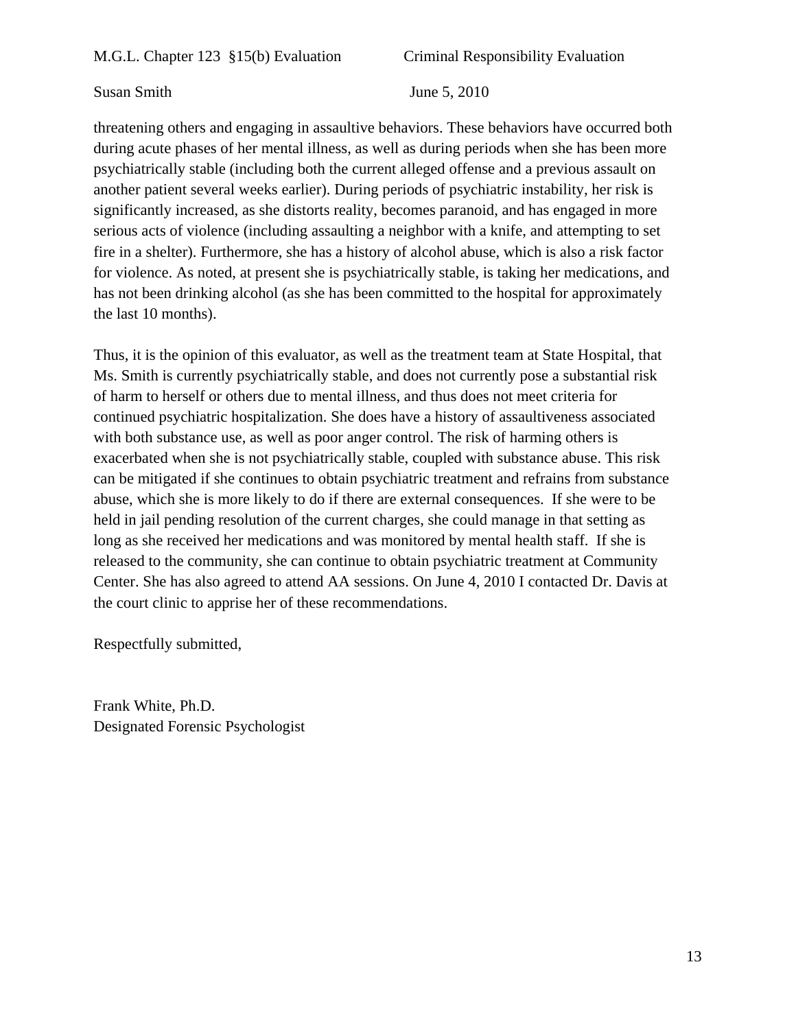threatening others and engaging in assaultive behaviors. These behaviors have occurred both during acute phases of her mental illness, as well as during periods when she has been more psychiatrically stable (including both the current alleged offense and a previous assault on another patient several weeks earlier). During periods of psychiatric instability, her risk is significantly increased, as she distorts reality, becomes paranoid, and has engaged in more serious acts of violence (including assaulting a neighbor with a knife, and attempting to set fire in a shelter). Furthermore, she has a history of alcohol abuse, which is also a risk factor for violence. As noted, at present she is psychiatrically stable, is taking her medications, and has not been drinking alcohol (as she has been committed to the hospital for approximately the last 10 months).

Thus, it is the opinion of this evaluator, as well as the treatment team at State Hospital, that Ms. Smith is currently psychiatrically stable, and does not currently pose a substantial risk of harm to herself or others due to mental illness, and thus does not meet criteria for continued psychiatric hospitalization. She does have a history of assaultiveness associated with both substance use, as well as poor anger control. The risk of harming others is exacerbated when she is not psychiatrically stable, coupled with substance abuse. This risk can be mitigated if she continues to obtain psychiatric treatment and refrains from substance abuse, which she is more likely to do if there are external consequences. If she were to be held in jail pending resolution of the current charges, she could manage in that setting as long as she received her medications and was monitored by mental health staff. If she is released to the community, she can continue to obtain psychiatric treatment at Community Center. She has also agreed to attend AA sessions. On June 4, 2010 I contacted Dr. Davis at the court clinic to apprise her of these recommendations.

Respectfully submitted,

Frank White, Ph.D.
Designated Forensic Psychologist